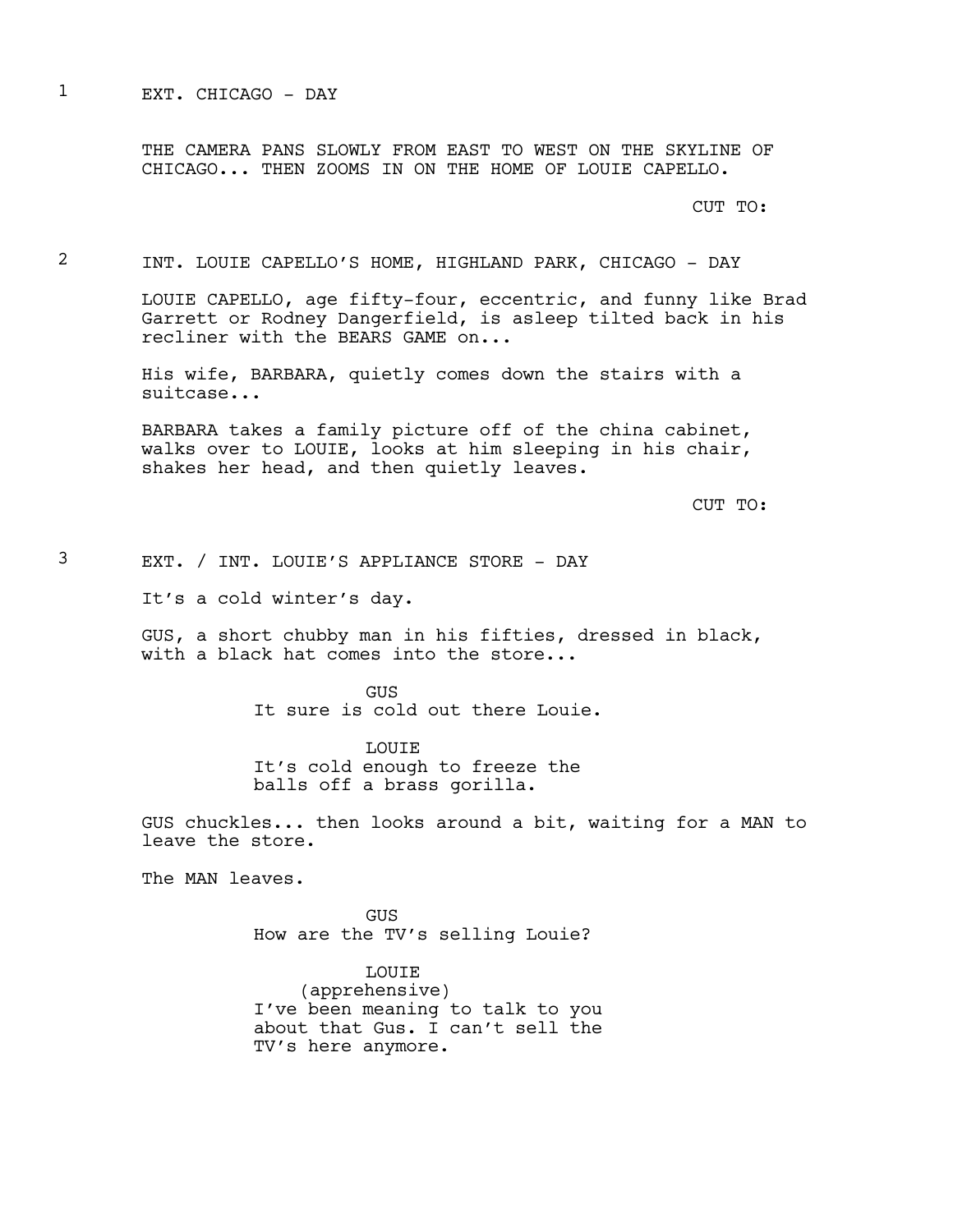1 EXT. CHICAGO - DAY

THE CAMERA PANS SLOWLY FROM EAST TO WEST ON THE SKYLINE OF CHICAGO... THEN ZOOMS IN ON THE HOME OF LOUIE CAPELLO.

CUT TO:

2 INT. LOUIE CAPELLO'S HOME, HIGHLAND PARK, CHICAGO - DAY

LOUIE CAPELLO, age fifty-four, eccentric, and funny like Brad Garrett or Rodney Dangerfield, is asleep tilted back in his recliner with the BEARS GAME on...

His wife, BARBARA, quietly comes down the stairs with a suitcase...

BARBARA takes a family picture off of the china cabinet, walks over to LOUIE, looks at him sleeping in his chair, shakes her head, and then quietly leaves.

CUT TO:

3 EXT. / INT. LOUIE'S APPLIANCE STORE - DAY

It's a cold winter's day.

GUS, a short chubby man in his fifties, dressed in black, with a black hat comes into the store...

GUS
It sure is cold out there Louie.

LOUIE
It's cold enough to freeze the balls off a brass gorilla.

GUS chuckles... then looks around a bit, waiting for a MAN to leave the store.

The MAN leaves.

GUS
How are the TV's selling Louie?

LOUIE
(apprehensive)
I've been meaning to talk to you about that Gus. I can't sell the TV's here anymore.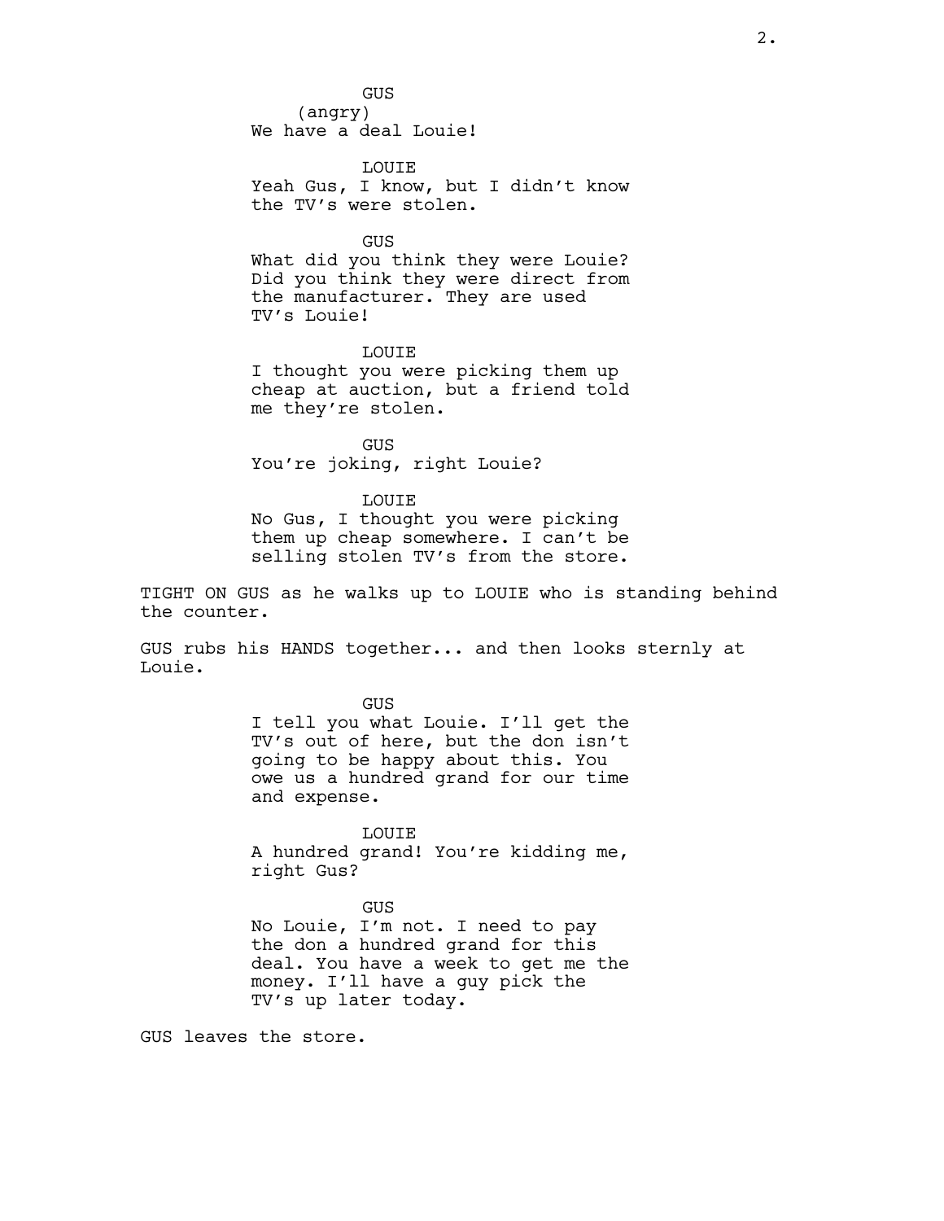GUS
(angry)
We have a deal Louie!

LOUIE
Yeah Gus, I know, but I didn't know the TV's were stolen.

GUS
What did you think they were Louie? Did you think they were direct from the manufacturer. They are used TV's Louie!

LOUIE
I thought you were picking them up cheap at auction, but a friend told me they're stolen.

GUS
You're joking, right Louie?

LOUIE
No Gus, I thought you were picking them up cheap somewhere. I can't be selling stolen TV's from the store.

TIGHT ON GUS as he walks up to LOUIE who is standing behind the counter.

GUS rubs his HANDS together... and then looks sternly at Louie.

GUS
I tell you what Louie. I'll get the TV's out of here, but the don isn't going to be happy about this. You owe us a hundred grand for our time and expense.

LOUIE
A hundred grand! You're kidding me, right Gus?

GUS
No Louie, I'm not. I need to pay the don a hundred grand for this deal. You have a week to get me the money. I'll have a guy pick the TV's up later today.

GUS leaves the store.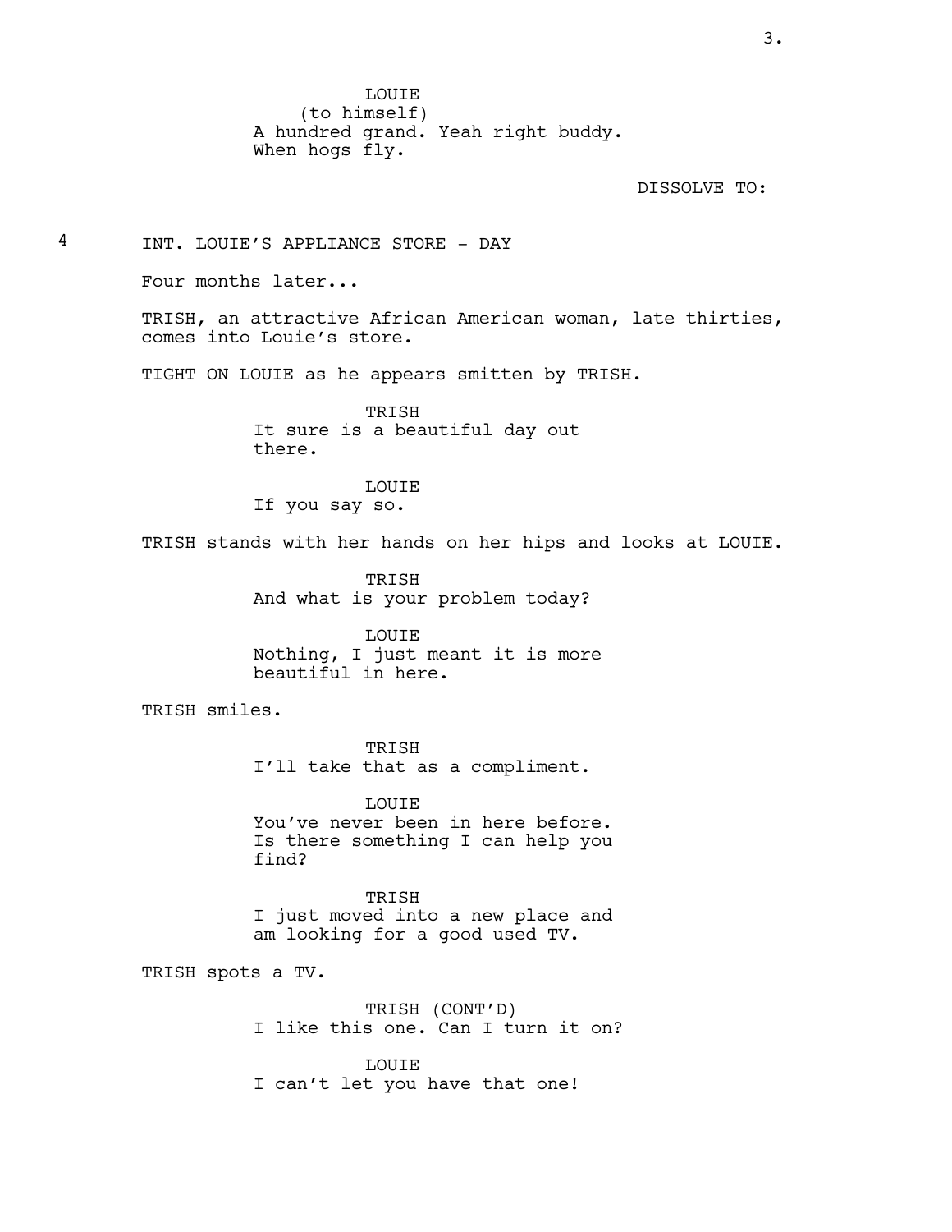LOUIE
(to himself)
A hundred grand. Yeah right buddy. When hogs fly.

DISSOLVE TO:

4 INT. LOUIE'S APPLIANCE STORE - DAY

Four months later...

TRISH, an attractive African American woman, late thirties, comes into Louie's store.

TIGHT ON LOUIE as he appears smitten by TRISH.

TRISH
It sure is a beautiful day out there.

LOUIE
If you say so.

TRISH stands with her hands on her hips and looks at LOUIE.

TRISH
And what is your problem today?

LOUIE
Nothing, I just meant it is more beautiful in here.

TRISH smiles.

TRISH
I'll take that as a compliment.

LOUIE
You've never been in here before. Is there something I can help you find?

TRISH
I just moved into a new place and am looking for a good used TV.

TRISH spots a TV.

TRISH (CONT'D)
I like this one. Can I turn it on?

LOUIE
I can't let you have that one!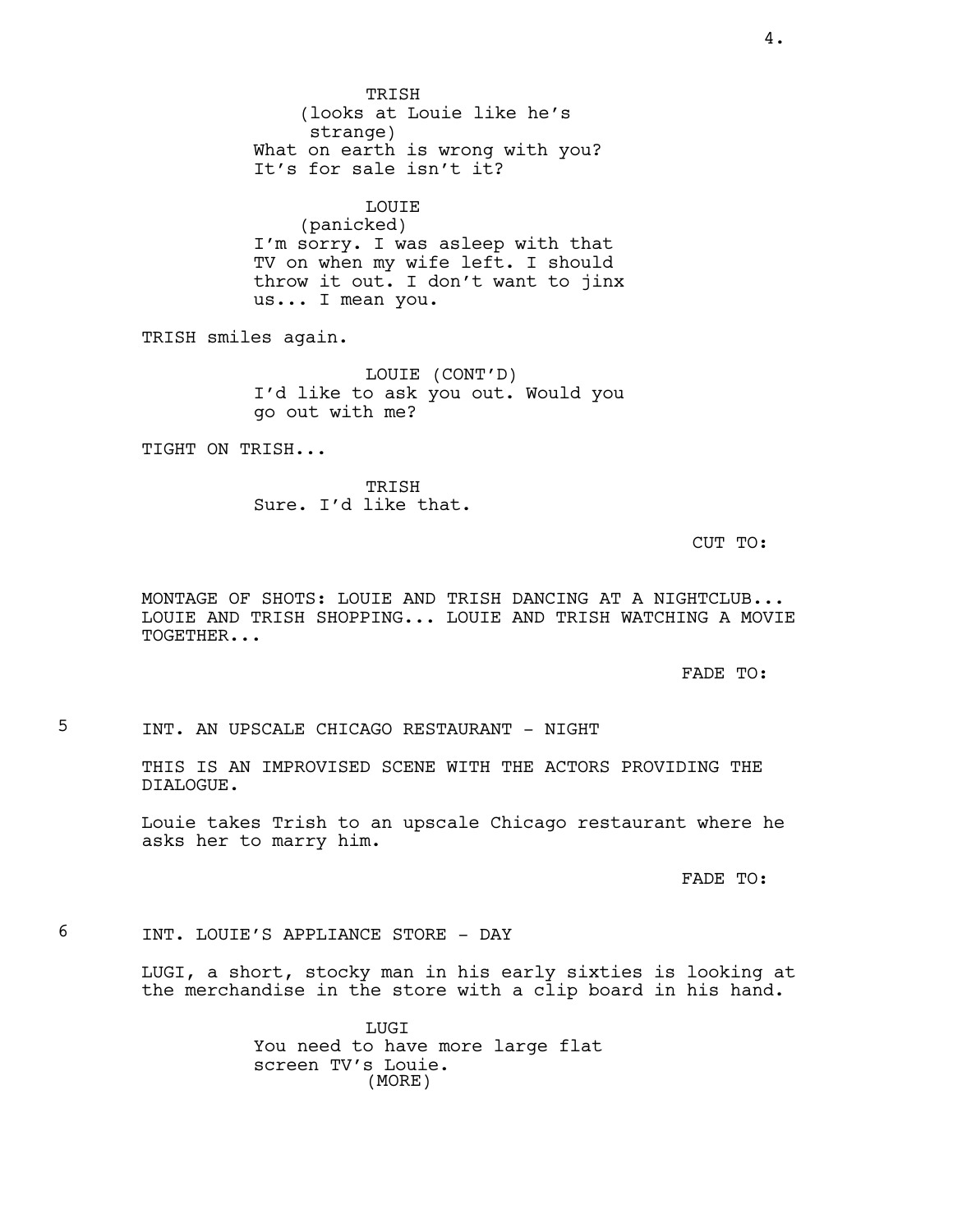TRISH
(looks at Louie like he's strange)
What on earth is wrong with you? It's for sale isn't it?

LOUIE
(panicked)
I'm sorry. I was asleep with that TV on when my wife left. I should throw it out. I don't want to jinx us... I mean you.

TRISH smiles again.

LOUIE (CONT'D)
I'd like to ask you out. Would you go out with me?

TIGHT ON TRISH...

TRISH
Sure. I'd like that.

CUT TO:

MONTAGE OF SHOTS: LOUIE AND TRISH DANCING AT A NIGHTCLUB... LOUIE AND TRISH SHOPPING... LOUIE AND TRISH WATCHING A MOVIE TOGETHER...

FADE TO:

5 INT. AN UPSCALE CHICAGO RESTAURANT - NIGHT

THIS IS AN IMPROVISED SCENE WITH THE ACTORS PROVIDING THE DIALOGUE.

Louie takes Trish to an upscale Chicago restaurant where he asks her to marry him.

FADE TO:

6 INT. LOUIE'S APPLIANCE STORE - DAY

LUGI, a short, stocky man in his early sixties is looking at the merchandise in the store with a clip board in his hand.

LUGI
You need to have more large flat screen TV's Louie.
(MORE)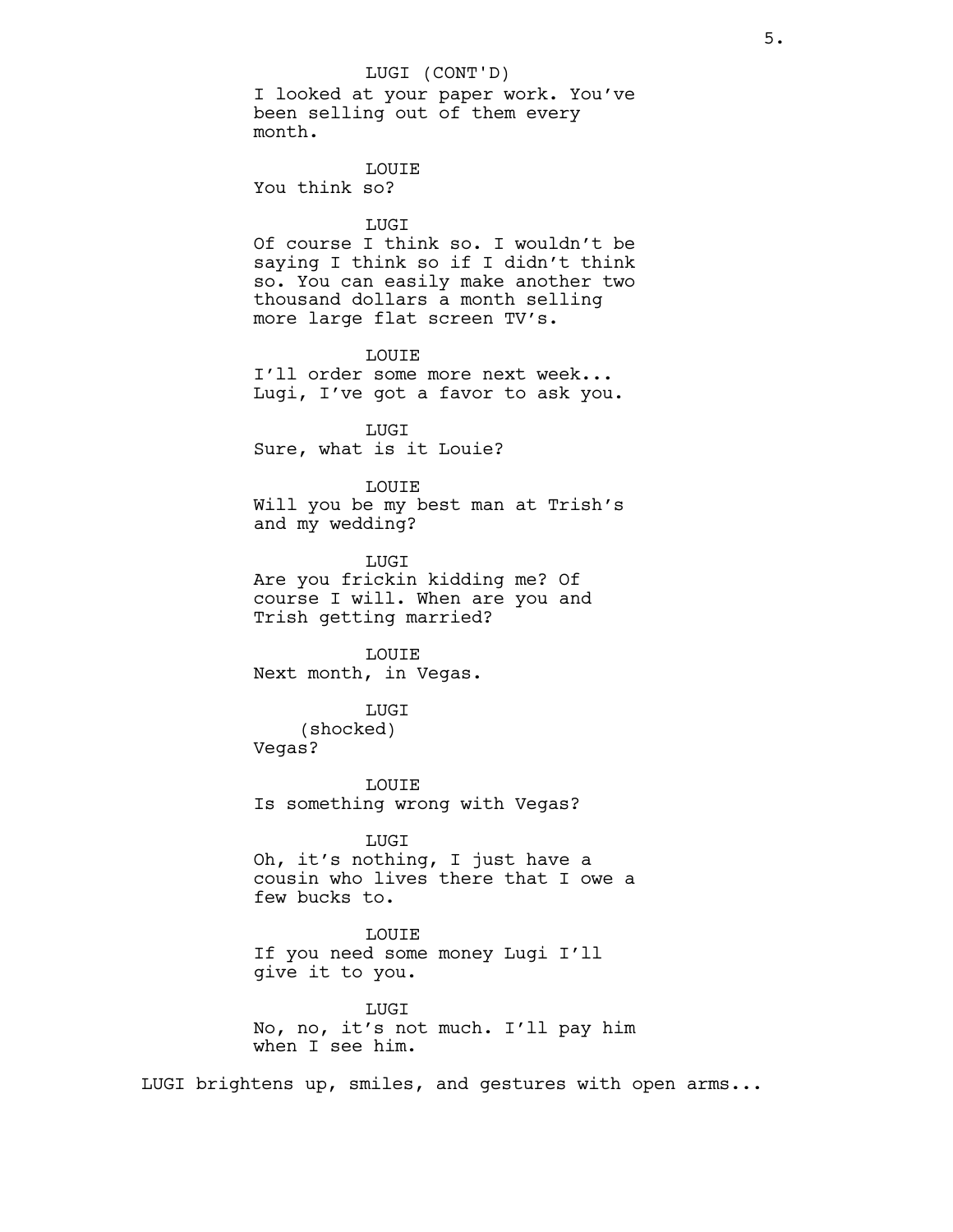LUGI (CONT'D)
I looked at your paper work. You've been selling out of them every month.

LOUIE
You think so?

LUGI
Of course I think so. I wouldn't be saying I think so if I didn't think so. You can easily make another two thousand dollars a month selling more large flat screen TV's.

LOUIE
I'll order some more next week... Lugi, I've got a favor to ask you.

LUGI
Sure, what is it Louie?

LOUIE
Will you be my best man at Trish's and my wedding?

LUGI
Are you frickin kidding me? Of course I will. When are you and Trish getting married?

LOUIE
Next month, in Vegas.

LUGI
(shocked)
Vegas?

LOUIE
Is something wrong with Vegas?

LUGI
Oh, it's nothing, I just have a cousin who lives there that I owe a few bucks to.

LOUIE
If you need some money Lugi I'll give it to you.

LUGI
No, no, it's not much. I'll pay him when I see him.

LUGI brightens up, smiles, and gestures with open arms...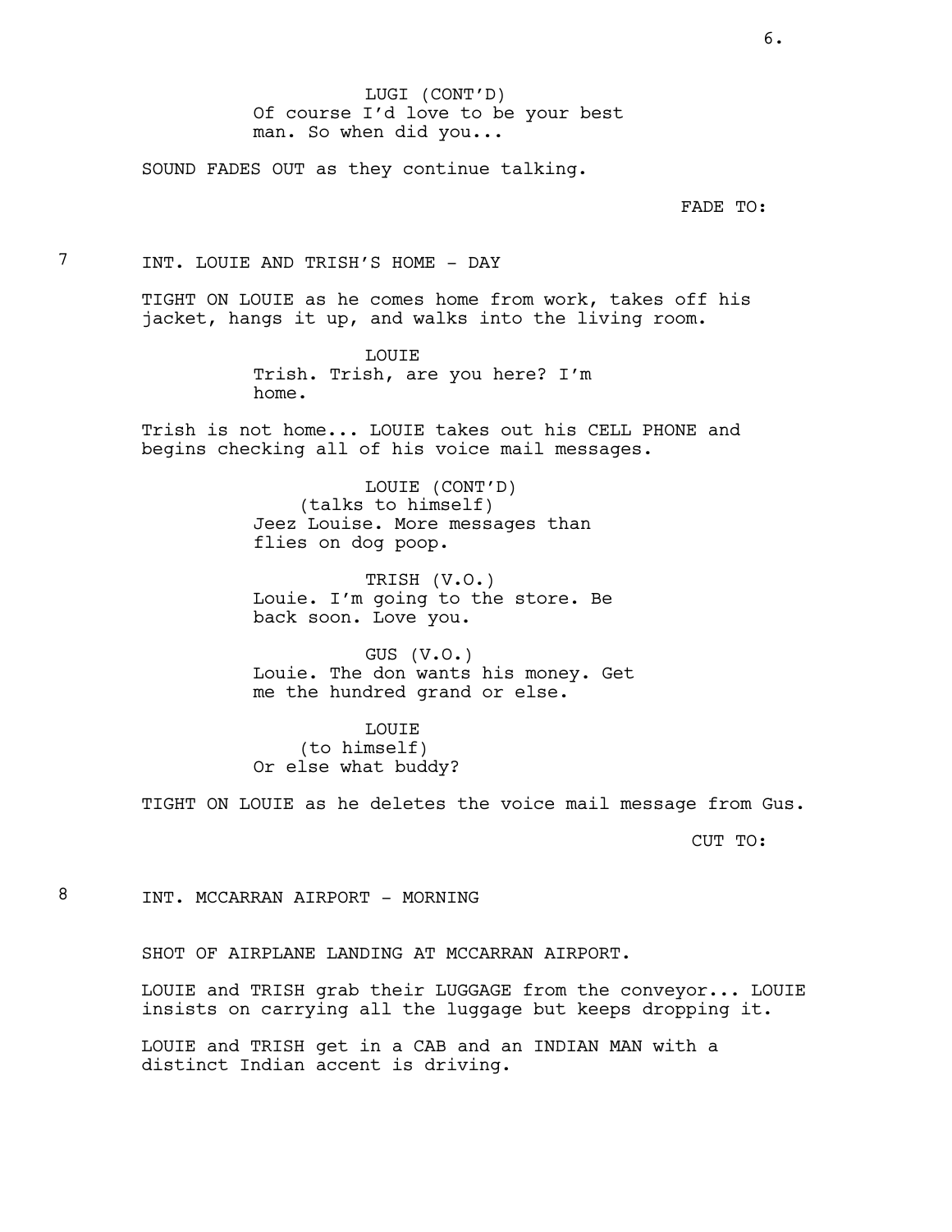LUGI (CONT'D)
Of course I'd love to be your best man. So when did you...

SOUND FADES OUT as they continue talking.

FADE TO:

7 INT. LOUIE AND TRISH'S HOME - DAY

TIGHT ON LOUIE as he comes home from work, takes off his jacket, hangs it up, and walks into the living room.

LOUIE
Trish. Trish, are you here? I'm home.

Trish is not home... LOUIE takes out his CELL PHONE and begins checking all of his voice mail messages.

LOUIE (CONT'D)
(talks to himself)
Jeez Louise. More messages than flies on dog poop.

TRISH (V.O.)
Louie. I'm going to the store. Be back soon. Love you.

GUS (V.O.)
Louie. The don wants his money. Get me the hundred grand or else.

LOUIE
(to himself)
Or else what buddy?

TIGHT ON LOUIE as he deletes the voice mail message from Gus.

CUT TO:

8 INT. MCCARRAN AIRPORT - MORNING

SHOT OF AIRPLANE LANDING AT MCCARRAN AIRPORT.

LOUIE and TRISH grab their LUGGAGE from the conveyor... LOUIE insists on carrying all the luggage but keeps dropping it.

LOUIE and TRISH get in a CAB and an INDIAN MAN with a distinct Indian accent is driving.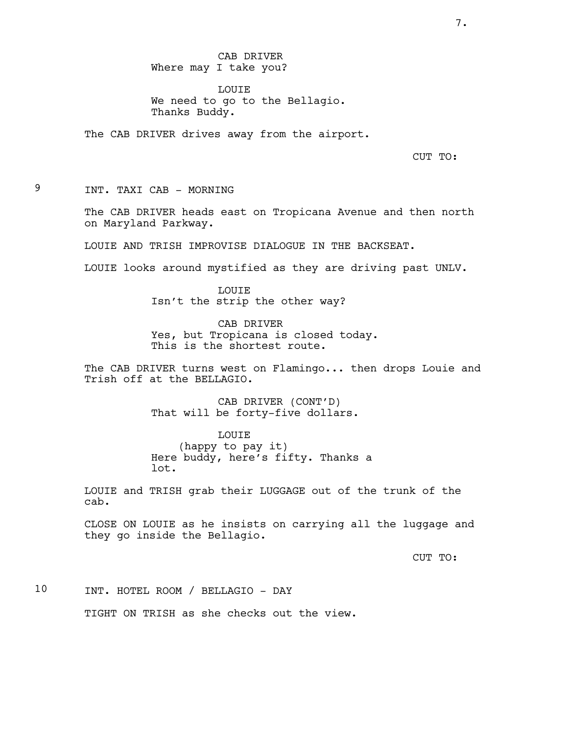CAB DRIVER
Where may I take you?

LOUIE
We need to go to the Bellagio.
Thanks Buddy.

The CAB DRIVER drives away from the airport.

CUT TO:

9 INT. TAXI CAB - MORNING

The CAB DRIVER heads east on Tropicana Avenue and then north on Maryland Parkway.

LOUIE AND TRISH IMPROVISE DIALOGUE IN THE BACKSEAT.

LOUIE looks around mystified as they are driving past UNLV.

LOUIE
Isn't the strip the other way?

CAB DRIVER
Yes, but Tropicana is closed today.
This is the shortest route.

The CAB DRIVER turns west on Flamingo... then drops Louie and Trish off at the BELLAGIO.

CAB DRIVER (CONT'D)
That will be forty-five dollars.

LOUIE
(happy to pay it)
Here buddy, here's fifty. Thanks a lot.

LOUIE and TRISH grab their LUGGAGE out of the trunk of the cab.

CLOSE ON LOUIE as he insists on carrying all the luggage and they go inside the Bellagio.

CUT TO:

10 INT. HOTEL ROOM / BELLAGIO - DAY

TIGHT ON TRISH as she checks out the view.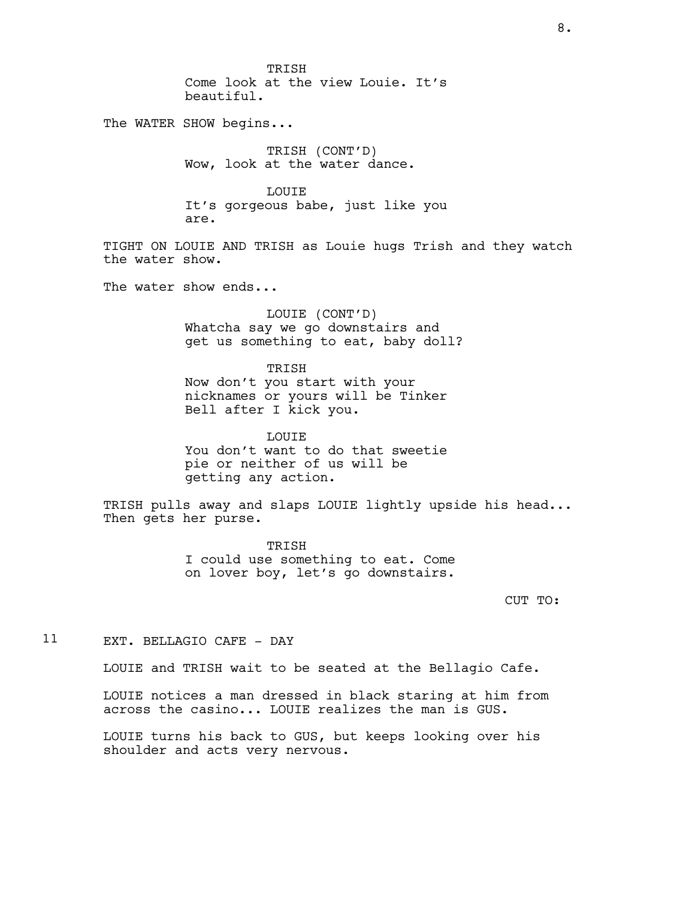TRISH
Come look at the view Louie. It's beautiful.

The WATER SHOW begins...

TRISH (CONT'D)
Wow, look at the water dance.

LOUIE
It's gorgeous babe, just like you are.

TIGHT ON LOUIE AND TRISH as Louie hugs Trish and they watch the water show.

The water show ends...

LOUIE (CONT'D)
Whatcha say we go downstairs and get us something to eat, baby doll?

TRISH
Now don't you start with your nicknames or yours will be Tinker Bell after I kick you.

LOUIE
You don't want to do that sweetie pie or neither of us will be getting any action.

TRISH pulls away and slaps LOUIE lightly upside his head... Then gets her purse.

TRISH
I could use something to eat. Come on lover boy, let's go downstairs.

CUT TO:

11 EXT. BELLAGIO CAFE - DAY

LOUIE and TRISH wait to be seated at the Bellagio Cafe.

LOUIE notices a man dressed in black staring at him from across the casino... LOUIE realizes the man is GUS.

LOUIE turns his back to GUS, but keeps looking over his shoulder and acts very nervous.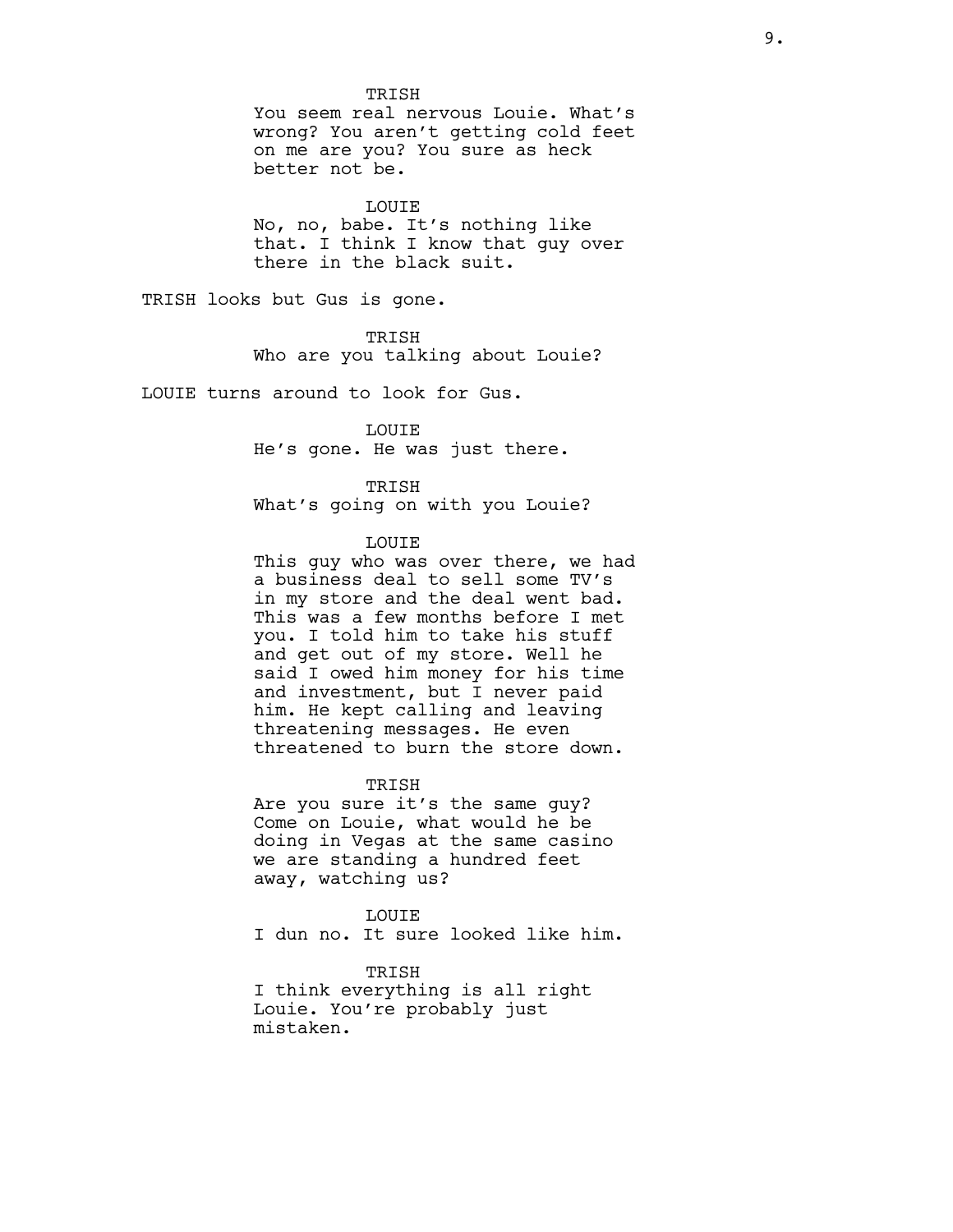TRISH
You seem real nervous Louie. What's wrong? You aren't getting cold feet on me are you? You sure as heck better not be.

LOUIE
No, no, babe. It's nothing like that. I think I know that guy over there in the black suit.

TRISH looks but Gus is gone.

TRISH
Who are you talking about Louie?

LOUIE turns around to look for Gus.

LOUIE
He's gone. He was just there.

TRISH
What's going on with you Louie?

LOUIE
This guy who was over there, we had a business deal to sell some TV's in my store and the deal went bad. This was a few months before I met you. I told him to take his stuff and get out of my store. Well he said I owed him money for his time and investment, but I never paid him. He kept calling and leaving threatening messages. He even threatened to burn the store down.

TRISH
Are you sure it's the same guy? Come on Louie, what would he be doing in Vegas at the same casino we are standing a hundred feet away, watching us?

LOUIE
I dun no. It sure looked like him.

TRISH
I think everything is all right Louie. You're probably just mistaken.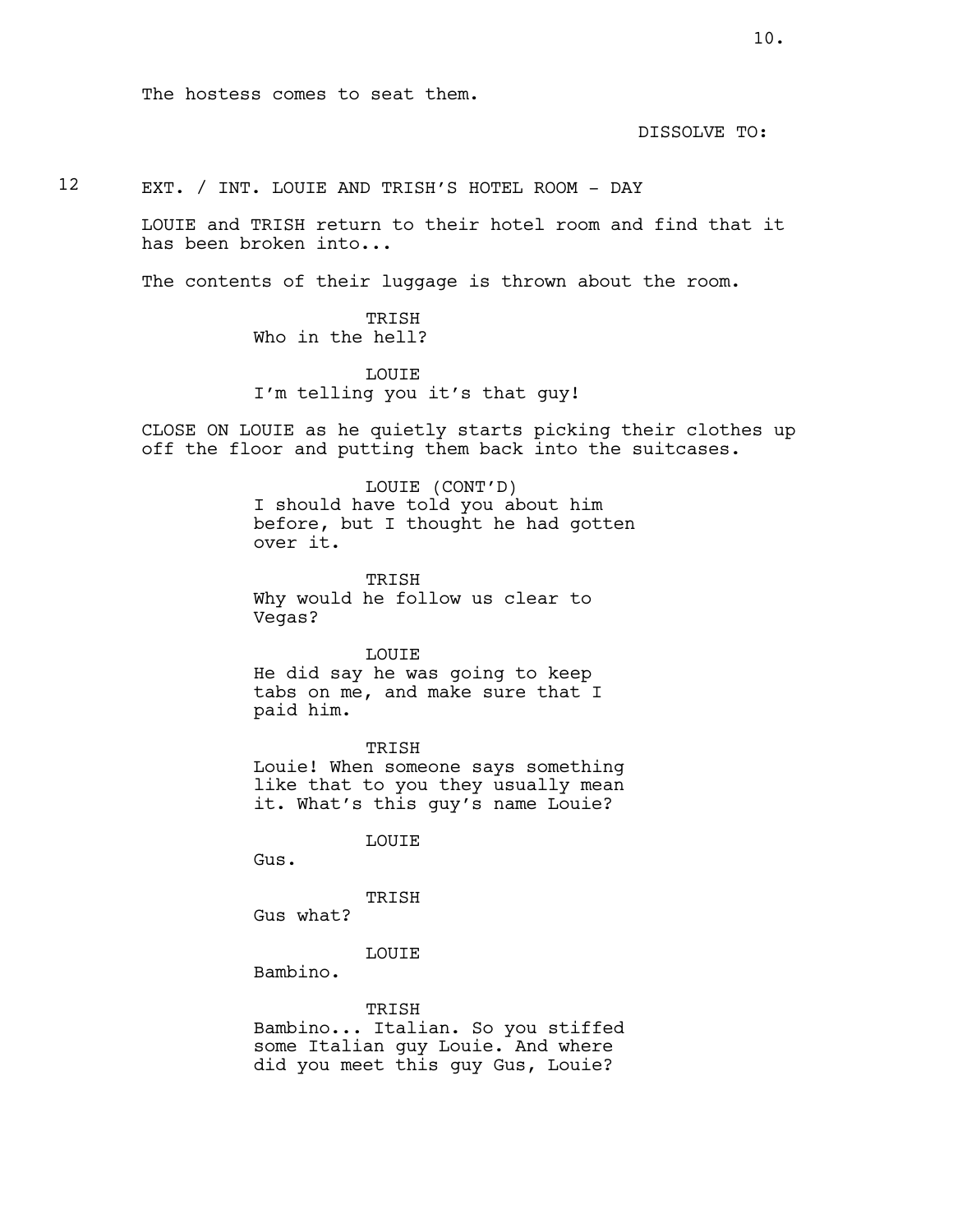The hostess comes to seat them.

DISSOLVE TO:

12 EXT. / INT. LOUIE AND TRISH'S HOTEL ROOM - DAY

LOUIE and TRISH return to their hotel room and find that it has been broken into...

The contents of their luggage is thrown about the room.

TRISH
Who in the hell?

LOUIE
I'm telling you it's that guy!

CLOSE ON LOUIE as he quietly starts picking their clothes up off the floor and putting them back into the suitcases.

LOUIE (CONT'D)
I should have told you about him before, but I thought he had gotten over it.

TRISH
Why would he follow us clear to Vegas?

LOUIE
He did say he was going to keep tabs on me, and make sure that I paid him.

TRISH
Louie! When someone says something like that to you they usually mean it. What's this guy's name Louie?

LOUIE
Gus.

TRISH
Gus what?

LOUIE
Bambino.

TRISH
Bambino... Italian. So you stiffed some Italian guy Louie. And where did you meet this guy Gus, Louie?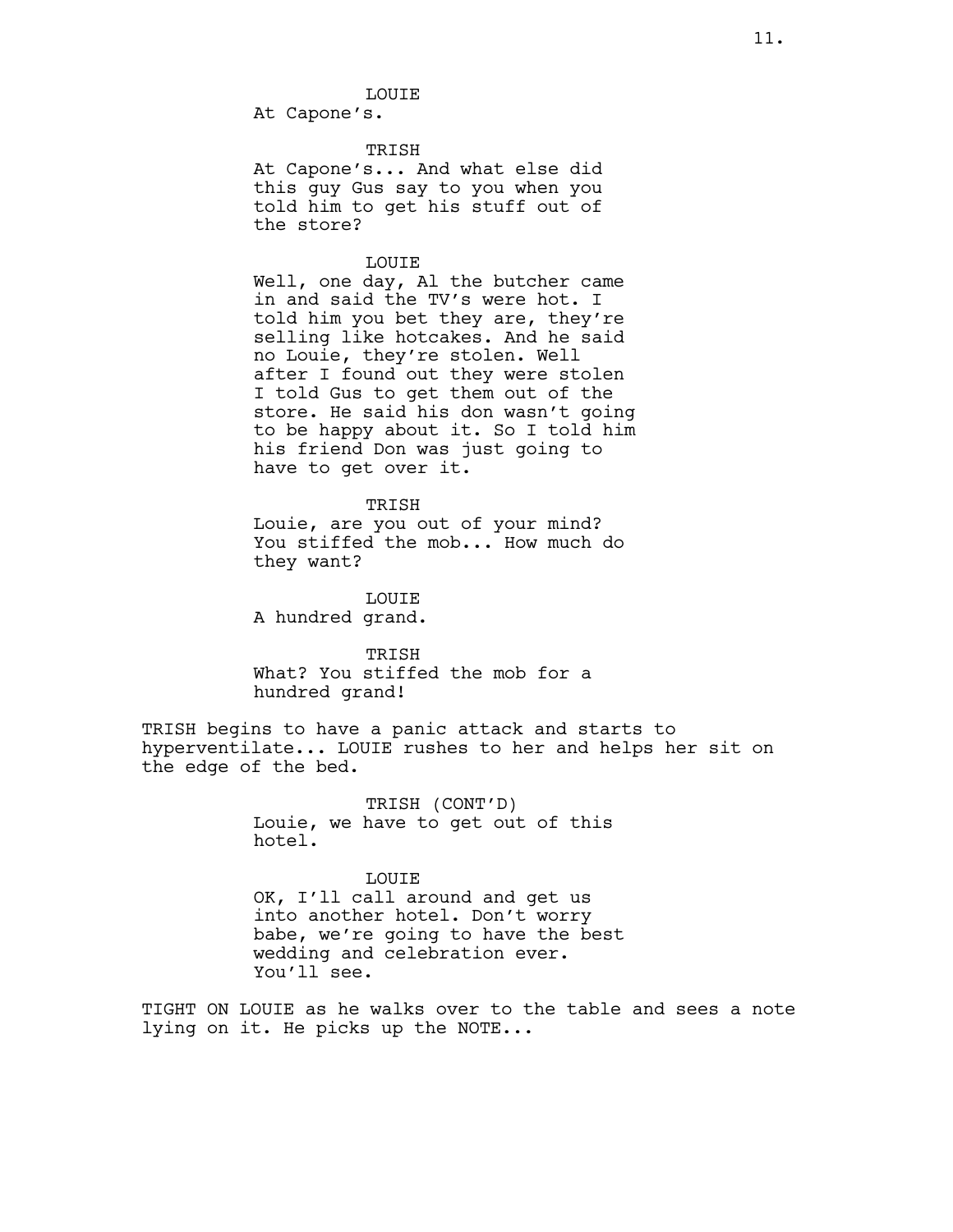LOUIE
At Capone's.

TRISH
At Capone's... And what else did this guy Gus say to you when you told him to get his stuff out of the store?

LOUIE
Well, one day, Al the butcher came in and said the TV's were hot. I told him you bet they are, they're selling like hotcakes. And he said no Louie, they're stolen. Well after I found out they were stolen I told Gus to get them out of the store. He said his don wasn't going to be happy about it. So I told him his friend Don was just going to have to get over it.

TRISH
Louie, are you out of your mind? You stiffed the mob... How much do they want?

LOUIE
A hundred grand.

TRISH
What? You stiffed the mob for a hundred grand!

TRISH begins to have a panic attack and starts to hyperventilate... LOUIE rushes to her and helps her sit on the edge of the bed.

TRISH (CONT'D)
Louie, we have to get out of this hotel.

LOUIE
OK, I'll call around and get us into another hotel. Don't worry babe, we're going to have the best wedding and celebration ever. You'll see.

TIGHT ON LOUIE as he walks over to the table and sees a note lying on it. He picks up the NOTE...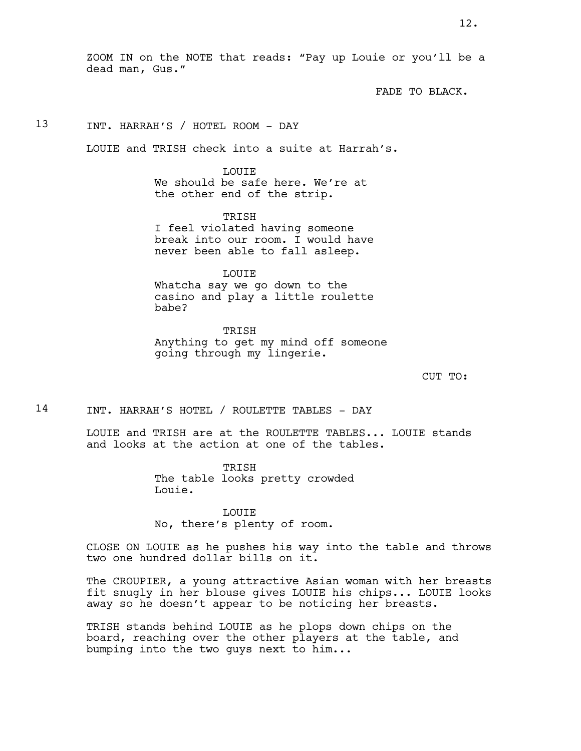ZOOM IN on the NOTE that reads: "Pay up Louie or you'll be a dead man, Gus."

FADE TO BLACK.

13 INT. HARRAH'S / HOTEL ROOM - DAY

LOUIE and TRISH check into a suite at Harrah's.

LOUIE
We should be safe here. We're at the other end of the strip.

TRISH
I feel violated having someone break into our room. I would have never been able to fall asleep.

LOUIE
Whatcha say we go down to the casino and play a little roulette babe?

TRISH
Anything to get my mind off someone going through my lingerie.

CUT TO:

14 INT. HARRAH'S HOTEL / ROULETTE TABLES - DAY

LOUIE and TRISH are at the ROULETTE TABLES... LOUIE stands and looks at the action at one of the tables.

TRISH
The table looks pretty crowded Louie.

LOUIE
No, there's plenty of room.

CLOSE ON LOUIE as he pushes his way into the table and throws two one hundred dollar bills on it.

The CROUPIER, a young attractive Asian woman with her breasts fit snugly in her blouse gives LOUIE his chips... LOUIE looks away so he doesn't appear to be noticing her breasts.

TRISH stands behind LOUIE as he plops down chips on the board, reaching over the other players at the table, and bumping into the two guys next to him...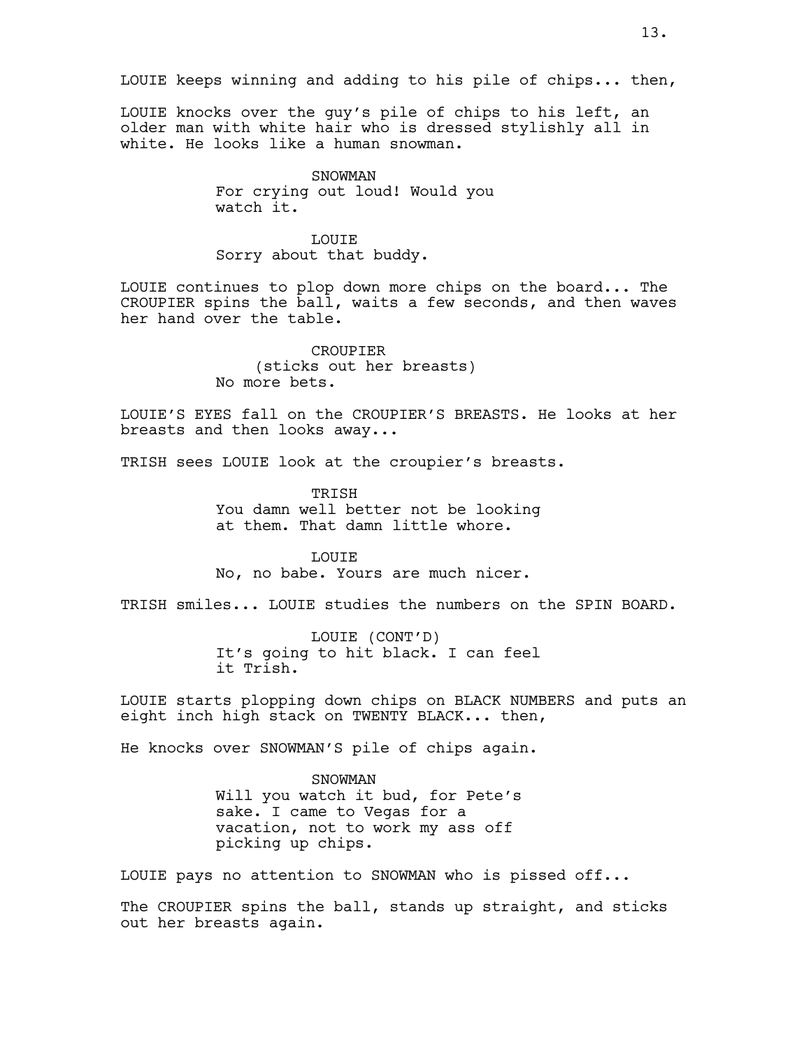LOUIE keeps winning and adding to his pile of chips... then,

LOUIE knocks over the guy's pile of chips to his left, an older man with white hair who is dressed stylishly all in white. He looks like a human snowman.

SNOWMAN
For crying out loud! Would you watch it.

LOUIE
Sorry about that buddy.

LOUIE continues to plop down more chips on the board... The CROUPIER spins the ball, waits a few seconds, and then waves her hand over the table.

CROUPIER
(sticks out her breasts)
No more bets.

LOUIE'S EYES fall on the CROUPIER'S BREASTS. He looks at her breasts and then looks away...

TRISH sees LOUIE look at the croupier's breasts.

TRISH
You damn well better not be looking at them. That damn little whore.

LOUIE
No, no babe. Yours are much nicer.

TRISH smiles... LOUIE studies the numbers on the SPIN BOARD.

LOUIE (CONT'D)
It's going to hit black. I can feel it Trish.

LOUIE starts plopping down chips on BLACK NUMBERS and puts an eight inch high stack on TWENTY BLACK... then,

He knocks over SNOWMAN'S pile of chips again.

SNOWMAN
Will you watch it bud, for Pete's sake. I came to Vegas for a vacation, not to work my ass off picking up chips.

LOUIE pays no attention to SNOWMAN who is pissed off...

The CROUPIER spins the ball, stands up straight, and sticks out her breasts again.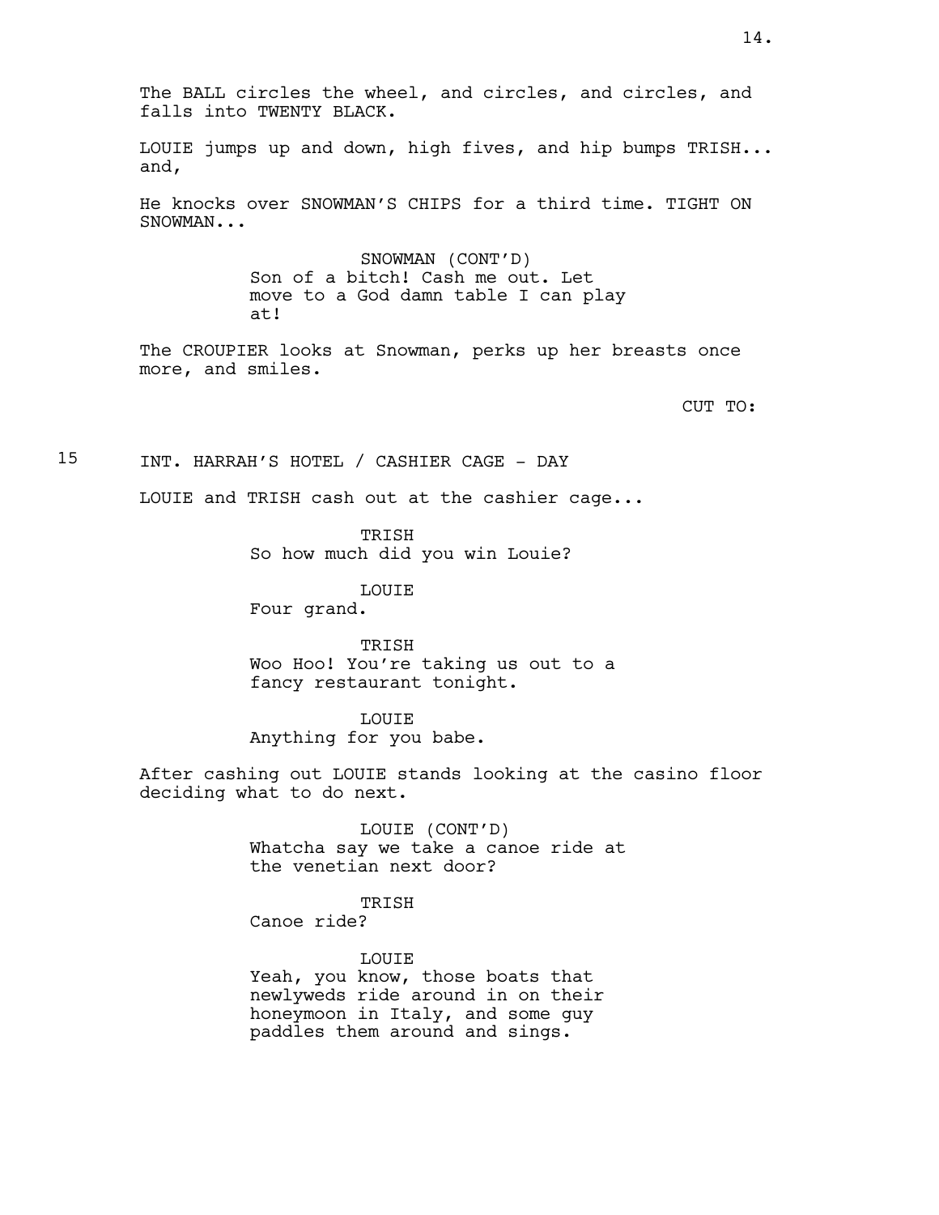The BALL circles the wheel, and circles, and circles, and falls into TWENTY BLACK.

LOUIE jumps up and down, high fives, and hip bumps TRISH... and,

He knocks over SNOWMAN'S CHIPS for a third time. TIGHT ON SNOWMAN...

SNOWMAN (CONT'D)
Son of a bitch! Cash me out. Let move to a God damn table I can play at!

The CROUPIER looks at Snowman, perks up her breasts once more, and smiles.

CUT TO:

15 INT. HARRAH'S HOTEL / CASHIER CAGE - DAY

LOUIE and TRISH cash out at the cashier cage...

TRISH
So how much did you win Louie?

LOUIE
Four grand.

TRISH
Woo Hoo! You're taking us out to a fancy restaurant tonight.

LOUIE
Anything for you babe.

After cashing out LOUIE stands looking at the casino floor deciding what to do next.

LOUIE (CONT'D)
Whatcha say we take a canoe ride at the venetian next door?

TRISH
Canoe ride?

LOUIE
Yeah, you know, those boats that newlyweds ride around in on their honeymoon in Italy, and some guy paddles them around and sings.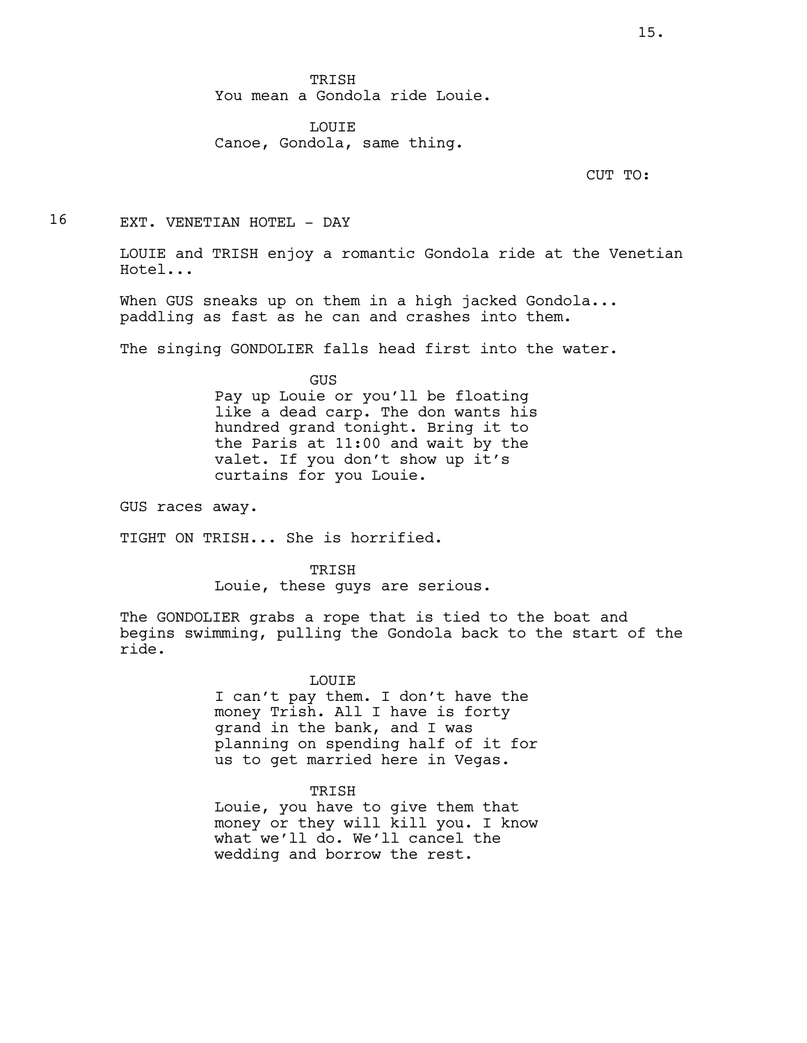TRISH
You mean a Gondola ride Louie.

LOUIE
Canoe, Gondola, same thing.

CUT TO:

16 EXT. VENETIAN HOTEL - DAY

LOUIE and TRISH enjoy a romantic Gondola ride at the Venetian Hotel...

When GUS sneaks up on them in a high jacked Gondola... paddling as fast as he can and crashes into them.

The singing GONDOLIER falls head first into the water.

GUS
Pay up Louie or you'll be floating like a dead carp. The don wants his hundred grand tonight. Bring it to the Paris at 11:00 and wait by the valet. If you don't show up it's curtains for you Louie.

GUS races away.

TIGHT ON TRISH... She is horrified.

TRISH
Louie, these guys are serious.

The GONDOLIER grabs a rope that is tied to the boat and begins swimming, pulling the Gondola back to the start of the ride.

LOUIE
I can't pay them. I don't have the money Trish. All I have is forty grand in the bank, and I was planning on spending half of it for us to get married here in Vegas.

TRISH
Louie, you have to give them that money or they will kill you. I know what we'll do. We'll cancel the wedding and borrow the rest.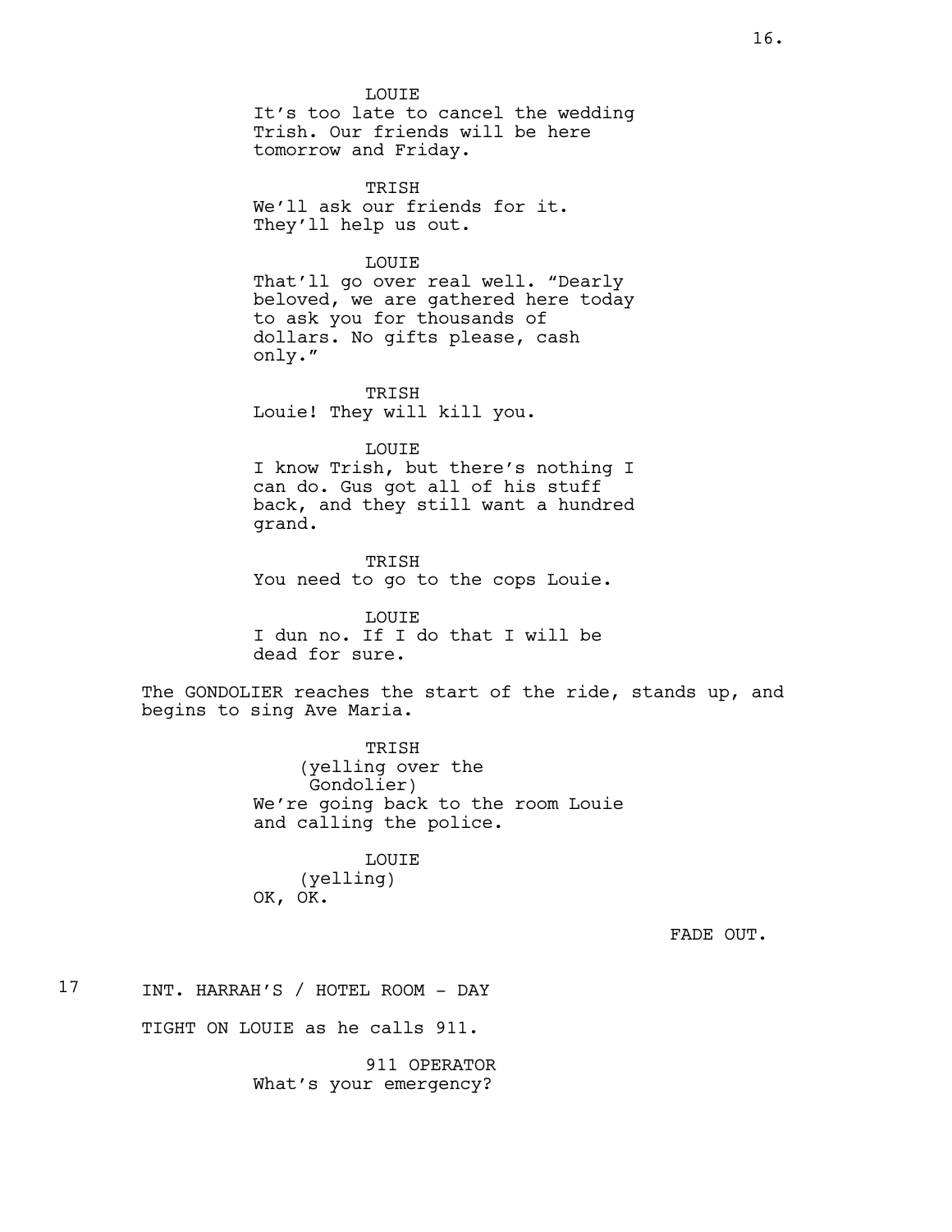LOUIE
It's too late to cancel the wedding Trish. Our friends will be here tomorrow and Friday.

TRISH
We'll ask our friends for it. They'll help us out.

LOUIE
That'll go over real well. "Dearly beloved, we are gathered here today to ask you for thousands of dollars. No gifts please, cash only."

TRISH
Louie! They will kill you.

LOUIE
I know Trish, but there's nothing I can do. Gus got all of his stuff back, and they still want a hundred grand.

TRISH
You need to go to the cops Louie.

LOUIE
I dun no. If I do that I will be dead for sure.

The GONDOLIER reaches the start of the ride, stands up, and begins to sing Ave Maria.

TRISH
(yelling over the Gondolier)
We're going back to the room Louie and calling the police.

LOUIE
(yelling)
OK, OK.

FADE OUT.

17 INT. HARRAH'S / HOTEL ROOM - DAY

TIGHT ON LOUIE as he calls 911.

911 OPERATOR
What's your emergency?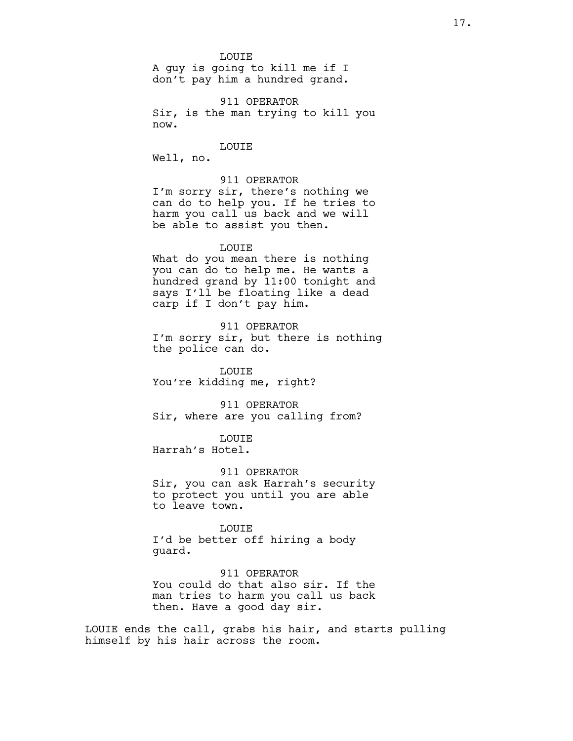LOUIE
A guy is going to kill me if I don't pay him a hundred grand.

911 OPERATOR
Sir, is the man trying to kill you now.

LOUIE
Well, no.

911 OPERATOR
I'm sorry sir, there's nothing we can do to help you. If he tries to harm you call us back and we will be able to assist you then.

LOUIE
What do you mean there is nothing you can do to help me. He wants a hundred grand by 11:00 tonight and says I'll be floating like a dead carp if I don't pay him.

911 OPERATOR
I'm sorry sir, but there is nothing the police can do.

LOUIE
You're kidding me, right?

911 OPERATOR
Sir, where are you calling from?

LOUIE
Harrah's Hotel.

911 OPERATOR
Sir, you can ask Harrah's security to protect you until you are able to leave town.

LOUIE
I'd be better off hiring a body guard.

911 OPERATOR
You could do that also sir. If the man tries to harm you call us back then. Have a good day sir.

LOUIE ends the call, grabs his hair, and starts pulling himself by his hair across the room.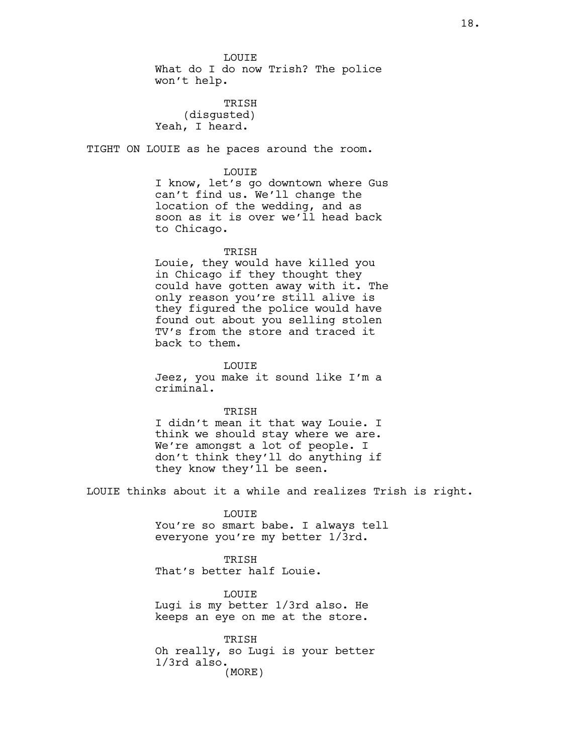LOUIE
What do I do now Trish? The police won't help.

TRISH
(disgusted)
Yeah, I heard.

TIGHT ON LOUIE as he paces around the room.

LOUIE
I know, let's go downtown where Gus can't find us. We'll change the location of the wedding, and as soon as it is over we'll head back to Chicago.

TRISH
Louie, they would have killed you in Chicago if they thought they could have gotten away with it. The only reason you're still alive is they figured the police would have found out about you selling stolen TV's from the store and traced it back to them.

LOUIE
Jeez, you make it sound like I'm a criminal.

TRISH
I didn't mean it that way Louie. I think we should stay where we are. We're amongst a lot of people. I don't think they'll do anything if they know they'll be seen.

LOUIE thinks about it a while and realizes Trish is right.

LOUIE
You're so smart babe. I always tell everyone you're my better 1/3rd.

TRISH
That's better half Louie.

LOUIE
Lugi is my better 1/3rd also. He keeps an eye on me at the store.

TRISH
Oh really, so Lugi is your better 1/3rd also.
(MORE)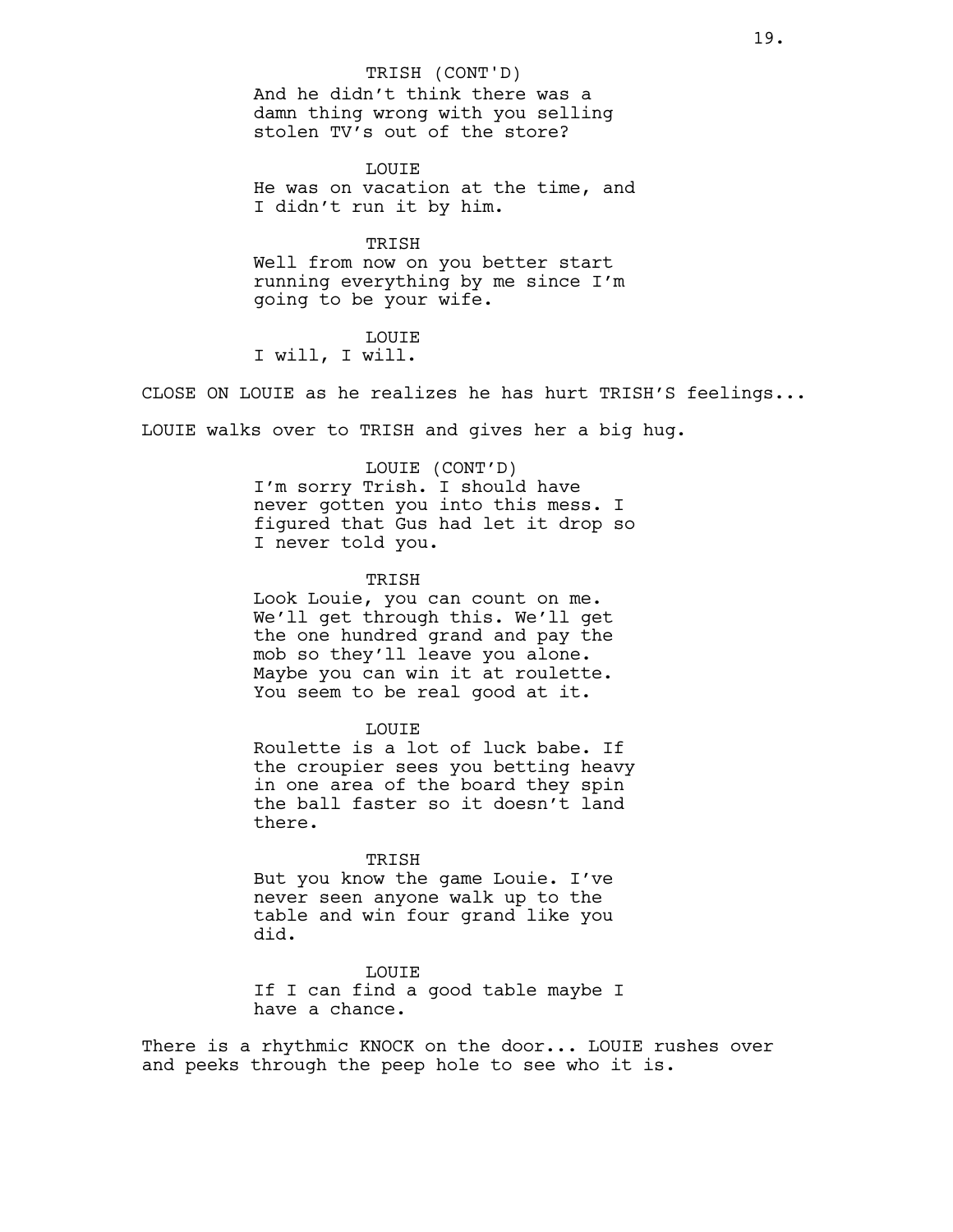TRISH (CONT'D)
And he didn't think there was a damn thing wrong with you selling stolen TV's out of the store?

LOUIE
He was on vacation at the time, and I didn't run it by him.

TRISH
Well from now on you better start running everything by me since I'm going to be your wife.

LOUIE
I will, I will.

CLOSE ON LOUIE as he realizes he has hurt TRISH'S feelings...

LOUIE walks over to TRISH and gives her a big hug.

LOUIE (CONT'D)
I'm sorry Trish. I should have never gotten you into this mess. I figured that Gus had let it drop so I never told you.

TRISH
Look Louie, you can count on me. We'll get through this. We'll get the one hundred grand and pay the mob so they'll leave you alone. Maybe you can win it at roulette. You seem to be real good at it.

LOUIE
Roulette is a lot of luck babe. If the croupier sees you betting heavy in one area of the board they spin the ball faster so it doesn't land there.

TRISH
But you know the game Louie. I've never seen anyone walk up to the table and win four grand like you did.

LOUIE
If I can find a good table maybe I have a chance.

There is a rhythmic KNOCK on the door... LOUIE rushes over and peeks through the peep hole to see who it is.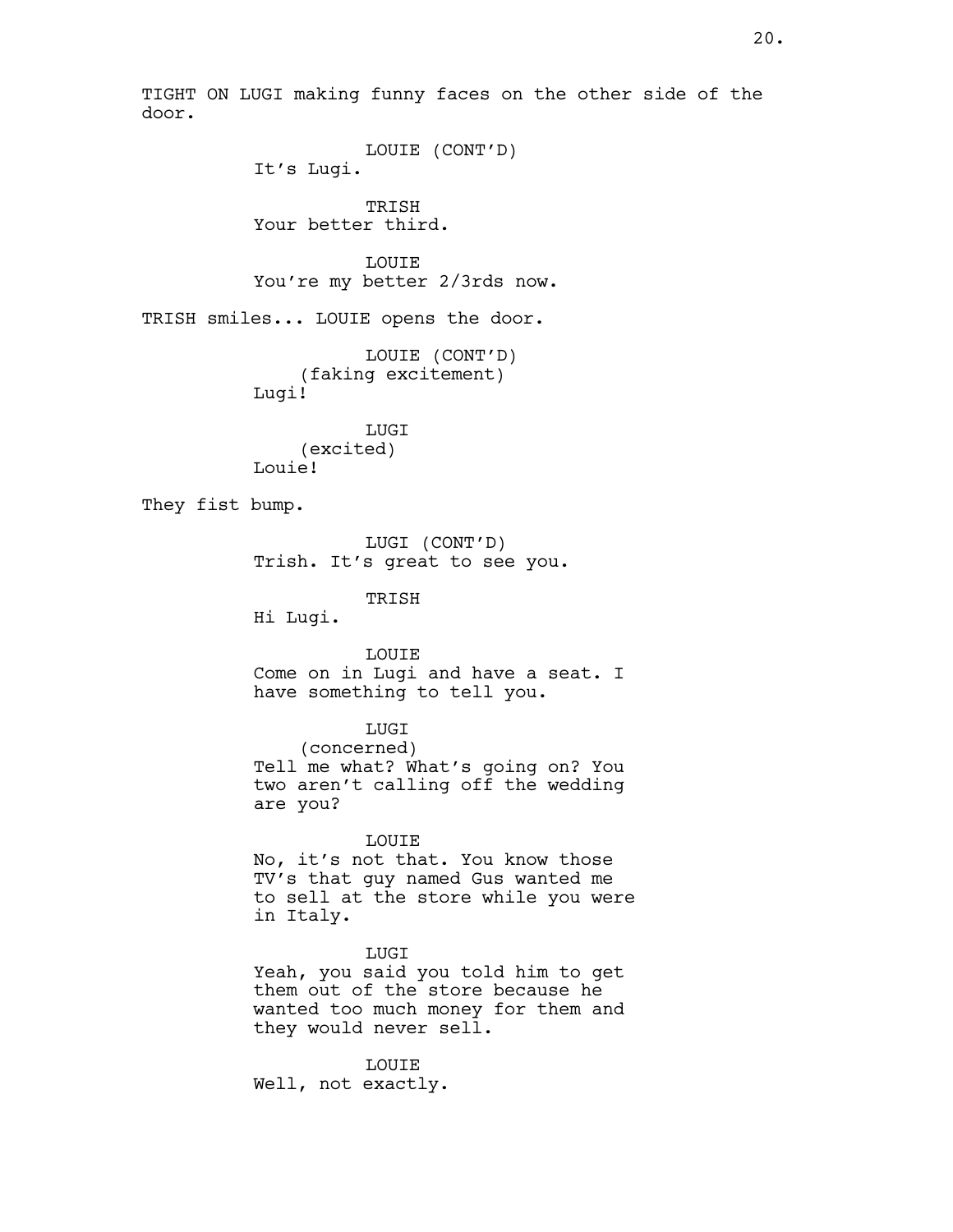TIGHT ON LUGI making funny faces on the other side of the door.

LOUIE (CONT'D)
It's Lugi.

TRISH
Your better third.

LOUIE
You're my better 2/3rds now.

TRISH smiles... LOUIE opens the door.

LOUIE (CONT'D)
(faking excitement)
Lugi!

LUGI
(excited)
Louie!

They fist bump.

LUGI (CONT'D)
Trish. It's great to see you.

TRISH
Hi Lugi.

LOUIE
Come on in Lugi and have a seat. I have something to tell you.

LUGI
(concerned)
Tell me what? What's going on? You two aren't calling off the wedding are you?

LOUIE
No, it's not that. You know those TV's that guy named Gus wanted me to sell at the store while you were in Italy.

LUGI
Yeah, you said you told him to get them out of the store because he wanted too much money for them and they would never sell.

LOUIE
Well, not exactly.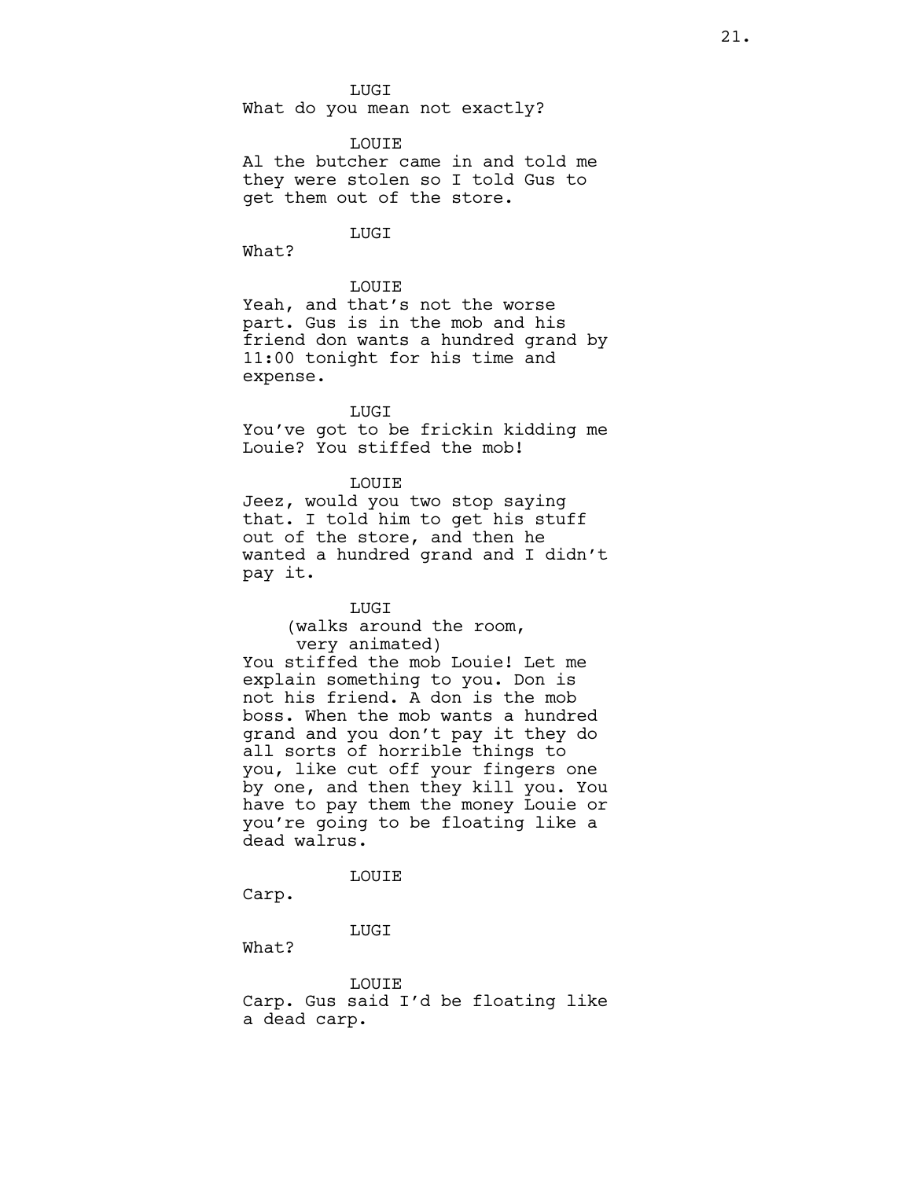LUGI

What do you mean not exactly?

LOUIE

Al the butcher came in and told me they were stolen so I told Gus to get them out of the store.

LUGI

What?

LOUIE

Yeah, and that's not the worse part. Gus is in the mob and his friend don wants a hundred grand by 11:00 tonight for his time and expense.

LUGI

You've got to be frickin kidding me Louie? You stiffed the mob!

LOUIE

Jeez, would you two stop saying that. I told him to get his stuff out of the store, and then he wanted a hundred grand and I didn't pay it.

LUGI

(walks around the room, very animated)

You stiffed the mob Louie! Let me explain something to you. Don is not his friend. A don is the mob boss. When the mob wants a hundred grand and you don't pay it they do all sorts of horrible things to you, like cut off your fingers one by one, and then they kill you. You have to pay them the money Louie or you're going to be floating like a dead walrus.

LOUIE

Carp.

LUGI

What?

LOUIE

Carp. Gus said I'd be floating like a dead carp.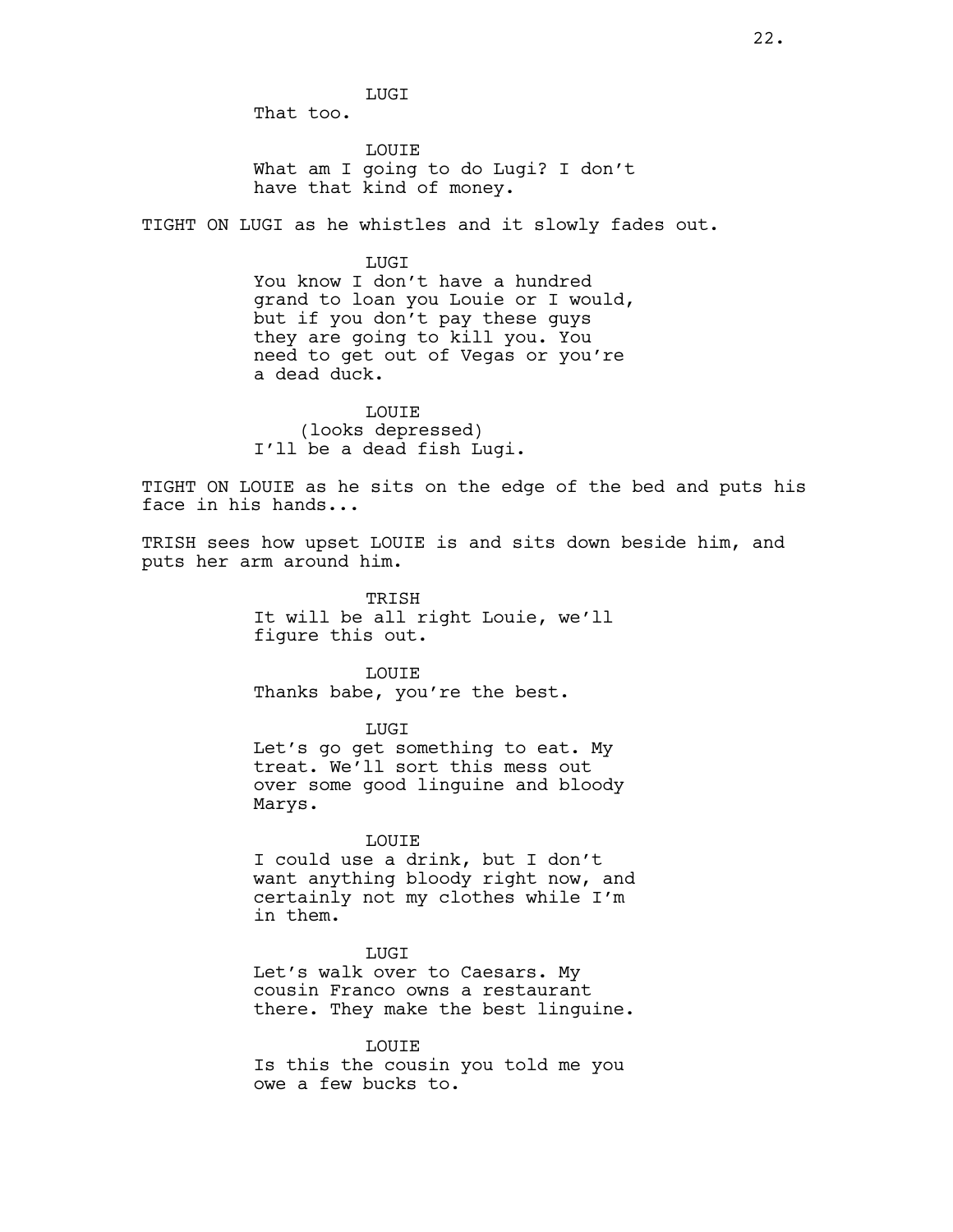LUGI
That too.

LOUIE
What am I going to do Lugi? I don't have that kind of money.

TIGHT ON LUGI as he whistles and it slowly fades out.

LUGI
You know I don't have a hundred grand to loan you Louie or I would, but if you don't pay these guys they are going to kill you. You need to get out of Vegas or you're a dead duck.

LOUIE
(looks depressed)
I'll be a dead fish Lugi.

TIGHT ON LOUIE as he sits on the edge of the bed and puts his face in his hands...

TRISH sees how upset LOUIE is and sits down beside him, and puts her arm around him.

TRISH
It will be all right Louie, we'll figure this out.

LOUIE
Thanks babe, you're the best.

LUGI
Let's go get something to eat. My treat. We'll sort this mess out over some good linguine and bloody Marys.

LOUIE
I could use a drink, but I don't want anything bloody right now, and certainly not my clothes while I'm in them.

LUGI
Let's walk over to Caesars. My cousin Franco owns a restaurant there. They make the best linguine.

LOUIE
Is this the cousin you told me you owe a few bucks to.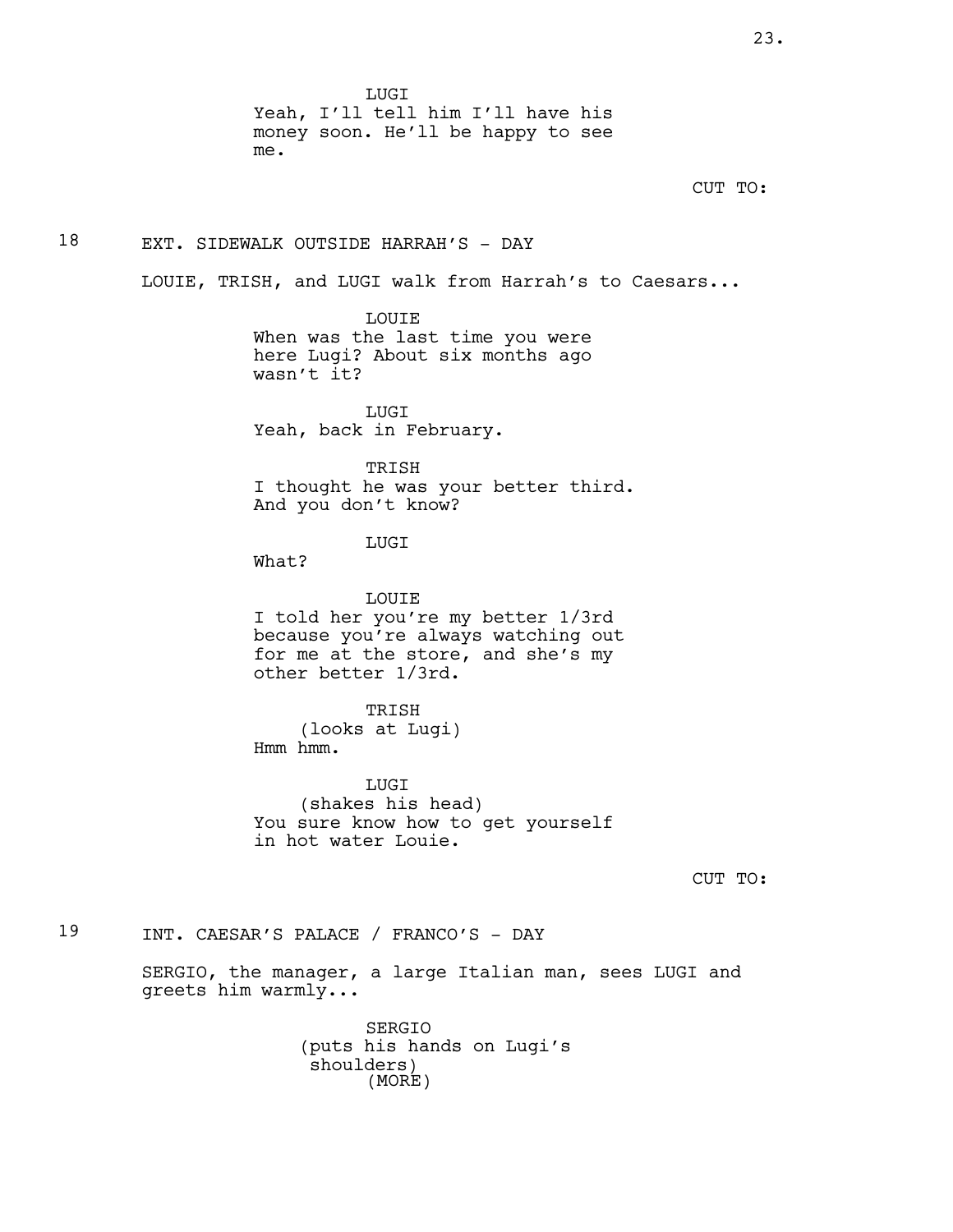LUGI
Yeah, I'll tell him I'll have his money soon. He'll be happy to see me.

CUT TO:

18 EXT. SIDEWALK OUTSIDE HARRAH'S - DAY

LOUIE, TRISH, and LUGI walk from Harrah's to Caesars...

LOUIE
When was the last time you were here Lugi? About six months ago wasn't it?

LUGI
Yeah, back in February.

TRISH
I thought he was your better third. And you don't know?

LUGI
What?

LOUIE
I told her you're my better 1/3rd because you're always watching out for me at the store, and she's my other better 1/3rd.

TRISH
(looks at Lugi)
Hmm hmm.

LUGI
(shakes his head)
You sure know how to get yourself in hot water Louie.

CUT TO:

19 INT. CAESAR'S PALACE / FRANCO'S - DAY

SERGIO, the manager, a large Italian man, sees LUGI and greets him warmly...

SERGIO
(puts his hands on Lugi's shoulders)
(MORE)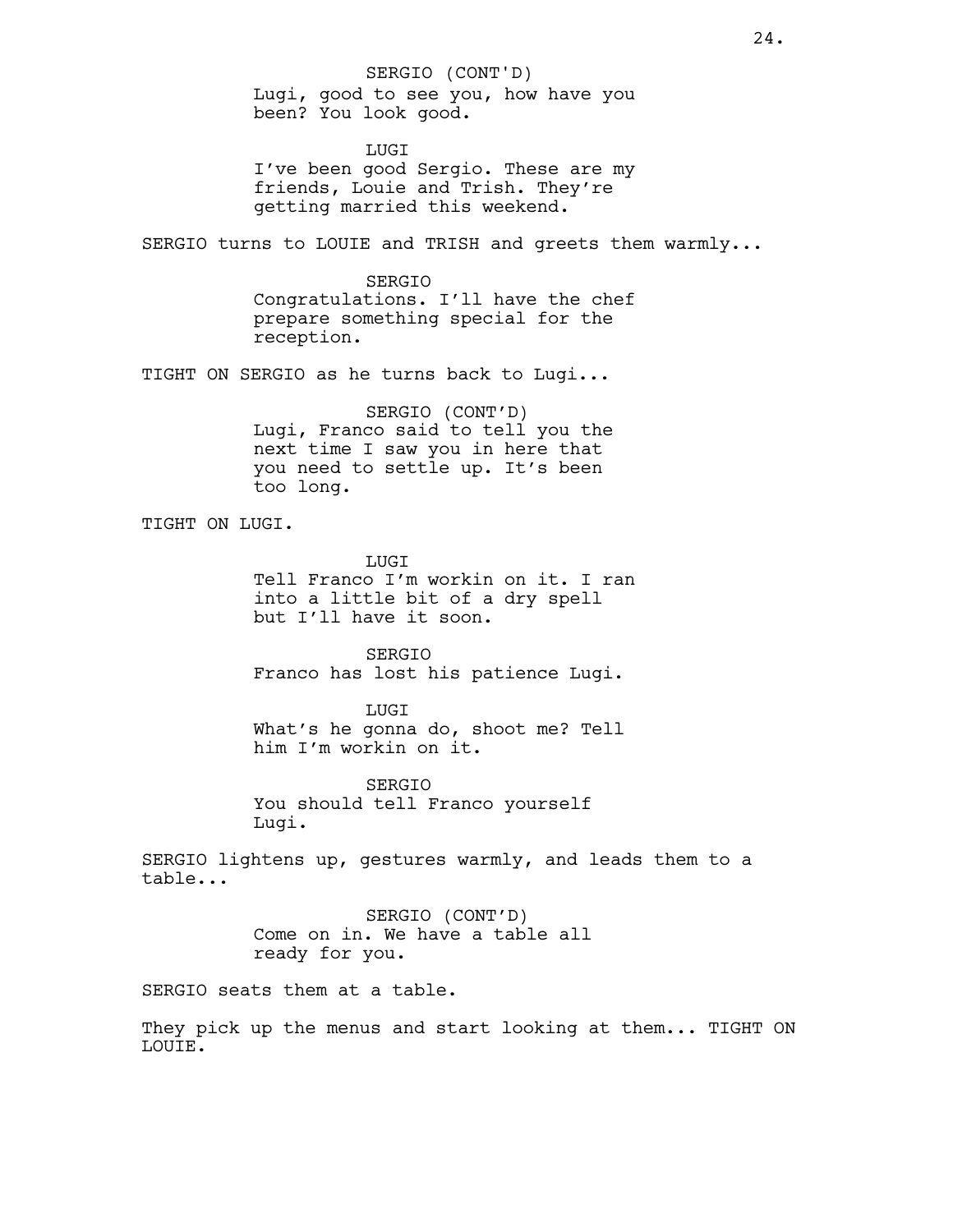SERGIO (CONT'D)
Lugi, good to see you, how have you been? You look good.

LUGI
I've been good Sergio. These are my friends, Louie and Trish. They're getting married this weekend.

SERGIO turns to LOUIE and TRISH and greets them warmly...

SERGIO
Congratulations. I'll have the chef prepare something special for the reception.

TIGHT ON SERGIO as he turns back to Lugi...

SERGIO (CONT'D)
Lugi, Franco said to tell you the next time I saw you in here that you need to settle up. It's been too long.

TIGHT ON LUGI.

LUGI
Tell Franco I'm workin on it. I ran into a little bit of a dry spell but I'll have it soon.

SERGIO
Franco has lost his patience Lugi.

LUGI
What's he gonna do, shoot me? Tell him I'm workin on it.

SERGIO
You should tell Franco yourself Lugi.

SERGIO lightens up, gestures warmly, and leads them to a table...

SERGIO (CONT'D)
Come on in. We have a table all ready for you.

SERGIO seats them at a table.

They pick up the menus and start looking at them... TIGHT ON LOUIE.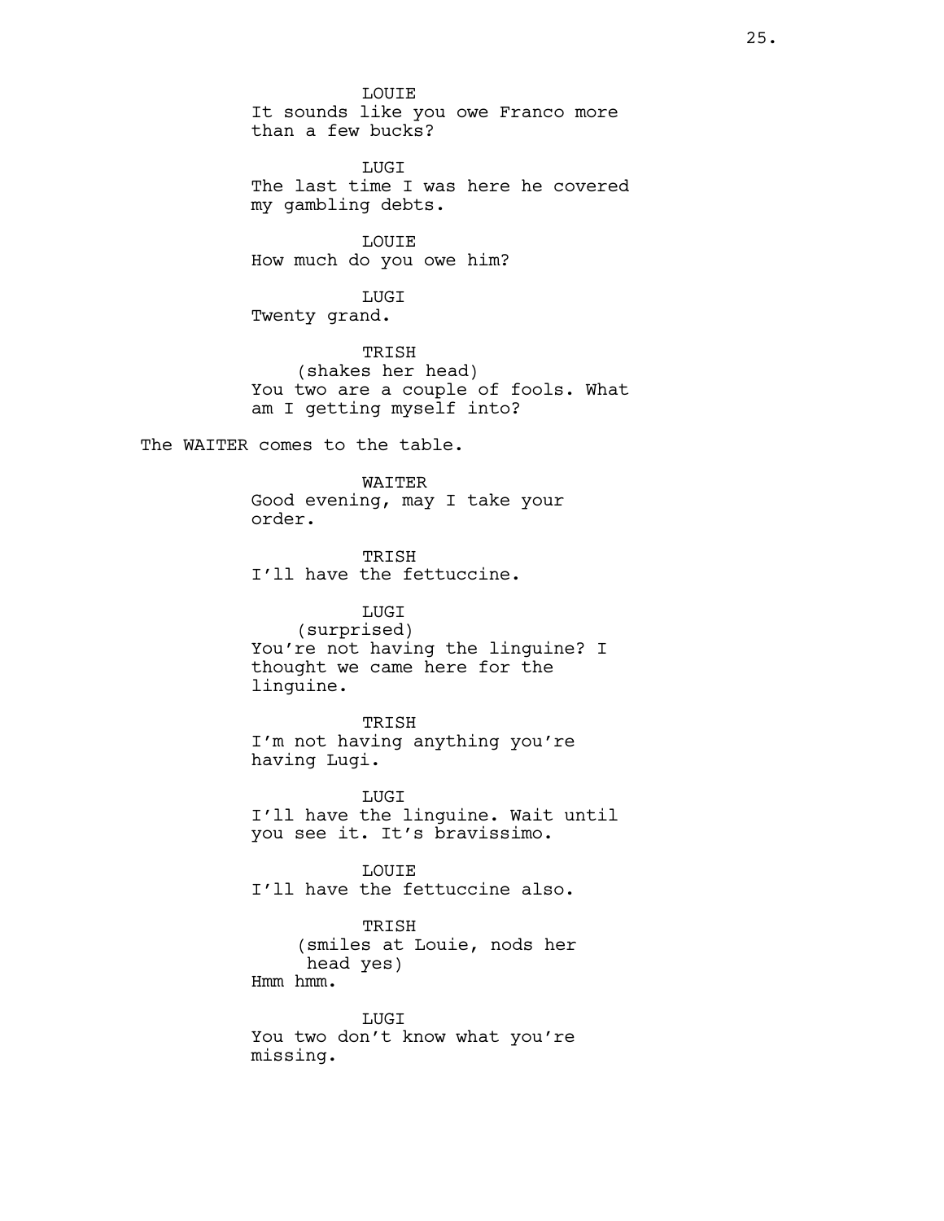LOUIE
It sounds like you owe Franco more than a few bucks?

LUGI
The last time I was here he covered my gambling debts.

LOUIE
How much do you owe him?

LUGI
Twenty grand.

TRISH
(shakes her head)
You two are a couple of fools. What am I getting myself into?

The WAITER comes to the table.

WAITER
Good evening, may I take your order.

TRISH
I'll have the fettuccine.

LUGI
(surprised)
You're not having the linguine? I thought we came here for the linguine.

TRISH
I'm not having anything you're having Lugi.

LUGI
I'll have the linguine. Wait until you see it. It's bravissimo.

LOUIE
I'll have the fettuccine also.

TRISH
(smiles at Louie, nods her head yes)
Hmm hmm.

LUGI
You two don't know what you're missing.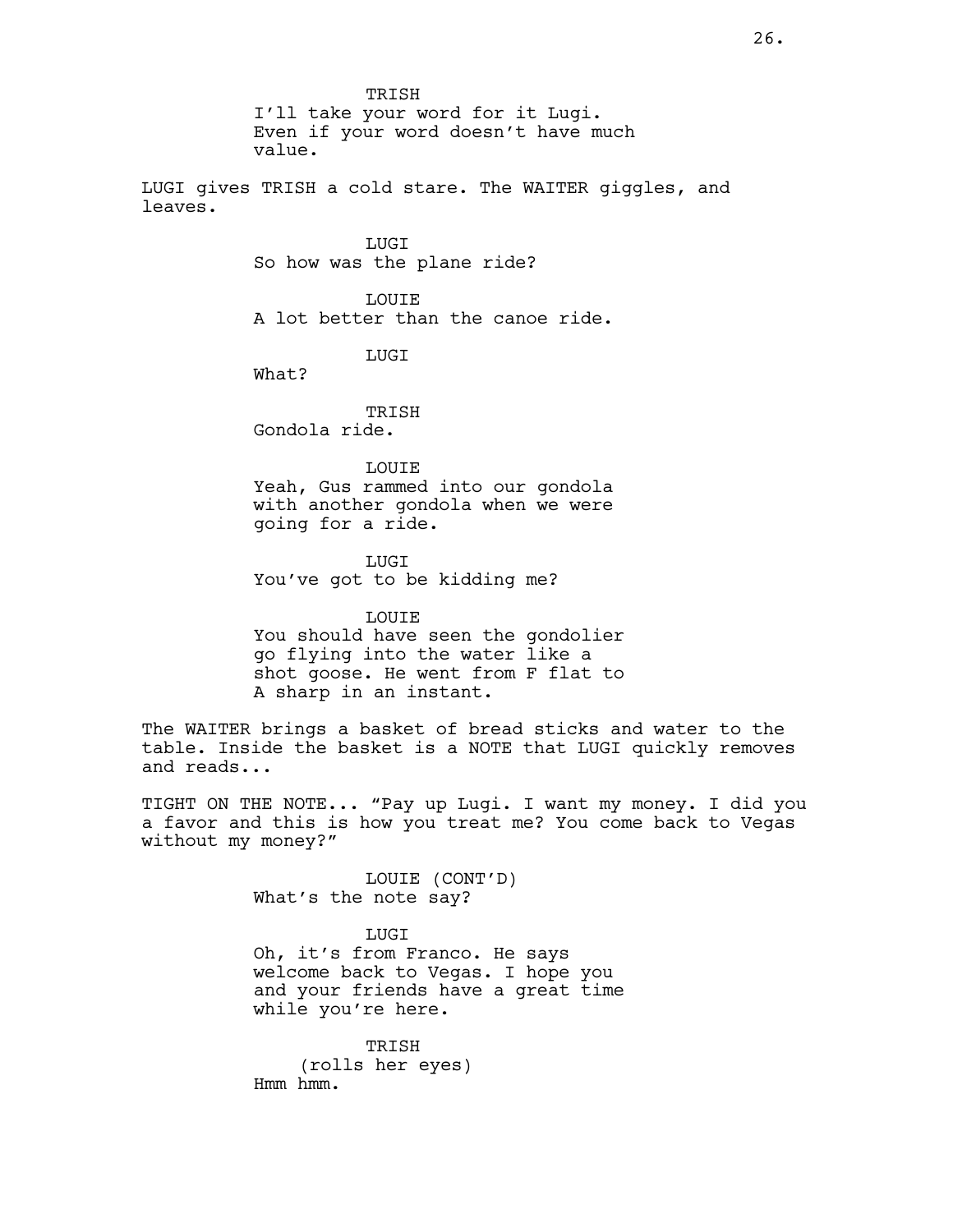TRISH
I'll take your word for it Lugi. Even if your word doesn't have much value.

LUGI gives TRISH a cold stare. The WAITER giggles, and leaves.

LUGI
So how was the plane ride?

LOUIE
A lot better than the canoe ride.

LUGI
What?

TRISH
Gondola ride.

LOUIE
Yeah, Gus rammed into our gondola with another gondola when we were going for a ride.

LUGI
You've got to be kidding me?

LOUIE
You should have seen the gondolier go flying into the water like a shot goose. He went from F flat to A sharp in an instant.

The WAITER brings a basket of bread sticks and water to the table. Inside the basket is a NOTE that LUGI quickly removes and reads...

TIGHT ON THE NOTE... "Pay up Lugi. I want my money. I did you a favor and this is how you treat me? You come back to Vegas without my money?"

LOUIE (CONT'D)
What's the note say?

LUGI
Oh, it's from Franco. He says welcome back to Vegas. I hope you and your friends have a great time while you're here.

TRISH
(rolls her eyes)
Hmm hmm.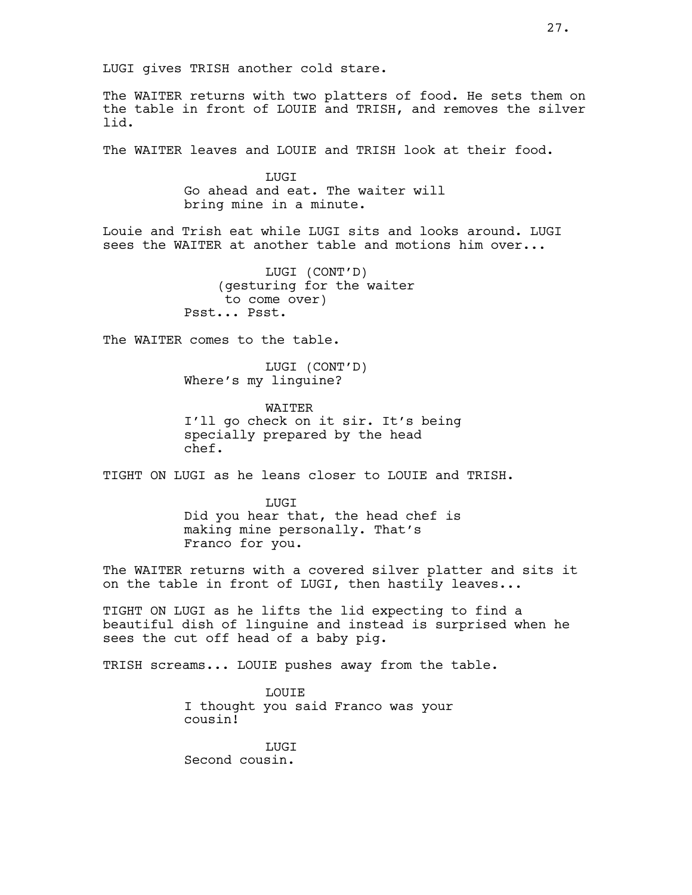LUGI gives TRISH another cold stare.

The WAITER returns with two platters of food. He sets them on the table in front of LOUIE and TRISH, and removes the silver lid.

The WAITER leaves and LOUIE and TRISH look at their food.

LUGI
Go ahead and eat. The waiter will bring mine in a minute.

Louie and Trish eat while LUGI sits and looks around. LUGI sees the WAITER at another table and motions him over...

LUGI (CONT'D)
(gesturing for the waiter to come over)
Psst... Psst.

The WAITER comes to the table.

LUGI (CONT'D)
Where's my linguine?

WAITER
I'll go check on it sir. It's being specially prepared by the head chef.

TIGHT ON LUGI as he leans closer to LOUIE and TRISH.

LUGI
Did you hear that, the head chef is making mine personally. That's Franco for you.

The WAITER returns with a covered silver platter and sits it on the table in front of LUGI, then hastily leaves...

TIGHT ON LUGI as he lifts the lid expecting to find a beautiful dish of linguine and instead is surprised when he sees the cut off head of a baby pig.

TRISH screams... LOUIE pushes away from the table.

LOUIE
I thought you said Franco was your cousin!

LUGI
Second cousin.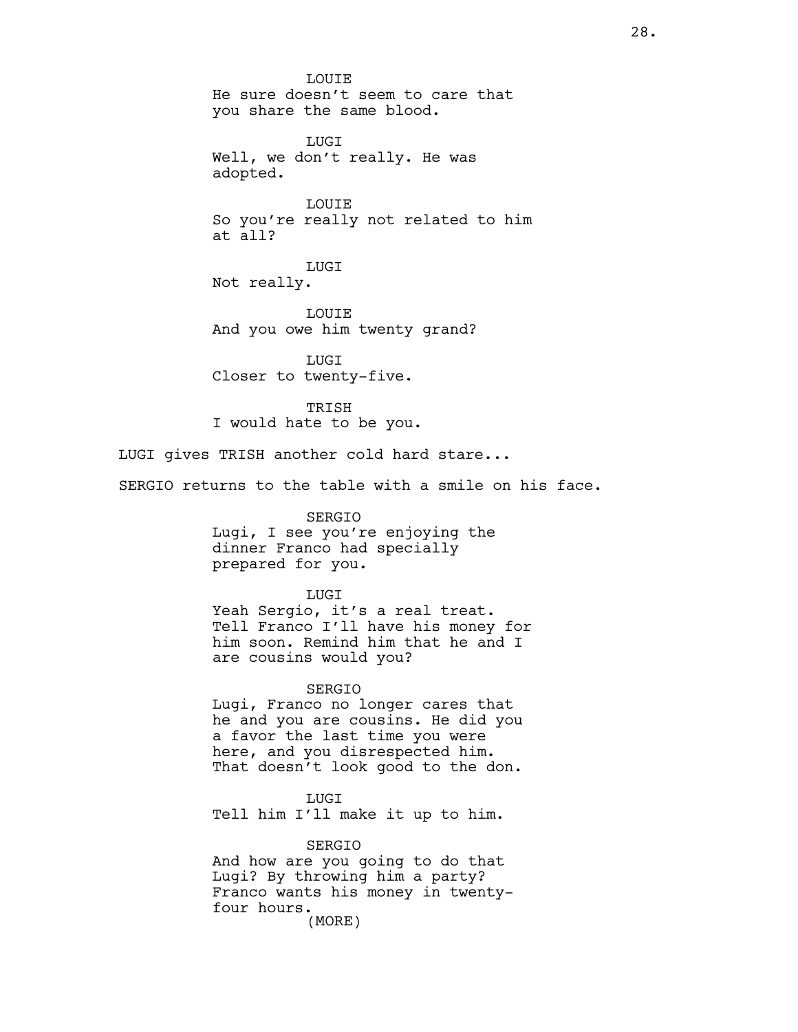LOUIE
He sure doesn't seem to care that you share the same blood.

LUGI
Well, we don't really. He was adopted.

LOUIE
So you're really not related to him at all?

LUGI
Not really.

LOUIE
And you owe him twenty grand?

LUGI
Closer to twenty-five.

TRISH
I would hate to be you.

LUGI gives TRISH another cold hard stare...

SERGIO returns to the table with a smile on his face.

SERGIO
Lugi, I see you're enjoying the dinner Franco had specially prepared for you.

LUGI
Yeah Sergio, it's a real treat. Tell Franco I'll have his money for him soon. Remind him that he and I are cousins would you?

SERGIO
Lugi, Franco no longer cares that he and you are cousins. He did you a favor the last time you were here, and you disrespected him. That doesn't look good to the don.

LUGI
Tell him I'll make it up to him.

SERGIO
And how are you going to do that Lugi? By throwing him a party? Franco wants his money in twenty-four hours.
(MORE)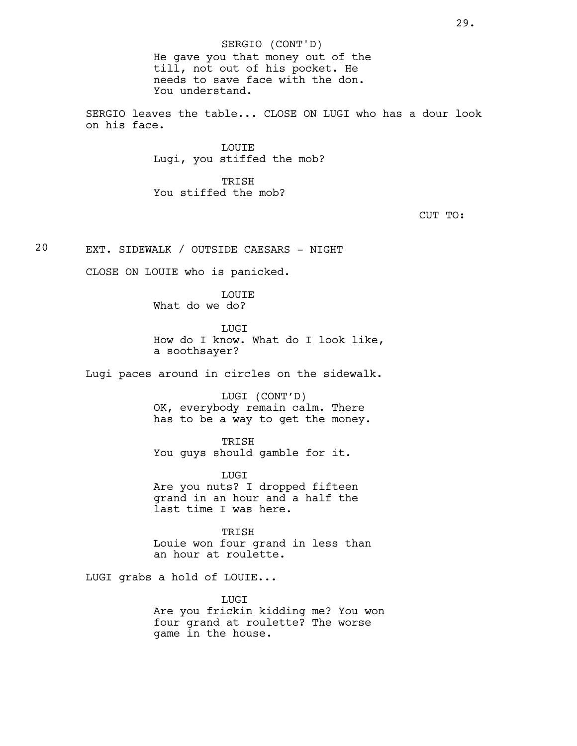SERGIO (CONT'D)
He gave you that money out of the till, not out of his pocket. He needs to save face with the don. You understand.

SERGIO leaves the table... CLOSE ON LUGI who has a dour look on his face.

LOUIE
Lugi, you stiffed the mob?

TRISH
You stiffed the mob?

CUT TO:

20 EXT. SIDEWALK / OUTSIDE CAESARS - NIGHT

CLOSE ON LOUIE who is panicked.

LOUIE
What do we do?

LUGI
How do I know. What do I look like, a soothsayer?

Lugi paces around in circles on the sidewalk.

LUGI (CONT'D)
OK, everybody remain calm. There has to be a way to get the money.

TRISH
You guys should gamble for it.

LUGI
Are you nuts? I dropped fifteen grand in an hour and a half the last time I was here.

TRISH
Louie won four grand in less than an hour at roulette.

LUGI grabs a hold of LOUIE...

LUGI
Are you frickin kidding me? You won four grand at roulette? The worse game in the house.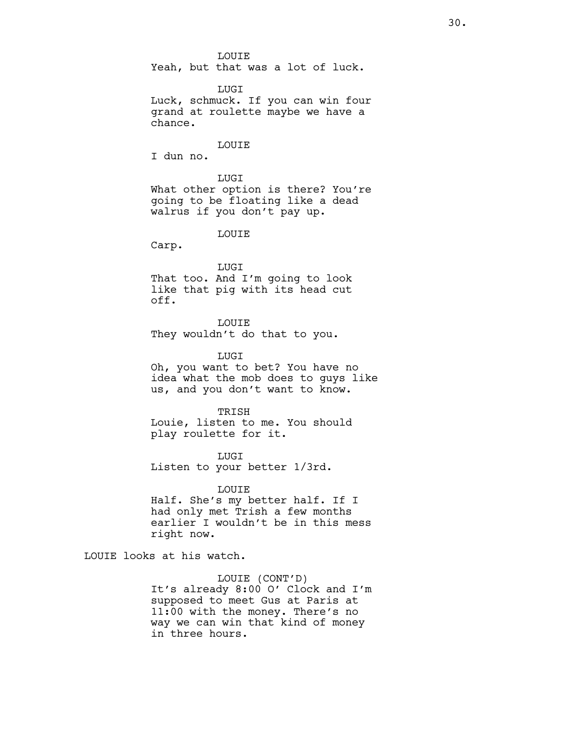LOUIE

Yeah, but that was a lot of luck.

LUGI

Luck, schmuck. If you can win four grand at roulette maybe we have a chance.

LOUIE

I dun no.

LUGI

What other option is there? You're going to be floating like a dead walrus if you don't pay up.

LOUIE

Carp.

LUGI

That too. And I'm going to look like that pig with its head cut off.

LOUIE

They wouldn't do that to you.

LUGI

Oh, you want to bet? You have no idea what the mob does to guys like us, and you don't want to know.

TRISH

Louie, listen to me. You should play roulette for it.

LUGI

Listen to your better 1/3rd.

LOUIE

Half. She's my better half. If I had only met Trish a few months earlier I wouldn't be in this mess right now.

LOUIE looks at his watch.

LOUIE (CONT'D)

It's already 8:00 O' Clock and I'm supposed to meet Gus at Paris at 11:00 with the money. There's no way we can win that kind of money in three hours.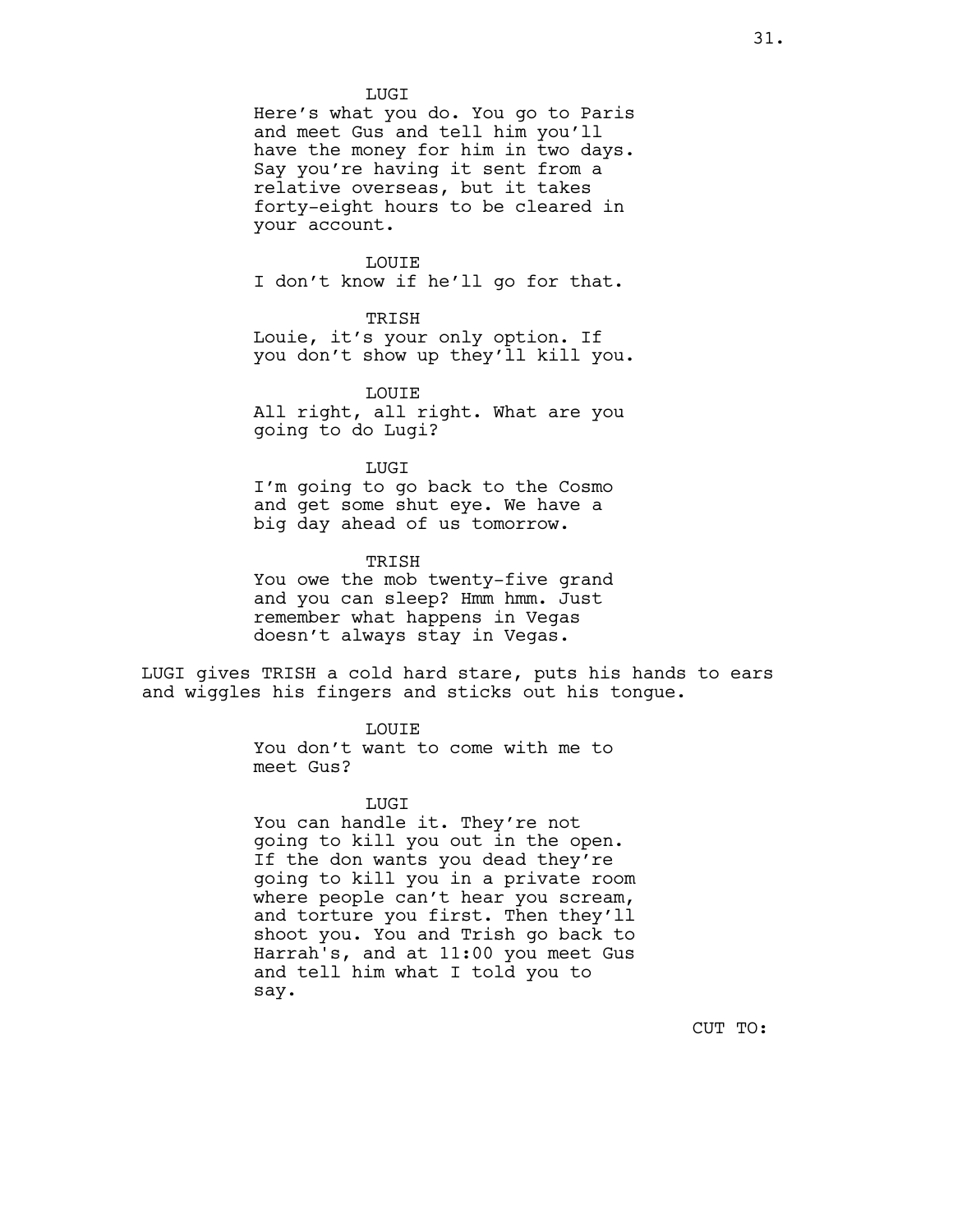LUGI

Here's what you do. You go to Paris and meet Gus and tell him you'll have the money for him in two days. Say you're having it sent from a relative overseas, but it takes forty-eight hours to be cleared in your account.

LOUIE

I don't know if he'll go for that.

TRISH

Louie, it's your only option. If you don't show up they'll kill you.

LOUIE

All right, all right. What are you going to do Lugi?

LUGI

I'm going to go back to the Cosmo and get some shut eye. We have a big day ahead of us tomorrow.

TRISH

You owe the mob twenty-five grand and you can sleep? Hmm hmm. Just remember what happens in Vegas doesn't always stay in Vegas.

LUGI gives TRISH a cold hard stare, puts his hands to ears and wiggles his fingers and sticks out his tongue.

LOUIE

You don't want to come with me to meet Gus?

LUGI

You can handle it. They're not going to kill you out in the open. If the don wants you dead they're going to kill you in a private room where people can't hear you scream, and torture you first. Then they'll shoot you. You and Trish go back to Harrah's, and at 11:00 you meet Gus and tell him what I told you to say.

CUT TO: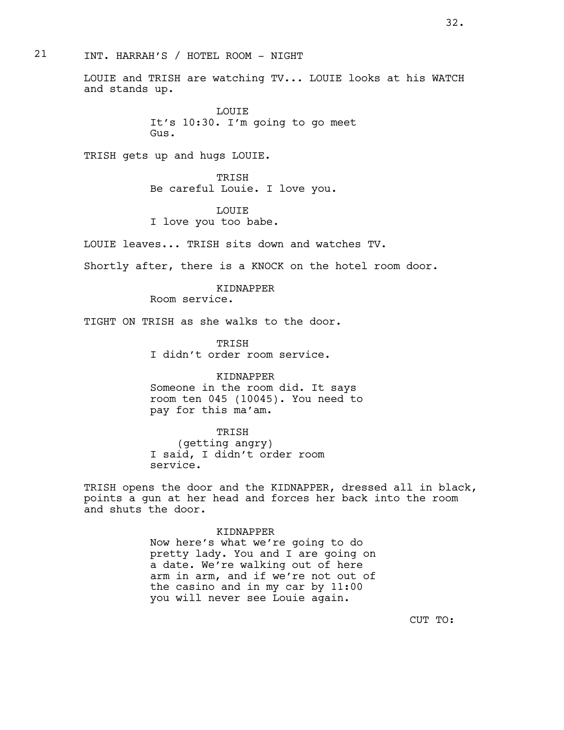21 INT. HARRAH'S / HOTEL ROOM - NIGHT

LOUIE and TRISH are watching TV... LOUIE looks at his WATCH and stands up.

LOUIE
It's 10:30. I'm going to go meet Gus.

TRISH gets up and hugs LOUIE.

TRISH
Be careful Louie. I love you.

LOUIE
I love you too babe.

LOUIE leaves... TRISH sits down and watches TV.

Shortly after, there is a KNOCK on the hotel room door.

KIDNAPPER
Room service.

TIGHT ON TRISH as she walks to the door.

TRISH
I didn't order room service.

KIDNAPPER
Someone in the room did. It says room ten 045 (10045). You need to pay for this ma'am.

TRISH
(getting angry)
I said, I didn't order room service.

TRISH opens the door and the KIDNAPPER, dressed all in black, points a gun at her head and forces her back into the room and shuts the door.

KIDNAPPER
Now here's what we're going to do pretty lady. You and I are going on a date. We're walking out of here arm in arm, and if we're not out of the casino and in my car by 11:00 you will never see Louie again.

CUT TO: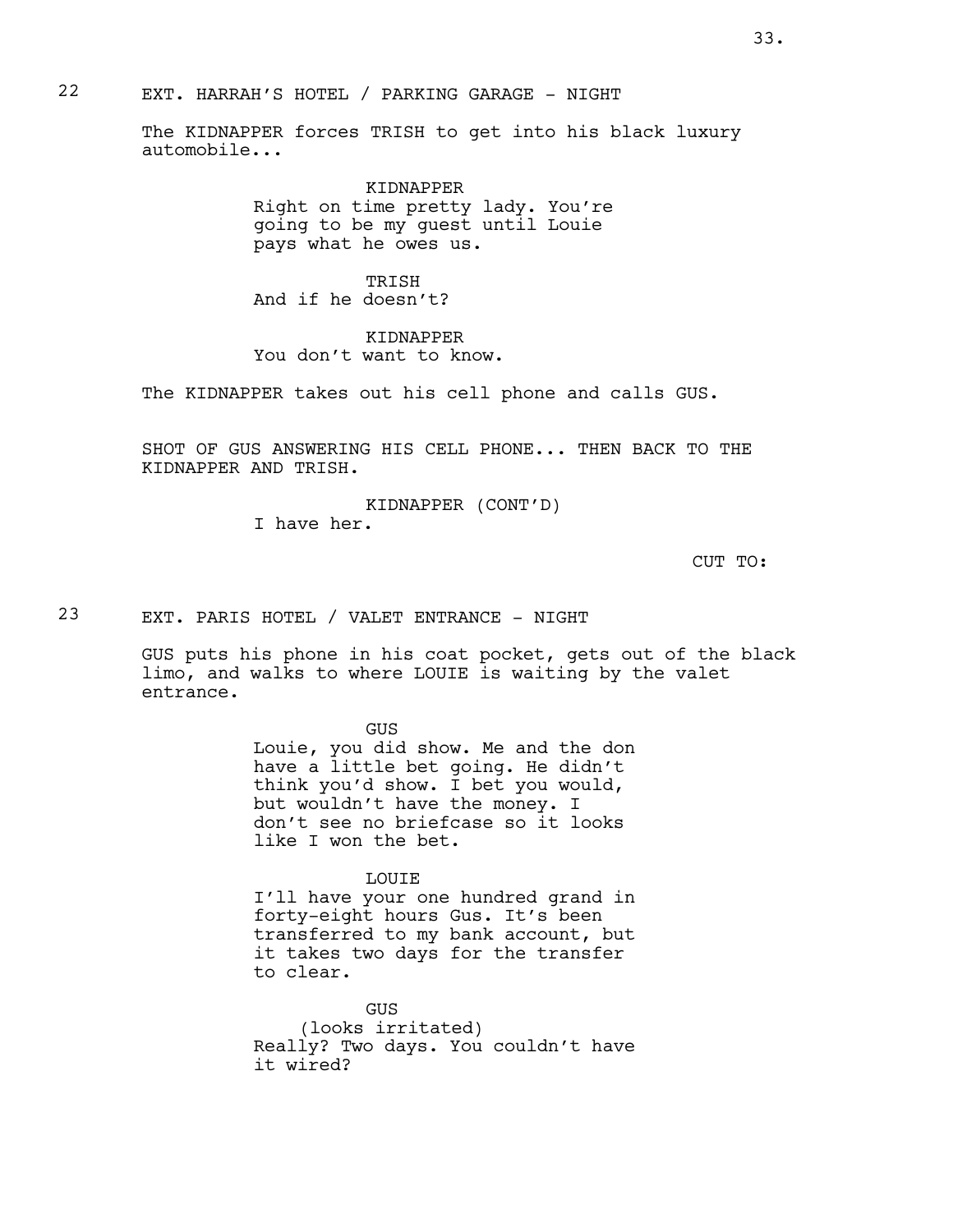22 EXT. HARRAH'S HOTEL / PARKING GARAGE - NIGHT

The KIDNAPPER forces TRISH to get into his black luxury automobile...

KIDNAPPER
Right on time pretty lady. You're going to be my guest until Louie pays what he owes us.

TRISH
And if he doesn't?

KIDNAPPER
You don't want to know.

The KIDNAPPER takes out his cell phone and calls GUS.

SHOT OF GUS ANSWERING HIS CELL PHONE... THEN BACK TO THE KIDNAPPER AND TRISH.

KIDNAPPER (CONT'D)
I have her.

CUT TO:

23 EXT. PARIS HOTEL / VALET ENTRANCE - NIGHT

GUS puts his phone in his coat pocket, gets out of the black limo, and walks to where LOUIE is waiting by the valet entrance.

GUS
Louie, you did show. Me and the don have a little bet going. He didn't think you'd show. I bet you would, but wouldn't have the money. I don't see no briefcase so it looks like I won the bet.

LOUIE
I'll have your one hundred grand in forty-eight hours Gus. It's been transferred to my bank account, but it takes two days for the transfer to clear.

GUS
(looks irritated)
Really? Two days. You couldn't have it wired?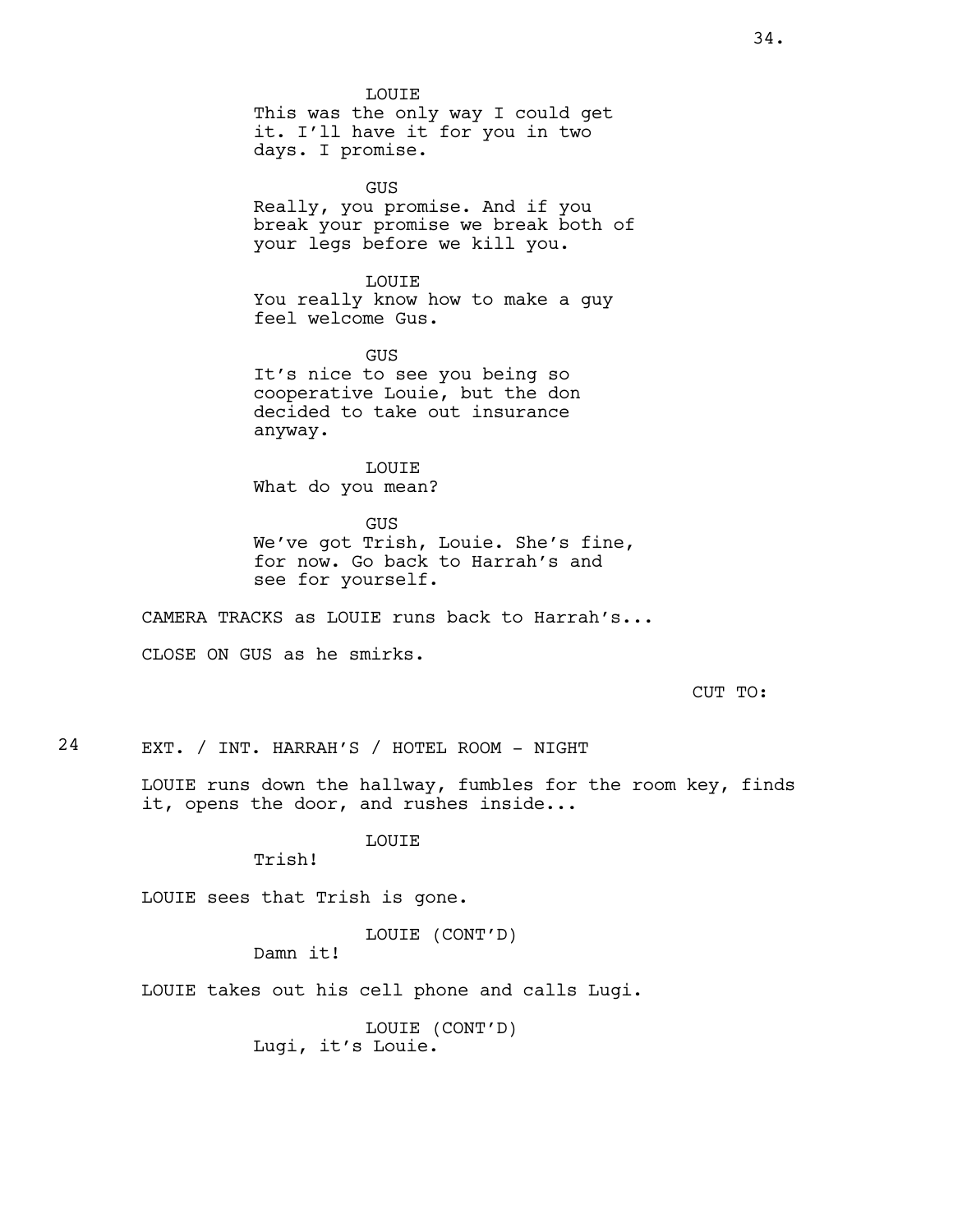LOUIE
This was the only way I could get it. I'll have it for you in two days. I promise.

GUS
Really, you promise. And if you break your promise we break both of your legs before we kill you.

LOUIE
You really know how to make a guy feel welcome Gus.

GUS
It's nice to see you being so cooperative Louie, but the don decided to take out insurance anyway.

LOUIE
What do you mean?

GUS
We've got Trish, Louie. She's fine, for now. Go back to Harrah's and see for yourself.

CAMERA TRACKS as LOUIE runs back to Harrah's...

CLOSE ON GUS as he smirks.

CUT TO:

24 EXT. / INT. HARRAH'S / HOTEL ROOM - NIGHT

LOUIE runs down the hallway, fumbles for the room key, finds it, opens the door, and rushes inside...

LOUIE
Trish!

LOUIE sees that Trish is gone.

LOUIE (CONT'D)
Damn it!

LOUIE takes out his cell phone and calls Lugi.

LOUIE (CONT'D)
Lugi, it's Louie.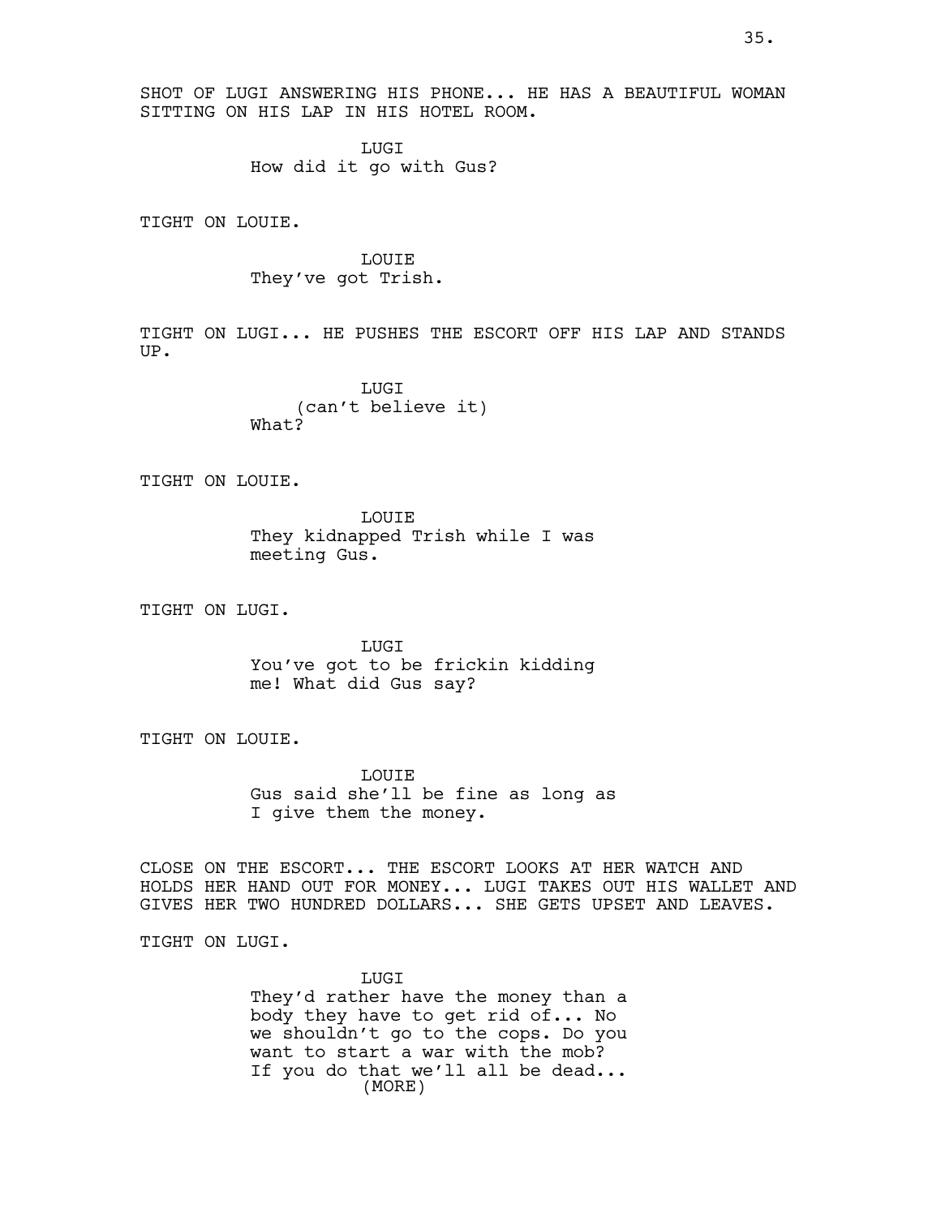SHOT OF LUGI ANSWERING HIS PHONE... HE HAS A BEAUTIFUL WOMAN SITTING ON HIS LAP IN HIS HOTEL ROOM.

LUGI
How did it go with Gus?

TIGHT ON LOUIE.

LOUIE
They've got Trish.

TIGHT ON LUGI... HE PUSHES THE ESCORT OFF HIS LAP AND STANDS UP.

LUGI
(can't believe it)
What?

TIGHT ON LOUIE.

LOUIE
They kidnapped Trish while I was meeting Gus.

TIGHT ON LUGI.

LUGI
You've got to be frickin kidding me! What did Gus say?

TIGHT ON LOUIE.

LOUIE
Gus said she'll be fine as long as I give them the money.

CLOSE ON THE ESCORT... THE ESCORT LOOKS AT HER WATCH AND HOLDS HER HAND OUT FOR MONEY... LUGI TAKES OUT HIS WALLET AND GIVES HER TWO HUNDRED DOLLARS... SHE GETS UPSET AND LEAVES.

TIGHT ON LUGI.

LUGI
They'd rather have the money than a body they have to get rid of... No we shouldn't go to the cops. Do you want to start a war with the mob? If you do that we'll all be dead...
(MORE)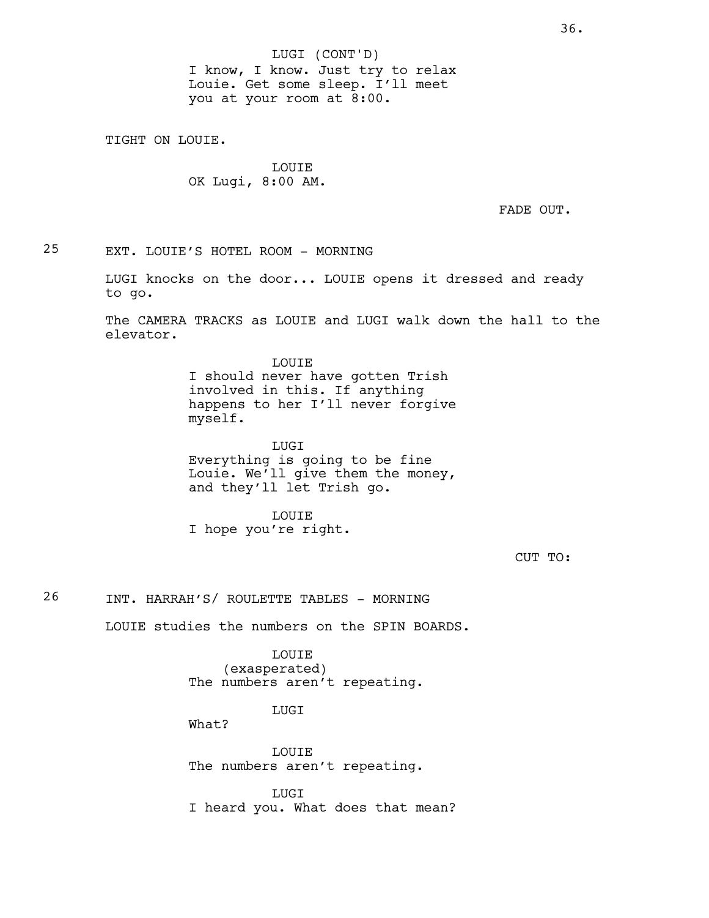LUGI (CONT'D)
I know, I know. Just try to relax Louie. Get some sleep. I'll meet you at your room at 8:00.

TIGHT ON LOUIE.

LOUIE
OK Lugi, 8:00 AM.

FADE OUT.

25 EXT. LOUIE'S HOTEL ROOM - MORNING

LUGI knocks on the door... LOUIE opens it dressed and ready to go.

The CAMERA TRACKS as LOUIE and LUGI walk down the hall to the elevator.

LOUIE
I should never have gotten Trish involved in this. If anything happens to her I'll never forgive myself.

LUGI
Everything is going to be fine Louie. We'll give them the money, and they'll let Trish go.

LOUIE
I hope you're right.

CUT TO:

26 INT. HARRAH'S/ ROULETTE TABLES - MORNING

LOUIE studies the numbers on the SPIN BOARDS.

LOUIE
(exasperated)
The numbers aren't repeating.

LUGI
What?

LOUIE
The numbers aren't repeating.

LUGI
I heard you. What does that mean?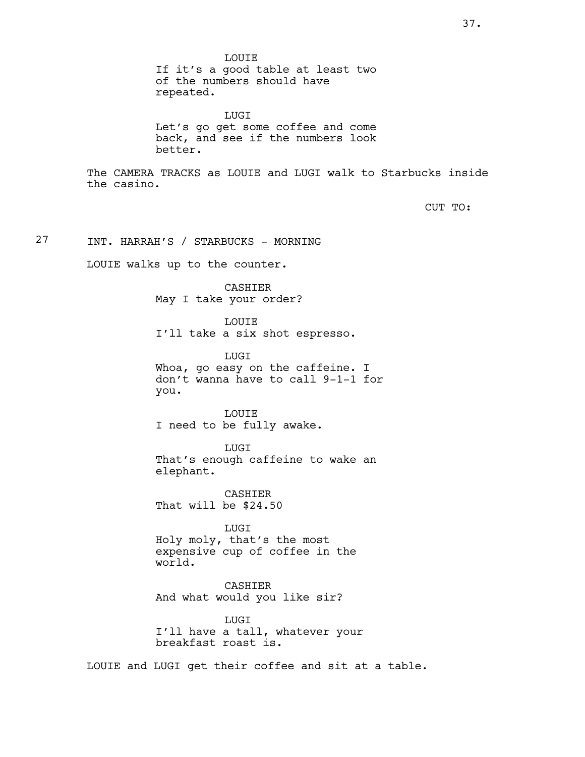LOUIE
If it's a good table at least two of the numbers should have repeated.

LUGI
Let's go get some coffee and come back, and see if the numbers look better.

The CAMERA TRACKS as LOUIE and LUGI walk to Starbucks inside the casino.

CUT TO:

27 INT. HARRAH'S / STARBUCKS - MORNING

LOUIE walks up to the counter.

CASHIER
May I take your order?

LOUIE
I'll take a six shot espresso.

LUGI
Whoa, go easy on the caffeine. I don't wanna have to call 9-1-1 for you.

LOUIE
I need to be fully awake.

LUGI
That's enough caffeine to wake an elephant.

CASHIER
That will be $24.50

LUGI
Holy moly, that's the most expensive cup of coffee in the world.

CASHIER
And what would you like sir?

LUGI
I'll have a tall, whatever your breakfast roast is.

LOUIE and LUGI get their coffee and sit at a table.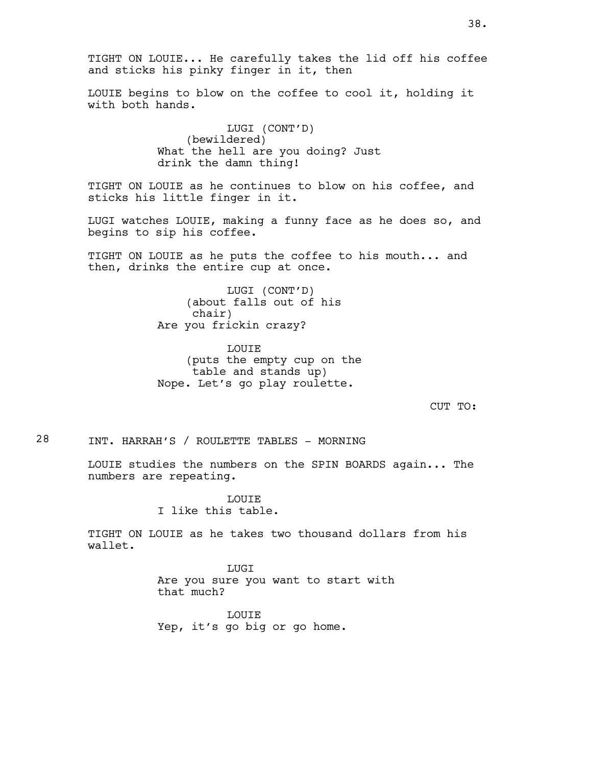TIGHT ON LOUIE... He carefully takes the lid off his coffee and sticks his pinky finger in it, then

LOUIE begins to blow on the coffee to cool it, holding it with both hands.

LUGI (CONT'D)
(bewildered)
What the hell are you doing? Just drink the damn thing!

TIGHT ON LOUIE as he continues to blow on his coffee, and sticks his little finger in it.

LUGI watches LOUIE, making a funny face as he does so, and begins to sip his coffee.

TIGHT ON LOUIE as he puts the coffee to his mouth... and then, drinks the entire cup at once.

LUGI (CONT'D)
(about falls out of his chair)
Are you frickin crazy?

LOUIE
(puts the empty cup on the table and stands up)
Nope. Let's go play roulette.

CUT TO:

28 INT. HARRAH'S / ROULETTE TABLES - MORNING

LOUIE studies the numbers on the SPIN BOARDS again... The numbers are repeating.

LOUIE
I like this table.

TIGHT ON LOUIE as he takes two thousand dollars from his wallet.

LUGI
Are you sure you want to start with that much?

LOUIE
Yep, it's go big or go home.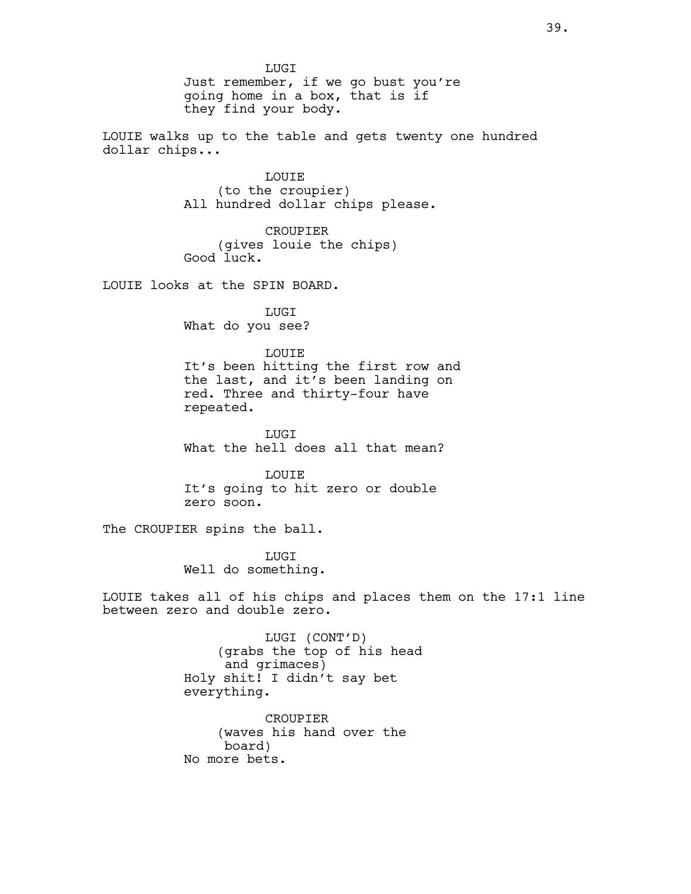LUGI
Just remember, if we go bust you're going home in a box, that is if they find your body.

LOUIE walks up to the table and gets twenty one hundred dollar chips...

LOUIE
(to the croupier)
All hundred dollar chips please.

CROUPIER
(gives louie the chips)
Good luck.

LOUIE looks at the SPIN BOARD.

LUGI
What do you see?

LOUIE
It's been hitting the first row and the last, and it's been landing on red. Three and thirty-four have repeated.

LUGI
What the hell does all that mean?

LOUIE
It's going to hit zero or double zero soon.

The CROUPIER spins the ball.

LUGI
Well do something.

LOUIE takes all of his chips and places them on the 17:1 line between zero and double zero.

LUGI (CONT'D)
(grabs the top of his head and grimaces)
Holy shit! I didn't say bet everything.

CROUPIER
(waves his hand over the board)
No more bets.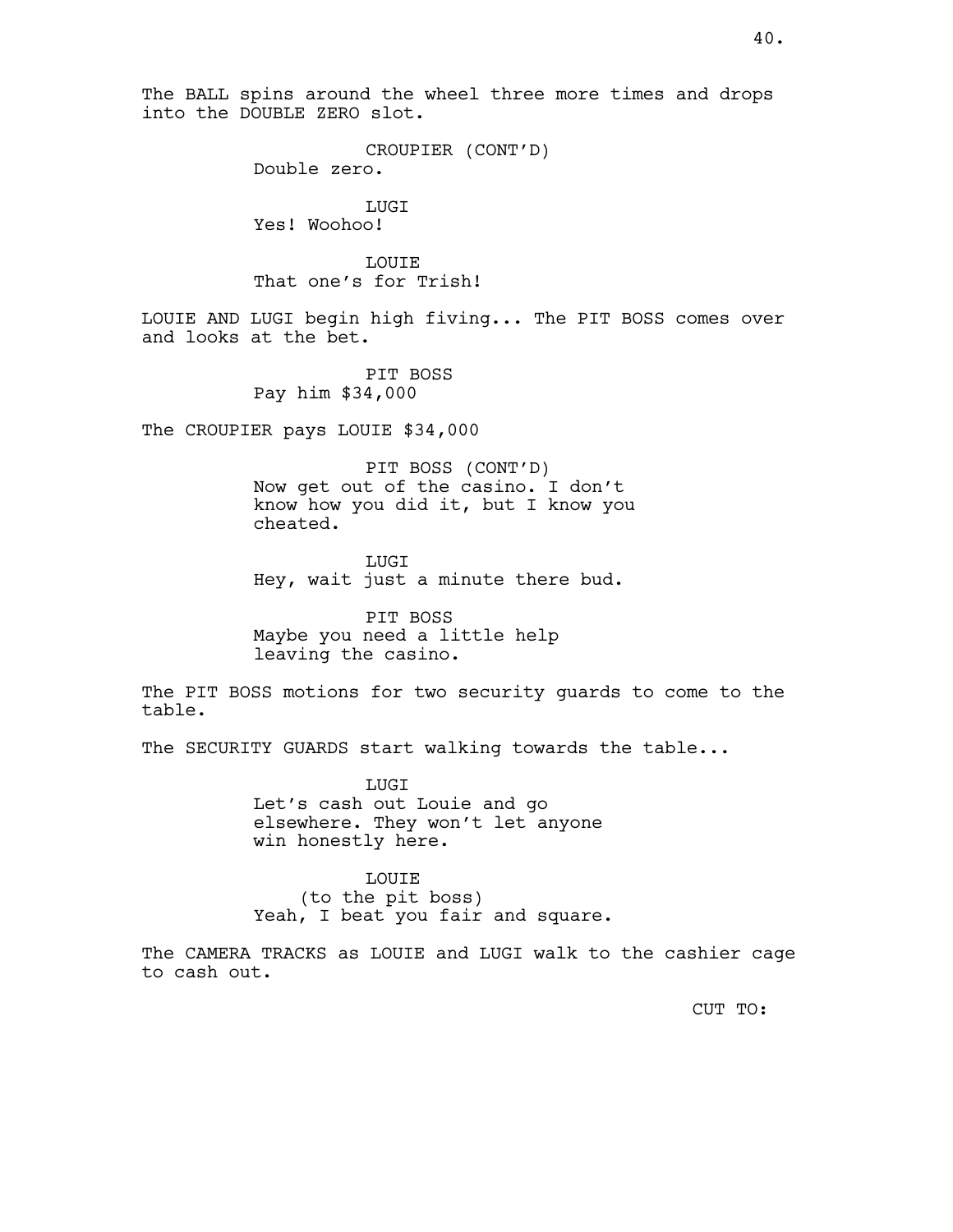The BALL spins around the wheel three more times and drops into the DOUBLE ZERO slot.

CROUPIER (CONT'D)
Double zero.

LUGI
Yes! Woohoo!

LOUIE
That one's for Trish!

LOUIE AND LUGI begin high fiving... The PIT BOSS comes over and looks at the bet.

PIT BOSS
Pay him $34,000

The CROUPIER pays LOUIE $34,000

PIT BOSS (CONT'D)
Now get out of the casino. I don't know how you did it, but I know you cheated.

LUGI
Hey, wait just a minute there bud.

PIT BOSS
Maybe you need a little help leaving the casino.

The PIT BOSS motions for two security guards to come to the table.

The SECURITY GUARDS start walking towards the table...

LUGI
Let's cash out Louie and go elsewhere. They won't let anyone win honestly here.

LOUIE
(to the pit boss)
Yeah, I beat you fair and square.

The CAMERA TRACKS as LOUIE and LUGI walk to the cashier cage to cash out.

CUT TO: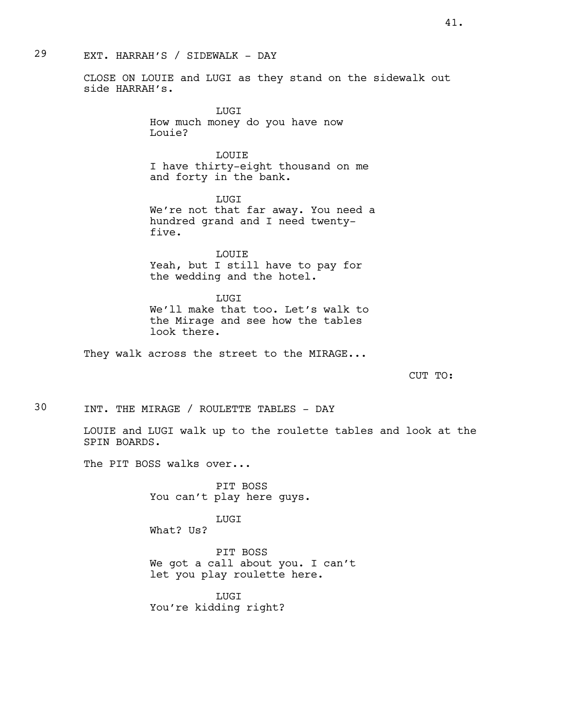29 EXT. HARRAH'S / SIDEWALK - DAY

CLOSE ON LOUIE and LUGI as they stand on the sidewalk out side HARRAH's.

LUGI
How much money do you have now Louie?

LOUIE
I have thirty-eight thousand on me and forty in the bank.

LUGI
We're not that far away. You need a hundred grand and I need twenty-five.

LOUIE
Yeah, but I still have to pay for the wedding and the hotel.

LUGI
We'll make that too. Let's walk to the Mirage and see how the tables look there.

They walk across the street to the MIRAGE...

CUT TO:

30 INT. THE MIRAGE / ROULETTE TABLES - DAY

LOUIE and LUGI walk up to the roulette tables and look at the SPIN BOARDS.

The PIT BOSS walks over...

PIT BOSS
You can't play here guys.

LUGI
What? Us?

PIT BOSS
We got a call about you. I can't let you play roulette here.

LUGI
You're kidding right?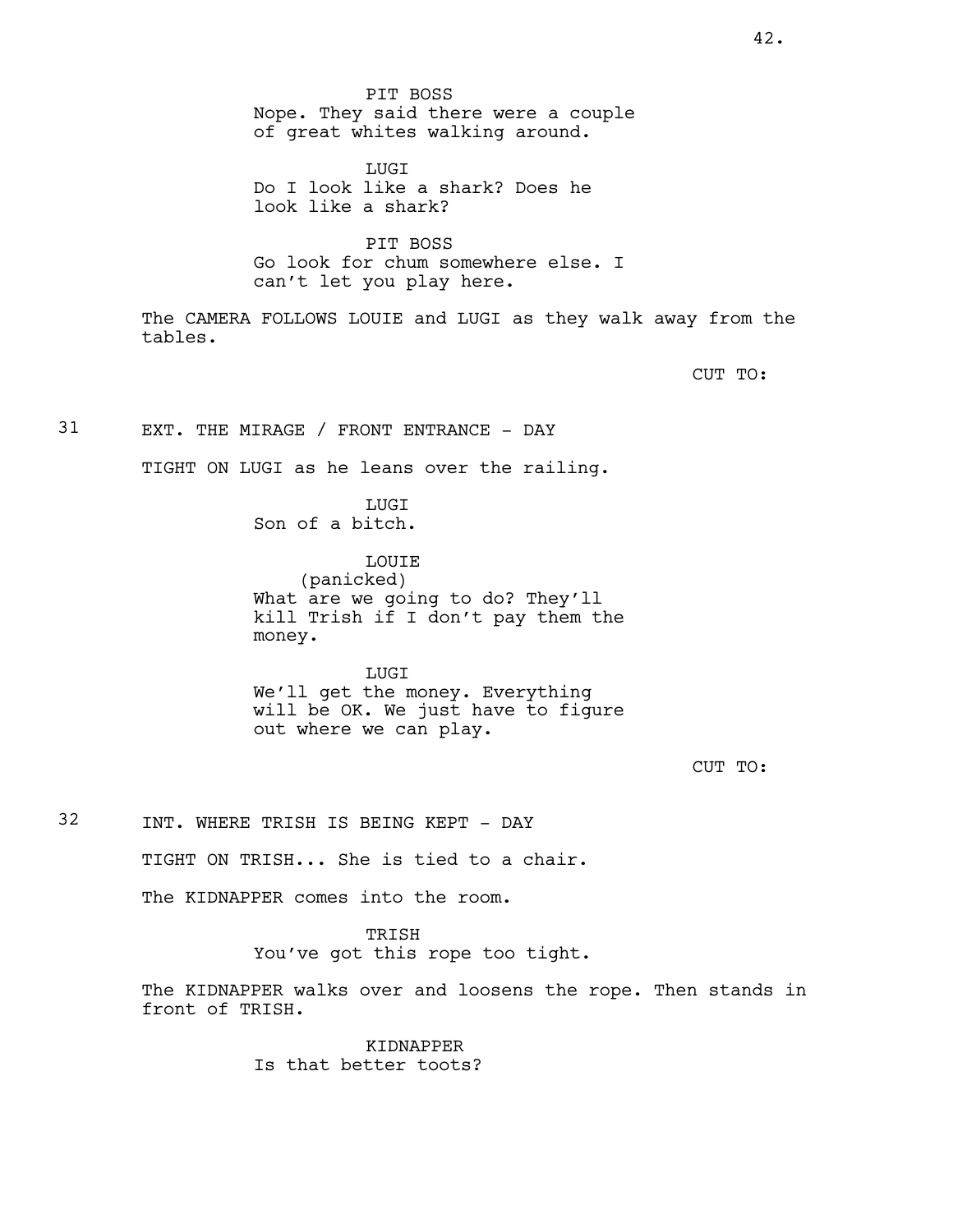PIT BOSS
Nope. They said there were a couple of great whites walking around.

LUGI
Do I look like a shark? Does he look like a shark?

PIT BOSS
Go look for chum somewhere else. I can't let you play here.

The CAMERA FOLLOWS LOUIE and LUGI as they walk away from the tables.

CUT TO:

31 EXT. THE MIRAGE / FRONT ENTRANCE - DAY

TIGHT ON LUGI as he leans over the railing.

LUGI
Son of a bitch.

LOUIE
(panicked)
What are we going to do? They'll kill Trish if I don't pay them the money.

LUGI
We'll get the money. Everything will be OK. We just have to figure out where we can play.

CUT TO:

32 INT. WHERE TRISH IS BEING KEPT - DAY

TIGHT ON TRISH... She is tied to a chair.

The KIDNAPPER comes into the room.

TRISH
You've got this rope too tight.

The KIDNAPPER walks over and loosens the rope. Then stands in front of TRISH.

KIDNAPPER
Is that better toots?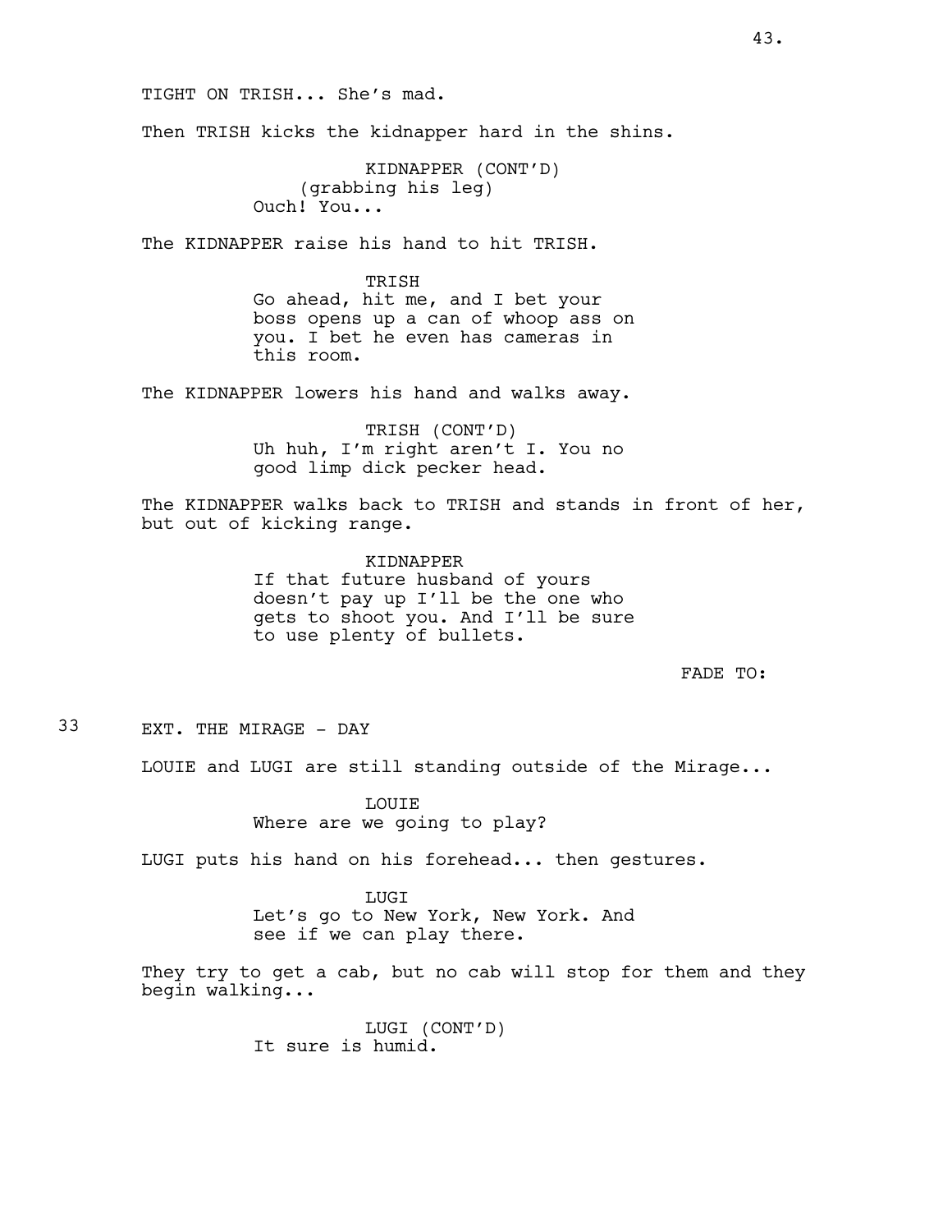TIGHT ON TRISH... She's mad.

Then TRISH kicks the kidnapper hard in the shins.

KIDNAPPER (CONT'D)
(grabbing his leg)
Ouch! You...

The KIDNAPPER raise his hand to hit TRISH.

TRISH
Go ahead, hit me, and I bet your boss opens up a can of whoop ass on you. I bet he even has cameras in this room.

The KIDNAPPER lowers his hand and walks away.

TRISH (CONT'D)
Uh huh, I'm right aren't I. You no good limp dick pecker head.

The KIDNAPPER walks back to TRISH and stands in front of her, but out of kicking range.

KIDNAPPER
If that future husband of yours doesn't pay up I'll be the one who gets to shoot you. And I'll be sure to use plenty of bullets.

FADE TO:

33 EXT. THE MIRAGE - DAY

LOUIE and LUGI are still standing outside of the Mirage...

LOUIE
Where are we going to play?

LUGI puts his hand on his forehead... then gestures.

LUGI
Let's go to New York, New York. And see if we can play there.

They try to get a cab, but no cab will stop for them and they begin walking...

LUGI (CONT'D)
It sure is humid.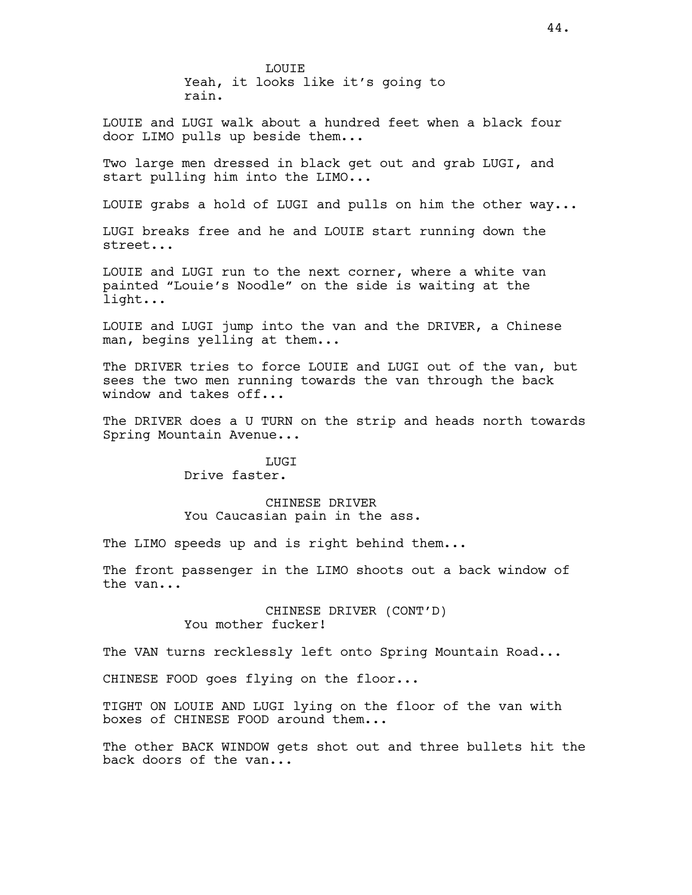LOUIE
Yeah, it looks like it's going to rain.

LOUIE and LUGI walk about a hundred feet when a black four door LIMO pulls up beside them...

Two large men dressed in black get out and grab LUGI, and start pulling him into the LIMO...

LOUIE grabs a hold of LUGI and pulls on him the other way...

LUGI breaks free and he and LOUIE start running down the street...

LOUIE and LUGI run to the next corner, where a white van painted "Louie's Noodle" on the side is waiting at the light...

LOUIE and LUGI jump into the van and the DRIVER, a Chinese man, begins yelling at them...

The DRIVER tries to force LOUIE and LUGI out of the van, but sees the two men running towards the van through the back window and takes off...

The DRIVER does a U TURN on the strip and heads north towards Spring Mountain Avenue...

LUGI
Drive faster.

CHINESE DRIVER
You Caucasian pain in the ass.

The LIMO speeds up and is right behind them...

The front passenger in the LIMO shoots out a back window of the van...

CHINESE DRIVER (CONT'D)
You mother fucker!

The VAN turns recklessly left onto Spring Mountain Road...

CHINESE FOOD goes flying on the floor...

TIGHT ON LOUIE AND LUGI lying on the floor of the van with boxes of CHINESE FOOD around them...

The other BACK WINDOW gets shot out and three bullets hit the back doors of the van...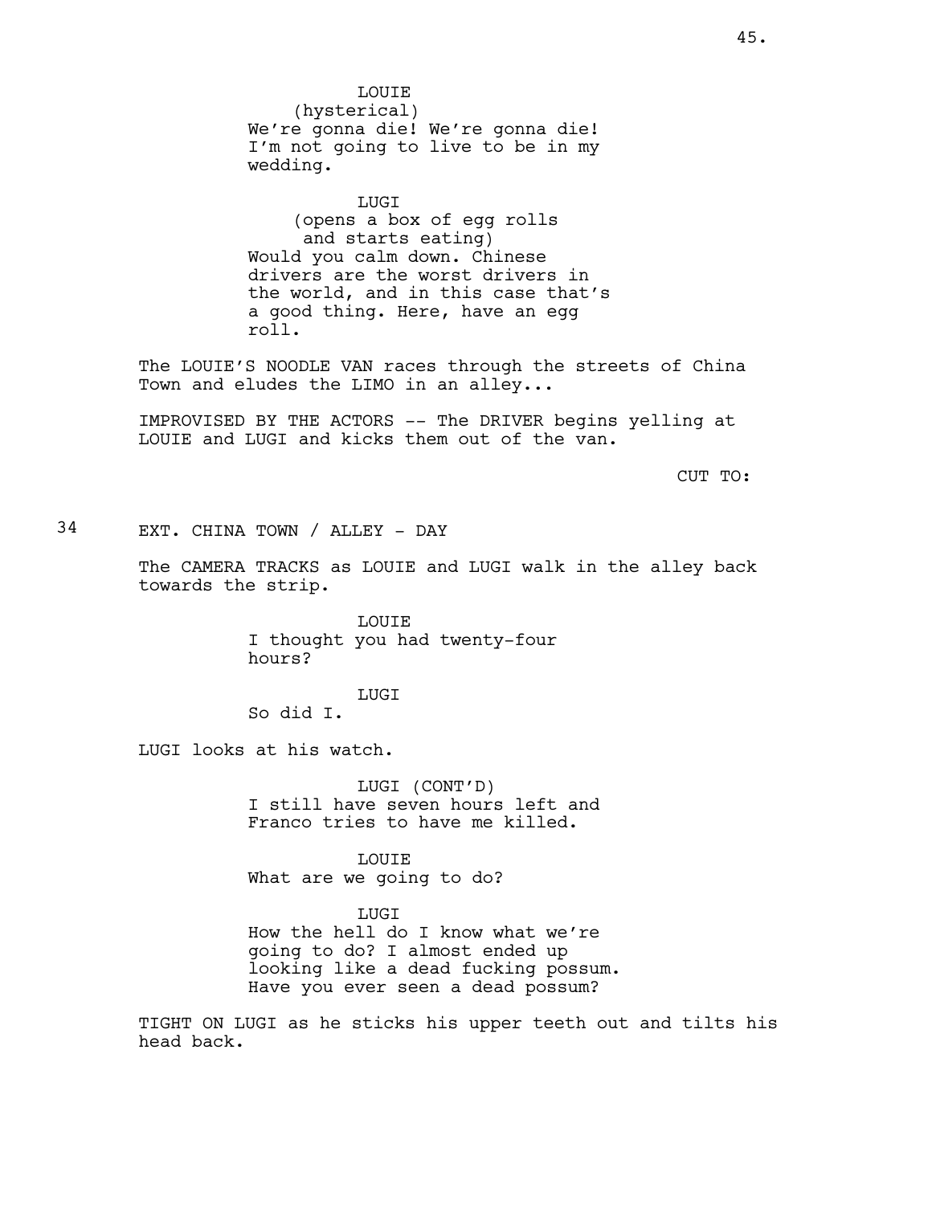LOUIE
(hysterical)
We're gonna die! We're gonna die! I'm not going to live to be in my wedding.

LUGI
(opens a box of egg rolls and starts eating)
Would you calm down. Chinese drivers are the worst drivers in the world, and in this case that's a good thing. Here, have an egg roll.

The LOUIE'S NOODLE VAN races through the streets of China Town and eludes the LIMO in an alley...

IMPROVISED BY THE ACTORS -- The DRIVER begins yelling at LOUIE and LUGI and kicks them out of the van.

CUT TO:

34 EXT. CHINA TOWN / ALLEY - DAY

The CAMERA TRACKS as LOUIE and LUGI walk in the alley back towards the strip.

LOUIE
I thought you had twenty-four hours?

LUGI
So did I.

LUGI looks at his watch.

LUGI (CONT'D)
I still have seven hours left and Franco tries to have me killed.

LOUIE
What are we going to do?

LUGI
How the hell do I know what we're going to do? I almost ended up looking like a dead fucking possum. Have you ever seen a dead possum?

TIGHT ON LUGI as he sticks his upper teeth out and tilts his head back.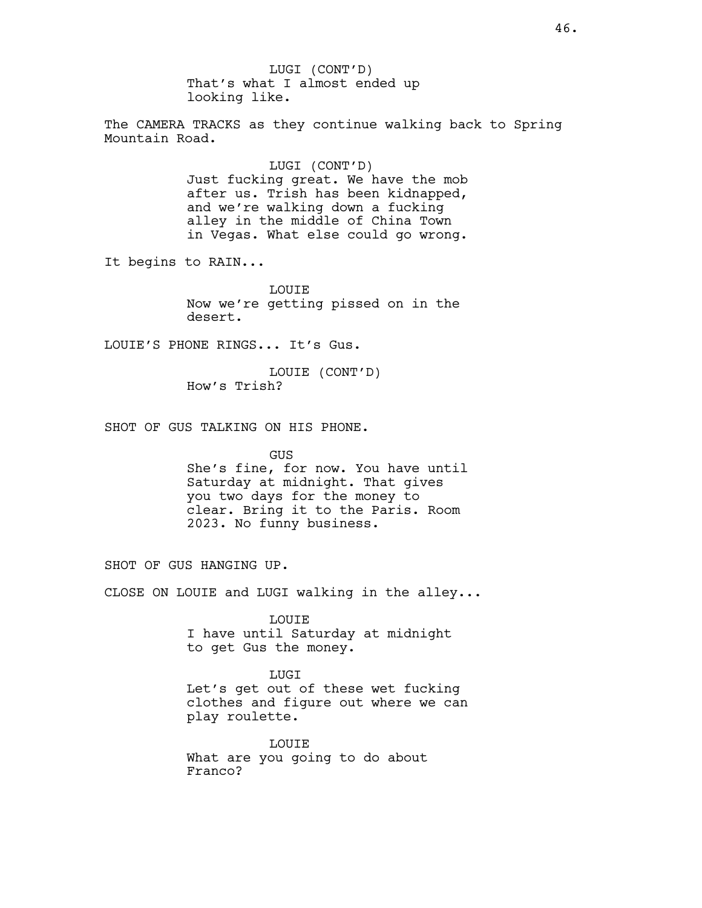LUGI (CONT'D)
That's what I almost ended up looking like.

The CAMERA TRACKS as they continue walking back to Spring Mountain Road.

LUGI (CONT'D)
Just fucking great. We have the mob after us. Trish has been kidnapped, and we're walking down a fucking alley in the middle of China Town in Vegas. What else could go wrong.

It begins to RAIN...

LOUIE
Now we're getting pissed on in the desert.

LOUIE'S PHONE RINGS... It's Gus.

LOUIE (CONT'D)
How's Trish?

SHOT OF GUS TALKING ON HIS PHONE.

GUS
She's fine, for now. You have until Saturday at midnight. That gives you two days for the money to clear. Bring it to the Paris. Room 2023. No funny business.

SHOT OF GUS HANGING UP.

CLOSE ON LOUIE and LUGI walking in the alley...

LOUIE
I have until Saturday at midnight to get Gus the money.

LUGI
Let's get out of these wet fucking clothes and figure out where we can play roulette.

LOUIE
What are you going to do about Franco?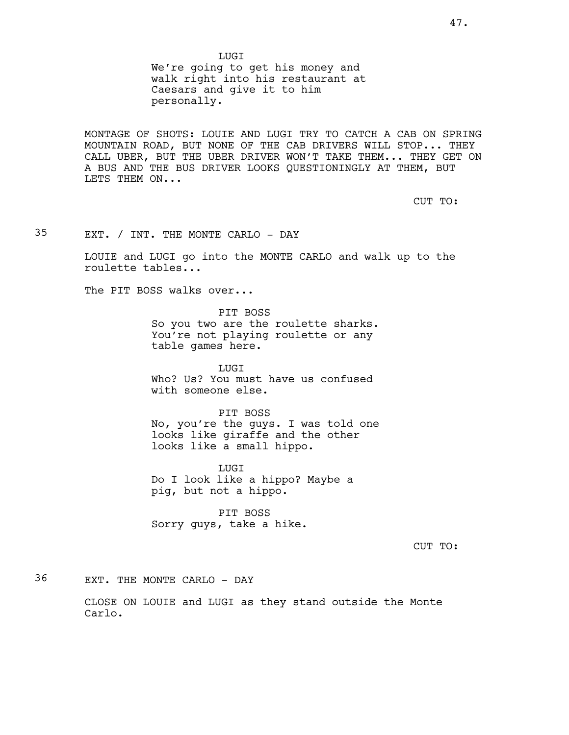LUGI
We're going to get his money and walk right into his restaurant at Caesars and give it to him personally.

MONTAGE OF SHOTS: LOUIE AND LUGI TRY TO CATCH A CAB ON SPRING MOUNTAIN ROAD, BUT NONE OF THE CAB DRIVERS WILL STOP... THEY CALL UBER, BUT THE UBER DRIVER WON'T TAKE THEM... THEY GET ON A BUS AND THE BUS DRIVER LOOKS QUESTIONINGLY AT THEM, BUT LETS THEM ON...

CUT TO:

35 EXT. / INT. THE MONTE CARLO - DAY

LOUIE and LUGI go into the MONTE CARLO and walk up to the roulette tables...

The PIT BOSS walks over...

PIT BOSS
So you two are the roulette sharks. You're not playing roulette or any table games here.

LUGI
Who? Us? You must have us confused with someone else.

PIT BOSS
No, you're the guys. I was told one looks like giraffe and the other looks like a small hippo.

LUGI
Do I look like a hippo? Maybe a pig, but not a hippo.

PIT BOSS
Sorry guys, take a hike.

CUT TO:

36 EXT. THE MONTE CARLO - DAY

CLOSE ON LOUIE and LUGI as they stand outside the Monte Carlo.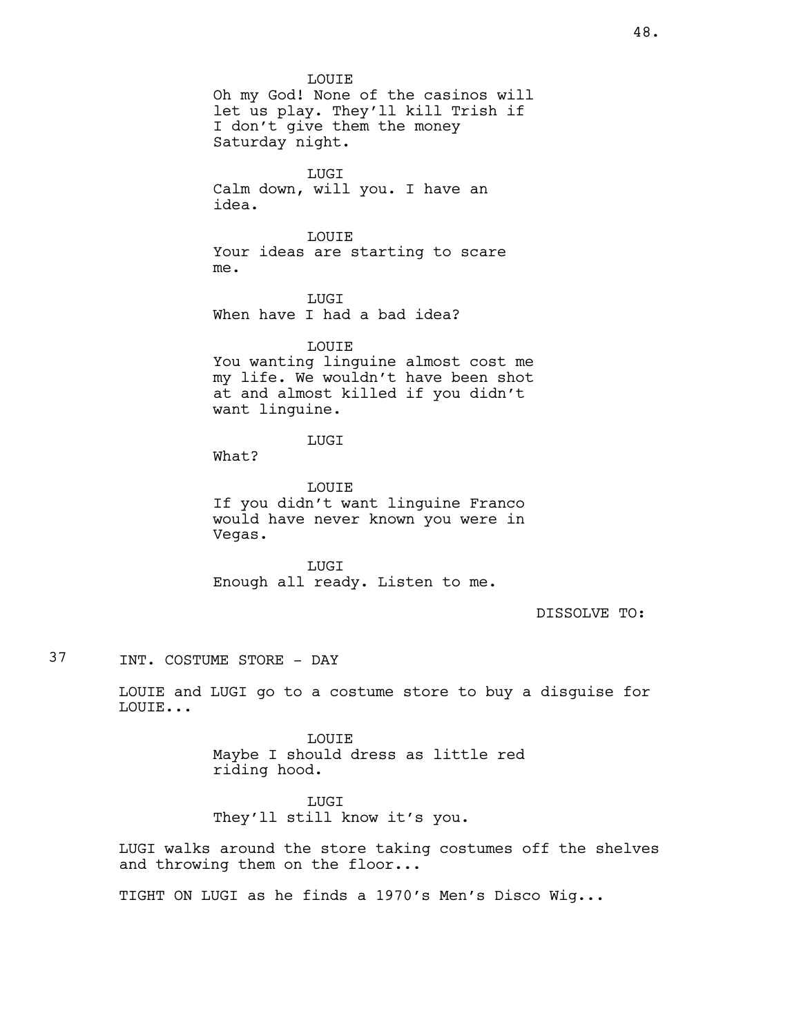LOUIE
Oh my God! None of the casinos will let us play. They'll kill Trish if I don't give them the money Saturday night.

LUGI
Calm down, will you. I have an idea.

LOUIE
Your ideas are starting to scare me.

LUGI
When have I had a bad idea?

LOUIE
You wanting linguine almost cost me my life. We wouldn't have been shot at and almost killed if you didn't want linguine.

LUGI
What?

LOUIE
If you didn't want linguine Franco would have never known you were in Vegas.

LUGI
Enough all ready. Listen to me.

DISSOLVE TO:

37 INT. COSTUME STORE - DAY

LOUIE and LUGI go to a costume store to buy a disguise for LOUIE...

LOUIE
Maybe I should dress as little red riding hood.

LUGI
They'll still know it's you.

LUGI walks around the store taking costumes off the shelves and throwing them on the floor...

TIGHT ON LUGI as he finds a 1970's Men's Disco Wig...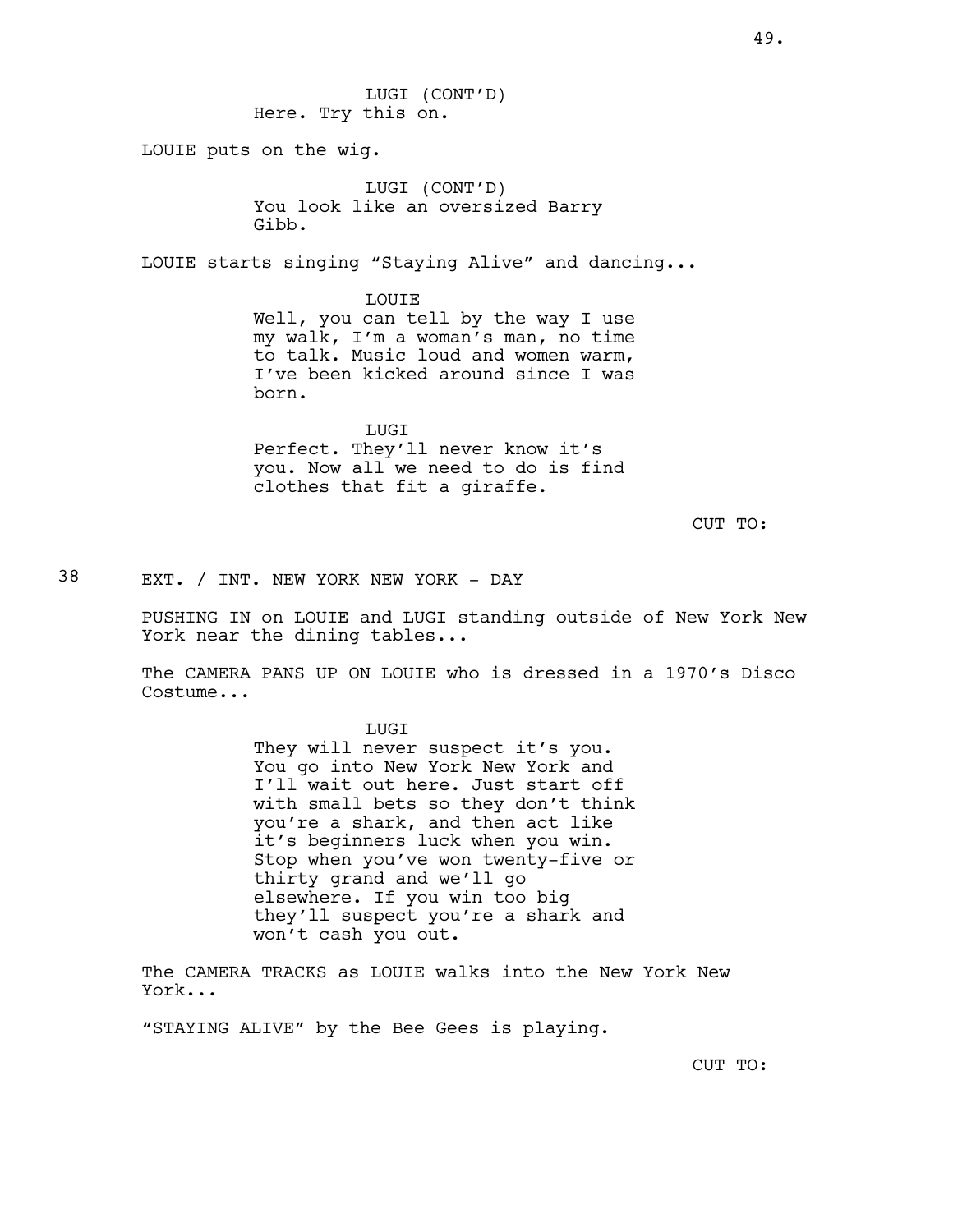LUGI (CONT'D)
Here. Try this on.

LOUIE puts on the wig.

LUGI (CONT'D)
You look like an oversized Barry Gibb.

LOUIE starts singing "Staying Alive" and dancing...

LOUIE
Well, you can tell by the way I use my walk, I'm a woman's man, no time to talk. Music loud and women warm, I've been kicked around since I was born.

LUGI
Perfect. They'll never know it's you. Now all we need to do is find clothes that fit a giraffe.

CUT TO:

38 EXT. / INT. NEW YORK NEW YORK - DAY

PUSHING IN on LOUIE and LUGI standing outside of New York New York near the dining tables...

The CAMERA PANS UP ON LOUIE who is dressed in a 1970's Disco Costume...

LUGI
They will never suspect it's you. You go into New York New York and I'll wait out here. Just start off with small bets so they don't think you're a shark, and then act like it's beginners luck when you win. Stop when you've won twenty-five or thirty grand and we'll go elsewhere. If you win too big they'll suspect you're a shark and won't cash you out.

The CAMERA TRACKS as LOUIE walks into the New York New York...

"STAYING ALIVE" by the Bee Gees is playing.

CUT TO: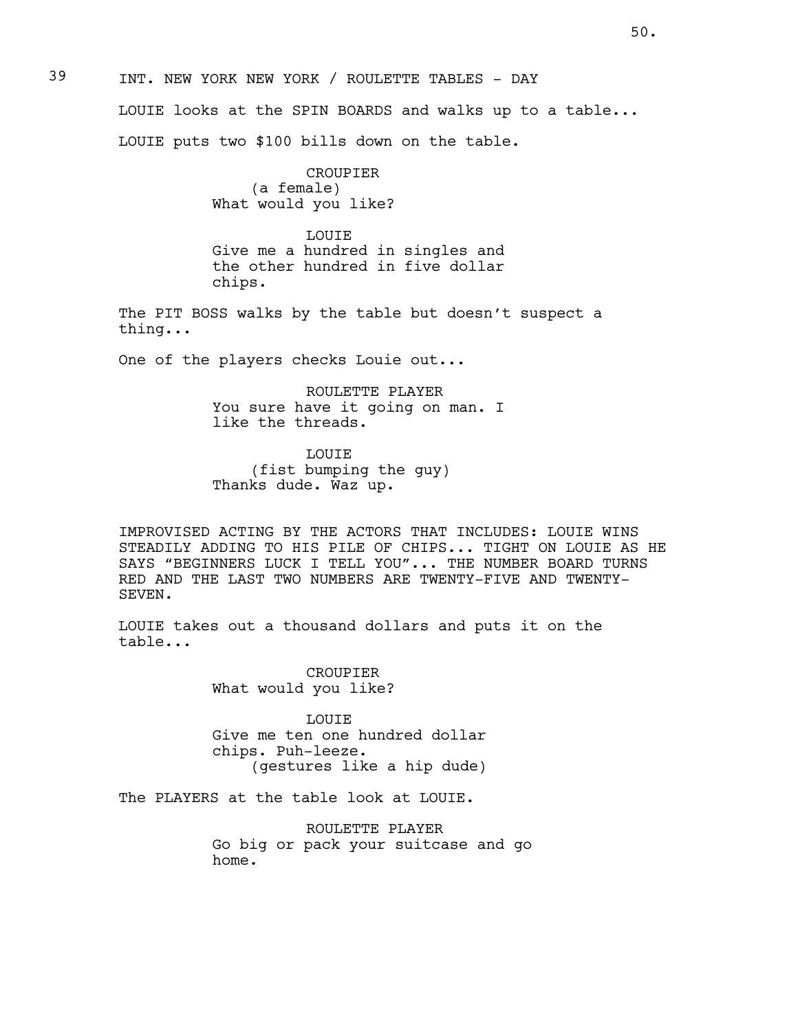39 INT. NEW YORK NEW YORK / ROULETTE TABLES - DAY

LOUIE looks at the SPIN BOARDS and walks up to a table...

LOUIE puts two $100 bills down on the table.

CROUPIER
(a female)
What would you like?

LOUIE
Give me a hundred in singles and the other hundred in five dollar chips.

The PIT BOSS walks by the table but doesn't suspect a thing...

One of the players checks Louie out...

ROULETTE PLAYER
You sure have it going on man. I like the threads.

LOUIE
(fist bumping the guy)
Thanks dude. Waz up.

IMPROVISED ACTING BY THE ACTORS THAT INCLUDES: LOUIE WINS STEADILY ADDING TO HIS PILE OF CHIPS... TIGHT ON LOUIE AS HE SAYS "BEGINNERS LUCK I TELL YOU"... THE NUMBER BOARD TURNS RED AND THE LAST TWO NUMBERS ARE TWENTY-FIVE AND TWENTY-SEVEN.

LOUIE takes out a thousand dollars and puts it on the table...

CROUPIER
What would you like?

LOUIE
Give me ten one hundred dollar chips. Puh-leeze.
(gestures like a hip dude)

The PLAYERS at the table look at LOUIE.

ROULETTE PLAYER
Go big or pack your suitcase and go home.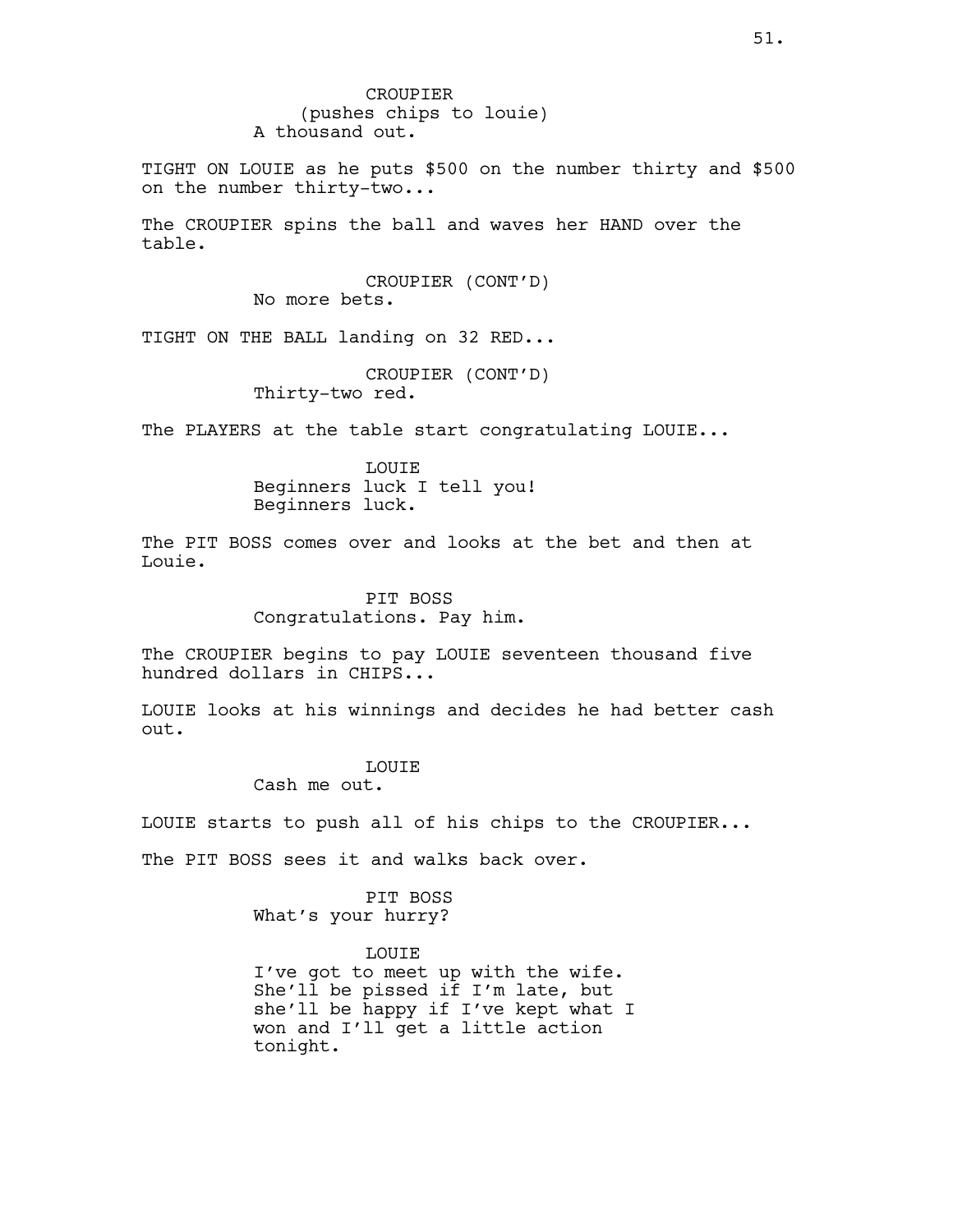CROUPIER
(pushes chips to louie)
A thousand out.

TIGHT ON LOUIE as he puts $500 on the number thirty and $500 on the number thirty-two...

The CROUPIER spins the ball and waves her HAND over the table.

CROUPIER (CONT'D)
No more bets.

TIGHT ON THE BALL landing on 32 RED...

CROUPIER (CONT'D)
Thirty-two red.

The PLAYERS at the table start congratulating LOUIE...

LOUIE
Beginners luck I tell you!
Beginners luck.

The PIT BOSS comes over and looks at the bet and then at Louie.

PIT BOSS
Congratulations. Pay him.

The CROUPIER begins to pay LOUIE seventeen thousand five hundred dollars in CHIPS...

LOUIE looks at his winnings and decides he had better cash out.

LOUIE
Cash me out.

LOUIE starts to push all of his chips to the CROUPIER...

The PIT BOSS sees it and walks back over.

PIT BOSS
What's your hurry?

LOUIE
I've got to meet up with the wife. She'll be pissed if I'm late, but she'll be happy if I've kept what I won and I'll get a little action tonight.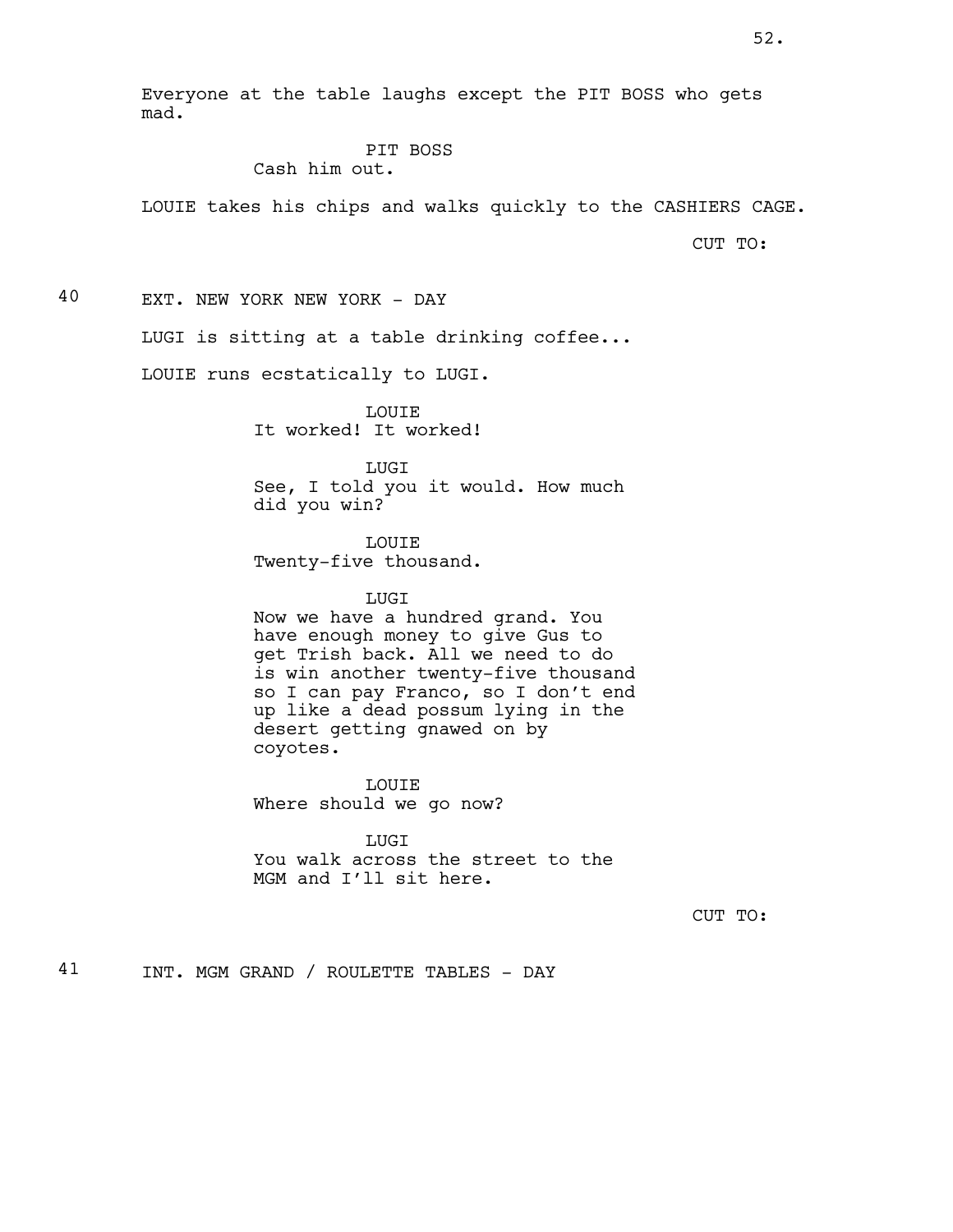Everyone at the table laughs except the PIT BOSS who gets mad.

PIT BOSS
Cash him out.

LOUIE takes his chips and walks quickly to the CASHIERS CAGE.

CUT TO:

40 EXT. NEW YORK NEW YORK - DAY

LUGI is sitting at a table drinking coffee...

LOUIE runs ecstatically to LUGI.

LOUIE
It worked! It worked!

LUGI
See, I told you it would. How much did you win?

LOUIE
Twenty-five thousand.

LUGI
Now we have a hundred grand. You have enough money to give Gus to get Trish back. All we need to do is win another twenty-five thousand so I can pay Franco, so I don't end up like a dead possum lying in the desert getting gnawed on by coyotes.

LOUIE
Where should we go now?

LUGI
You walk across the street to the MGM and I'll sit here.

CUT TO:

41 INT. MGM GRAND / ROULETTE TABLES - DAY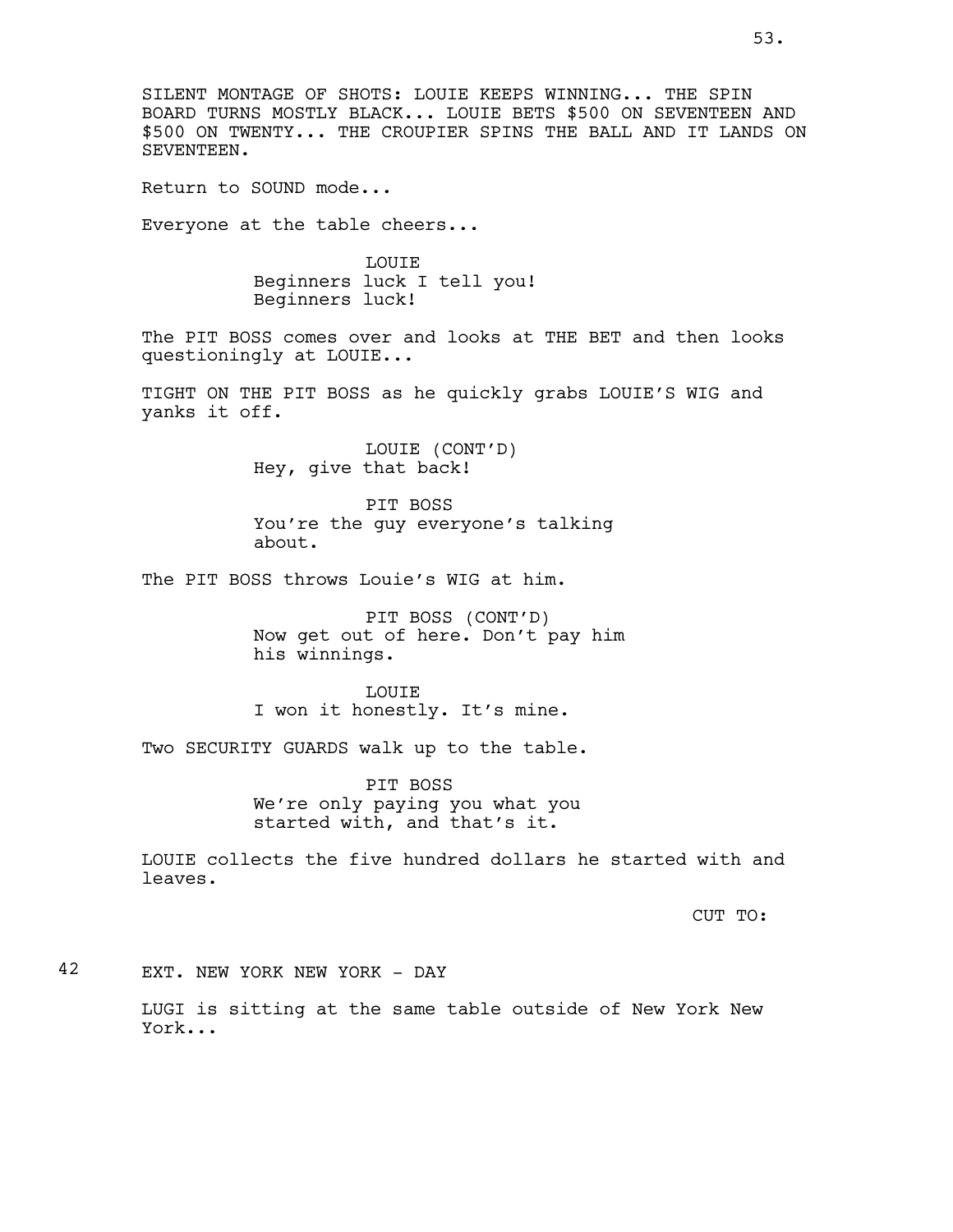SILENT MONTAGE OF SHOTS: LOUIE KEEPS WINNING... THE SPIN BOARD TURNS MOSTLY BLACK... LOUIE BETS $500 ON SEVENTEEN AND $500 ON TWENTY... THE CROUPIER SPINS THE BALL AND IT LANDS ON SEVENTEEN.

Return to SOUND mode...

Everyone at the table cheers...

LOUIE
Beginners luck I tell you!
Beginners luck!

The PIT BOSS comes over and looks at THE BET and then looks questioningly at LOUIE...

TIGHT ON THE PIT BOSS as he quickly grabs LOUIE'S WIG and yanks it off.

LOUIE (CONT'D)
Hey, give that back!

PIT BOSS
You're the guy everyone's talking about.

The PIT BOSS throws Louie's WIG at him.

PIT BOSS (CONT'D)
Now get out of here. Don't pay him his winnings.

LOUIE
I won it honestly. It's mine.

Two SECURITY GUARDS walk up to the table.

PIT BOSS
We're only paying you what you started with, and that's it.

LOUIE collects the five hundred dollars he started with and leaves.

CUT TO:

42 EXT. NEW YORK NEW YORK - DAY

LUGI is sitting at the same table outside of New York New York...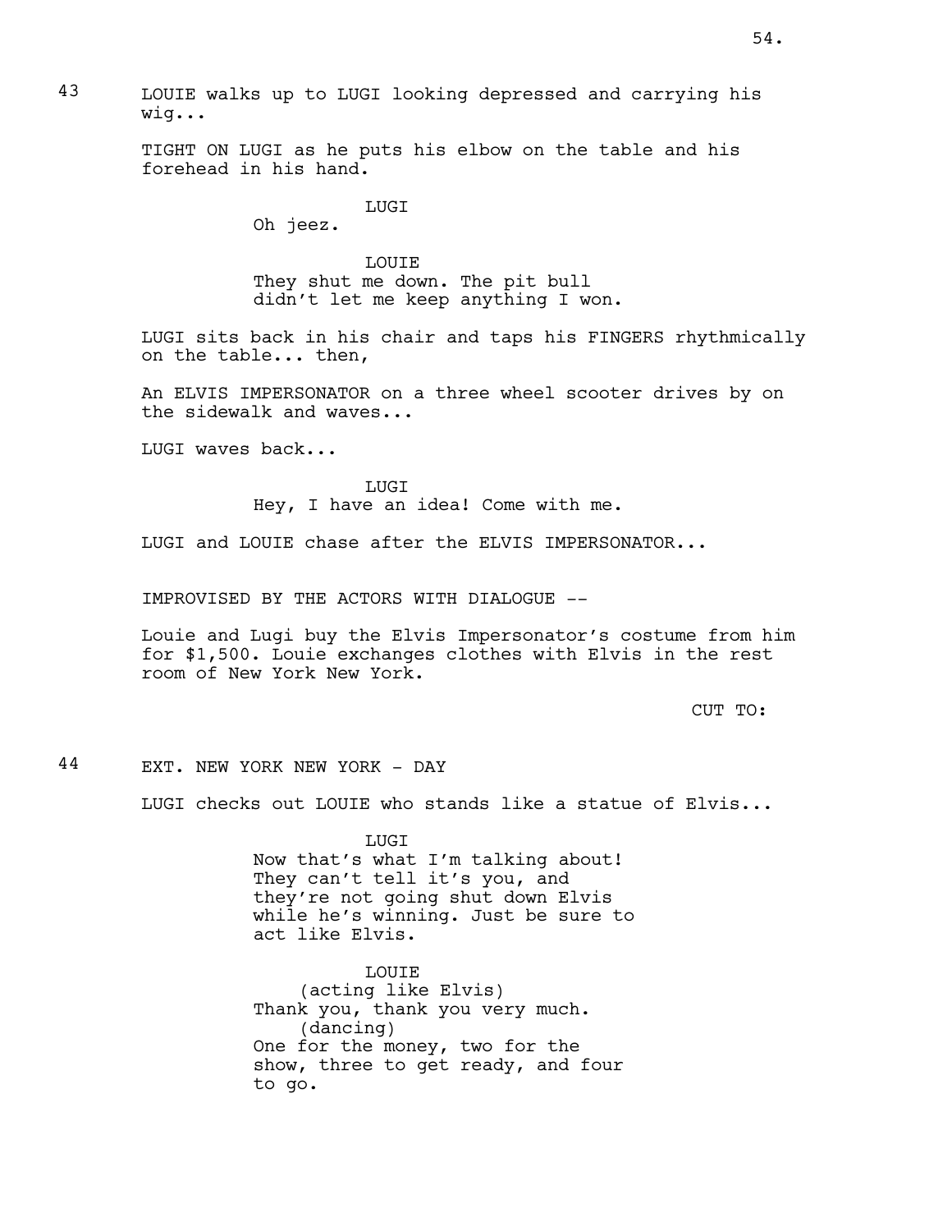43 LOUIE walks up to LUGI looking depressed and carrying his wig...

TIGHT ON LUGI as he puts his elbow on the table and his forehead in his hand.

LUGI
Oh jeez.

LOUIE
They shut me down. The pit bull didn't let me keep anything I won.

LUGI sits back in his chair and taps his FINGERS rhythmically on the table... then,

An ELVIS IMPERSONATOR on a three wheel scooter drives by on the sidewalk and waves...

LUGI waves back...

LUGI
Hey, I have an idea! Come with me.

LUGI and LOUIE chase after the ELVIS IMPERSONATOR...

IMPROVISED BY THE ACTORS WITH DIALOGUE --

Louie and Lugi buy the Elvis Impersonator's costume from him for $1,500. Louie exchanges clothes with Elvis in the rest room of New York New York.

CUT TO:

44 EXT. NEW YORK NEW YORK - DAY

LUGI checks out LOUIE who stands like a statue of Elvis...

LUGI
Now that's what I'm talking about! They can't tell it's you, and they're not going shut down Elvis while he's winning. Just be sure to act like Elvis.

LOUIE
(acting like Elvis)
Thank you, thank you very much.
(dancing)
One for the money, two for the show, three to get ready, and four to go.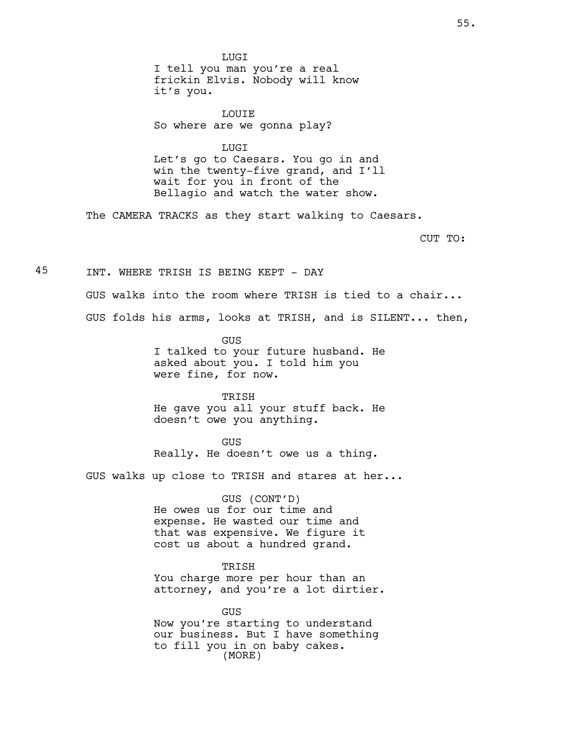LUGI
I tell you man you're a real frickin Elvis. Nobody will know it's you.

LOUIE
So where are we gonna play?

LUGI
Let's go to Caesars. You go in and win the twenty-five grand, and I'll wait for you in front of the Bellagio and watch the water show.

The CAMERA TRACKS as they start walking to Caesars.

CUT TO:

45 INT. WHERE TRISH IS BEING KEPT - DAY

GUS walks into the room where TRISH is tied to a chair...

GUS folds his arms, looks at TRISH, and is SILENT... then,

GUS
I talked to your future husband. He asked about you. I told him you were fine, for now.

TRISH
He gave you all your stuff back. He doesn't owe you anything.

GUS
Really. He doesn't owe us a thing.

GUS walks up close to TRISH and stares at her...

GUS (CONT'D)
He owes us for our time and expense. He wasted our time and that was expensive. We figure it cost us about a hundred grand.

TRISH
You charge more per hour than an attorney, and you're a lot dirtier.

GUS
Now you're starting to understand our business. But I have something to fill you in on baby cakes.
(MORE)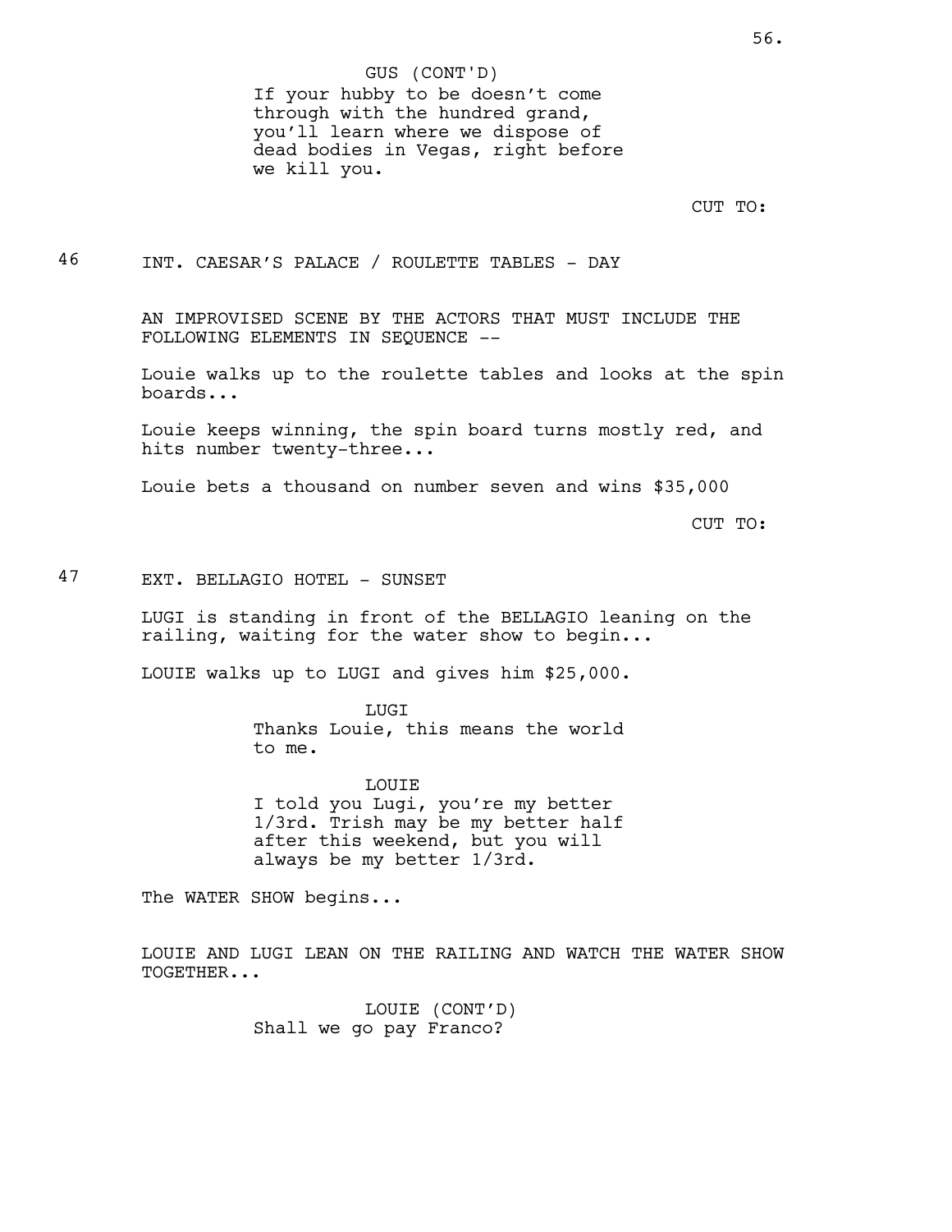GUS (CONT'D)
If your hubby to be doesn't come through with the hundred grand, you'll learn where we dispose of dead bodies in Vegas, right before we kill you.

CUT TO:

46 INT. CAESAR'S PALACE / ROULETTE TABLES - DAY

AN IMPROVISED SCENE BY THE ACTORS THAT MUST INCLUDE THE FOLLOWING ELEMENTS IN SEQUENCE --

Louie walks up to the roulette tables and looks at the spin boards...

Louie keeps winning, the spin board turns mostly red, and hits number twenty-three...

Louie bets a thousand on number seven and wins $35,000

CUT TO:

47 EXT. BELLAGIO HOTEL - SUNSET

LUGI is standing in front of the BELLAGIO leaning on the railing, waiting for the water show to begin...

LOUIE walks up to LUGI and gives him $25,000.

LUGI
Thanks Louie, this means the world to me.

LOUIE
I told you Lugi, you're my better 1/3rd. Trish may be my better half after this weekend, but you will always be my better 1/3rd.

The WATER SHOW begins...

LOUIE AND LUGI LEAN ON THE RAILING AND WATCH THE WATER SHOW TOGETHER...

LOUIE (CONT'D)
Shall we go pay Franco?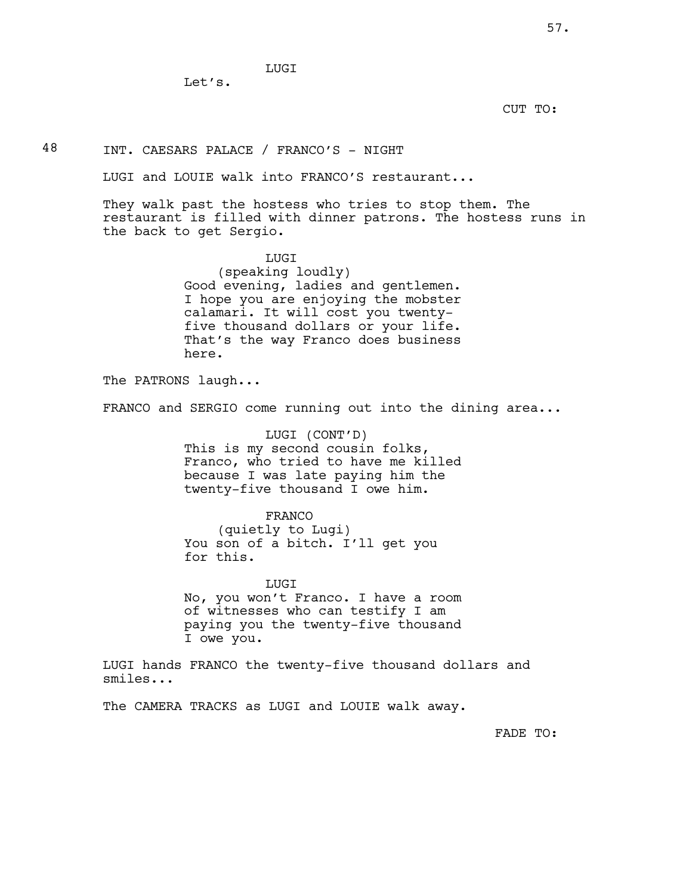LUGI

Let's.

CUT TO:

48 INT. CAESARS PALACE / FRANCO'S - NIGHT

LUGI and LOUIE walk into FRANCO'S restaurant...

They walk past the hostess who tries to stop them. The restaurant is filled with dinner patrons. The hostess runs in the back to get Sergio.

LUGI
(speaking loudly)
Good evening, ladies and gentlemen. I hope you are enjoying the mobster calamari. It will cost you twenty-five thousand dollars or your life. That's the way Franco does business here.

The PATRONS laugh...

FRANCO and SERGIO come running out into the dining area...

LUGI (CONT'D)
This is my second cousin folks, Franco, who tried to have me killed because I was late paying him the twenty-five thousand I owe him.

FRANCO
(quietly to Lugi)
You son of a bitch. I'll get you for this.

LUGI
No, you won't Franco. I have a room of witnesses who can testify I am paying you the twenty-five thousand I owe you.

LUGI hands FRANCO the twenty-five thousand dollars and smiles...

The CAMERA TRACKS as LUGI and LOUIE walk away.

FADE TO: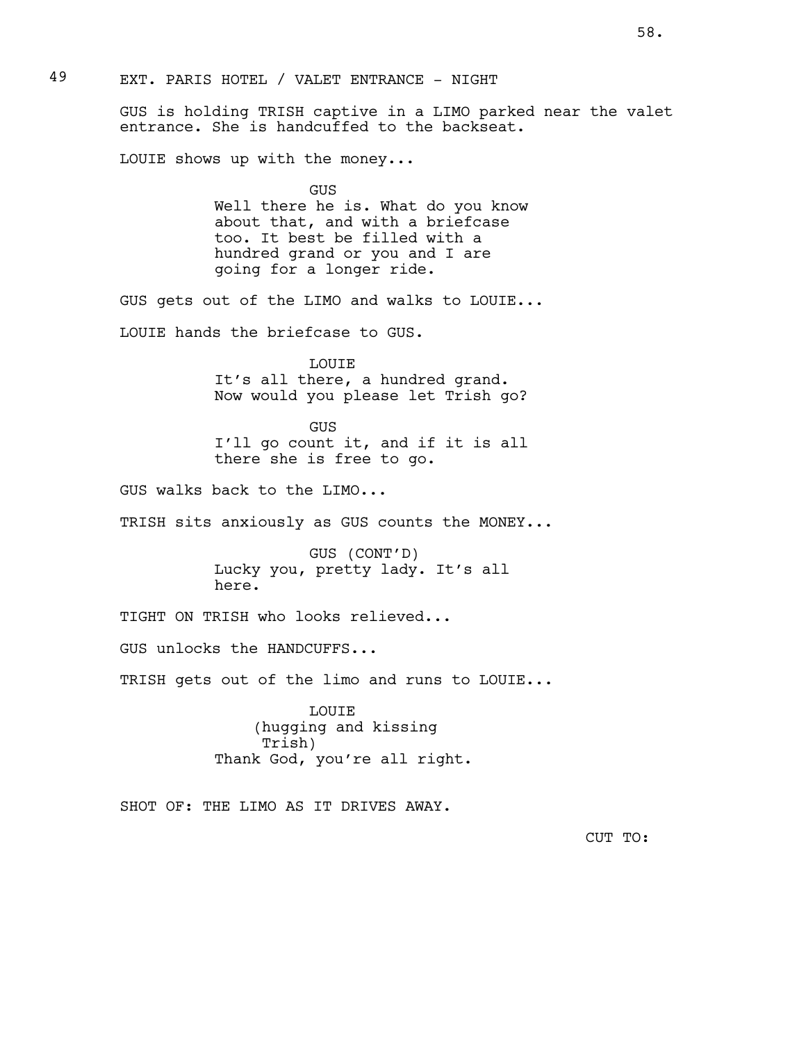49 EXT. PARIS HOTEL / VALET ENTRANCE - NIGHT

GUS is holding TRISH captive in a LIMO parked near the valet entrance. She is handcuffed to the backseat.

LOUIE shows up with the money...

GUS
Well there he is. What do you know about that, and with a briefcase too. It best be filled with a hundred grand or you and I are going for a longer ride.

GUS gets out of the LIMO and walks to LOUIE...

LOUIE hands the briefcase to GUS.

LOUIE
It's all there, a hundred grand. Now would you please let Trish go?

GUS
I'll go count it, and if it is all there she is free to go.

GUS walks back to the LIMO...

TRISH sits anxiously as GUS counts the MONEY...

GUS (CONT'D)
Lucky you, pretty lady. It's all here.

TIGHT ON TRISH who looks relieved...

GUS unlocks the HANDCUFFS...

TRISH gets out of the limo and runs to LOUIE...

LOUIE
(hugging and kissing Trish)
Thank God, you're all right.

SHOT OF: THE LIMO AS IT DRIVES AWAY.

CUT TO: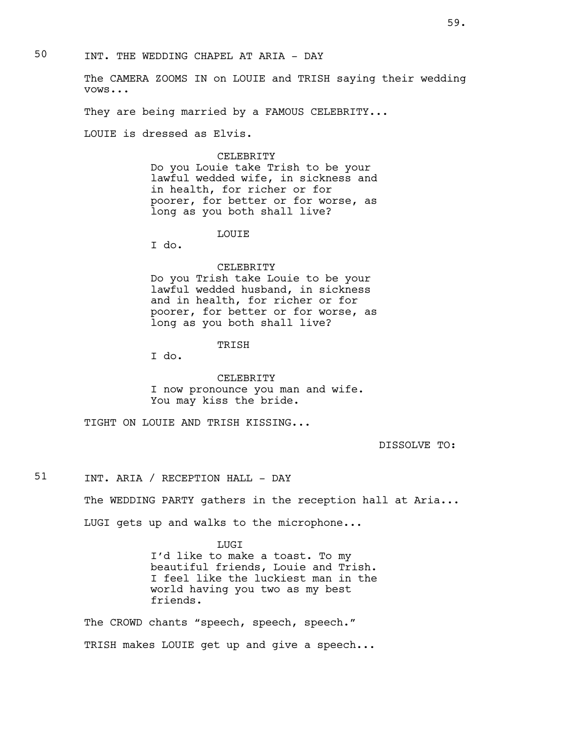50 INT. THE WEDDING CHAPEL AT ARIA - DAY

The CAMERA ZOOMS IN on LOUIE and TRISH saying their wedding vows...

They are being married by a FAMOUS CELEBRITY...

LOUIE is dressed as Elvis.

CELEBRITY
Do you Louie take Trish to be your lawful wedded wife, in sickness and in health, for richer or for poorer, for better or for worse, as long as you both shall live?

LOUIE
I do.

CELEBRITY
Do you Trish take Louie to be your lawful wedded husband, in sickness and in health, for richer or for poorer, for better or for worse, as long as you both shall live?

TRISH
I do.

CELEBRITY
I now pronounce you man and wife. You may kiss the bride.

TIGHT ON LOUIE AND TRISH KISSING...

DISSOLVE TO:

51 INT. ARIA / RECEPTION HALL - DAY

The WEDDING PARTY gathers in the reception hall at Aria...

LUGI gets up and walks to the microphone...

LUGI
I'd like to make a toast. To my beautiful friends, Louie and Trish. I feel like the luckiest man in the world having you two as my best friends.

The CROWD chants "speech, speech, speech."

TRISH makes LOUIE get up and give a speech...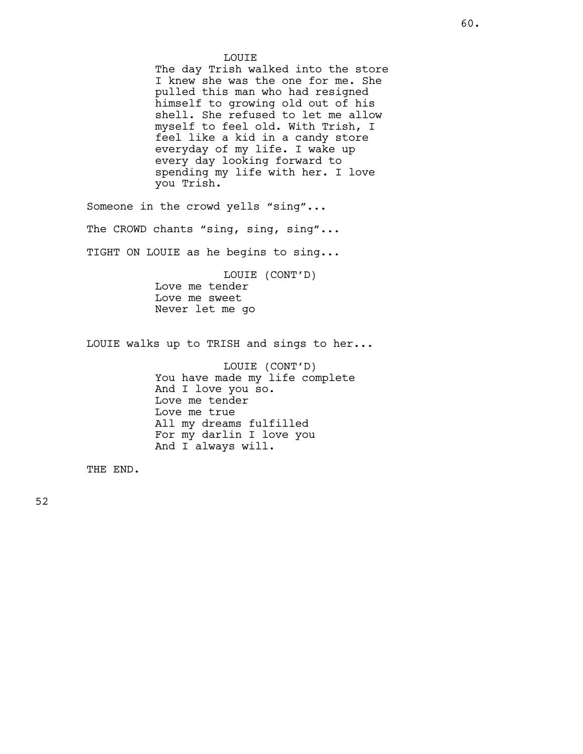LOUIE

The day Trish walked into the store I knew she was the one for me. She pulled this man who had resigned himself to growing old out of his shell. She refused to let me allow myself to feel old. With Trish, I feel like a kid in a candy store everyday of my life. I wake up every day looking forward to spending my life with her. I love you Trish.

Someone in the crowd yells “sing”...

The CROWD chants “sing, sing, sing”...

TIGHT ON LOUIE as he begins to sing...

LOUIE (CONT’D)

Love me tender
Love me sweet
Never let me go

LOUIE walks up to TRISH and sings to her...

LOUIE (CONT’D)

You have made my life complete
And I love you so.
Love me tender
Love me true
All my dreams fulfilled
For my darlin I love you
And I always will.

THE END.

52